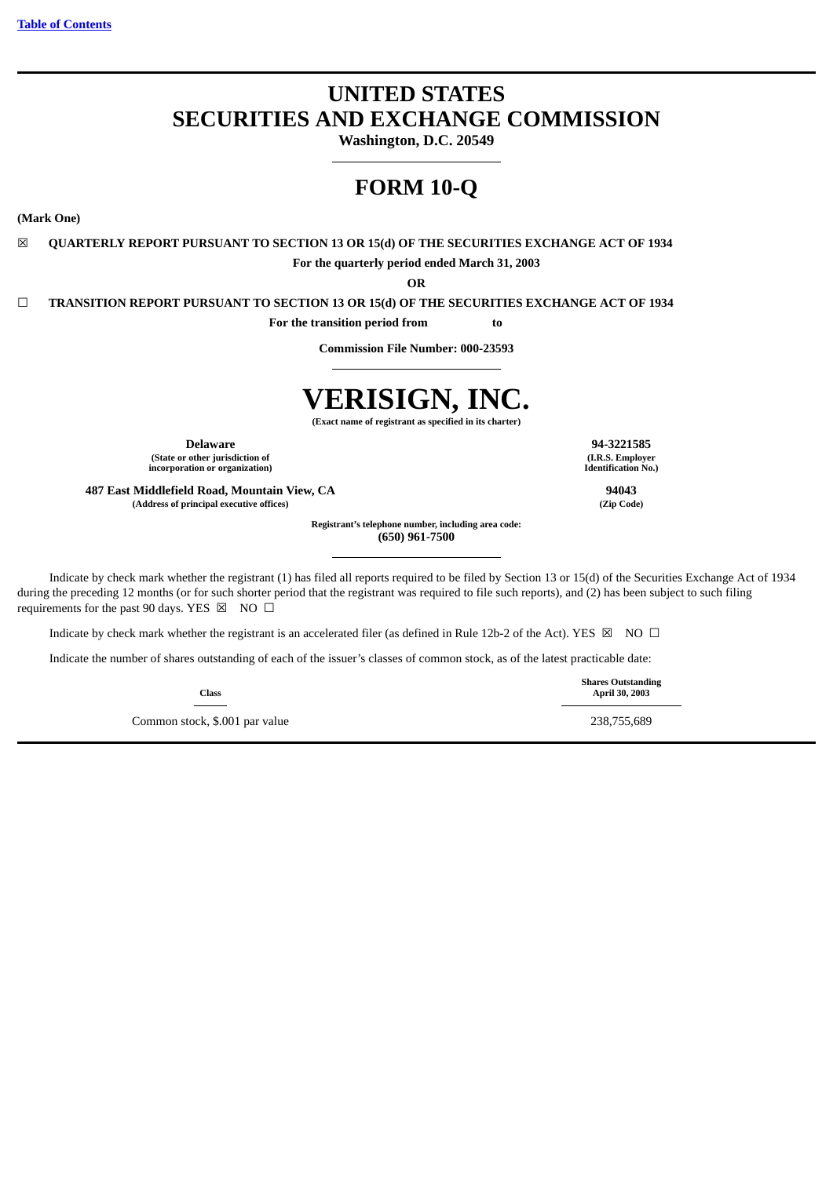[Table of Contents](#)

# UNITED STATES SECURITIES AND EXCHANGE COMMISSION

**Washington, D.C. 20549**

# FORM 10-Q

**(Mark One)**

☒ **QUARTERLY REPORT PURSUANT TO SECTION 13 OR 15(d) OF THE SECURITIES EXCHANGE ACT OF 1934**

**For the quarterly period ended March 31, 2003**

**OR**

☐ **TRANSITION REPORT PURSUANT TO SECTION 13 OR 15(d) OF THE SECURITIES EXCHANGE ACT OF 1934**

**For the transition period from to**

**Commission File Number: 000-23593**

# VERISIGN, INC.

**(Exact name of registrant as specified in its charter)**

| | |
|---|---|
| **Delaware**<br>**(State or other jurisdiction of incorporation or organization)** | **94-3221585**<br>**(I.R.S. Employer Identification No.)** |
| **487 East Middlefield Road, Mountain View, CA**<br>**(Address of principal executive offices)** | **94043**<br>**(Zip Code)** |

**Registrant's telephone number, including area code:**
**(650) 961-7500**

Indicate by check mark whether the registrant (1) has filed all reports required to be filed by Section 13 or 15(d) of the Securities Exchange Act of 1934 during the preceding 12 months (or for such shorter period that the registrant was required to file such reports), and (2) has been subject to such filing requirements for the past 90 days. YES ☒ NO ☐

Indicate by check mark whether the registrant is an accelerated filer (as defined in Rule 12b-2 of the Act). YES ☒ NO ☐

Indicate the number of shares outstanding of each of the issuer's classes of common stock, as of the latest practicable date:

| Class | Shares Outstanding April 30, 2003 |
|---|---|
| Common stock, $.001 par value | 238,755,689 |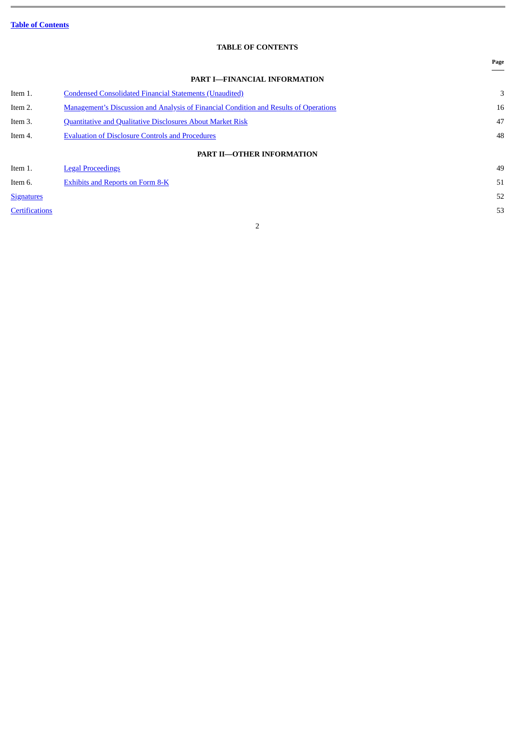**Table of Contents**

## TABLE OF CONTENTS

| | | Page |
|---|---|---|
| | **PART I—FINANCIAL INFORMATION** | |
| Item 1. | Condensed Consolidated Financial Statements (Unaudited) | 3 |
| Item 2. | Management's Discussion and Analysis of Financial Condition and Results of Operations | 16 |
| Item 3. | Quantitative and Qualitative Disclosures About Market Risk | 47 |
| Item 4. | Evaluation of Disclosure Controls and Procedures | 48 |
| | **PART II—OTHER INFORMATION** | |
| Item 1. | Legal Proceedings | 49 |
| Item 6. | Exhibits and Reports on Form 8-K | 51 |
| Signatures | | 52 |
| Certifications | | 53 |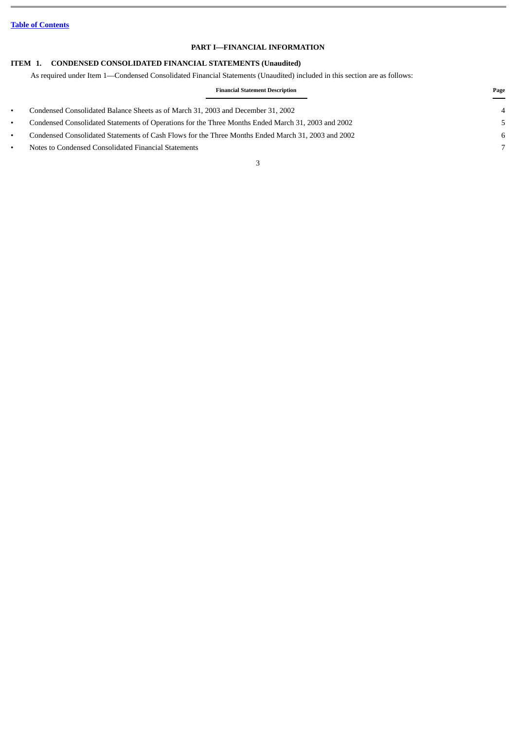[Table of Contents](#)

# PART I—FINANCIAL INFORMATION

## ITEM 1. CONDENSED CONSOLIDATED FINANCIAL STATEMENTS (Unaudited)

As required under Item 1—Condensed Consolidated Financial Statements (Unaudited) included in this section are as follows:

| | Financial Statement Description | Page |
|---|---|---|
| • | Condensed Consolidated Balance Sheets as of March 31, 2003 and December 31, 2002 | 4 |
| • | Condensed Consolidated Statements of Operations for the Three Months Ended March 31, 2003 and 2002 | 5 |
| • | Condensed Consolidated Statements of Cash Flows for the Three Months Ended March 31, 2003 and 2002 | 6 |
| • | Notes to Condensed Consolidated Financial Statements | 7 |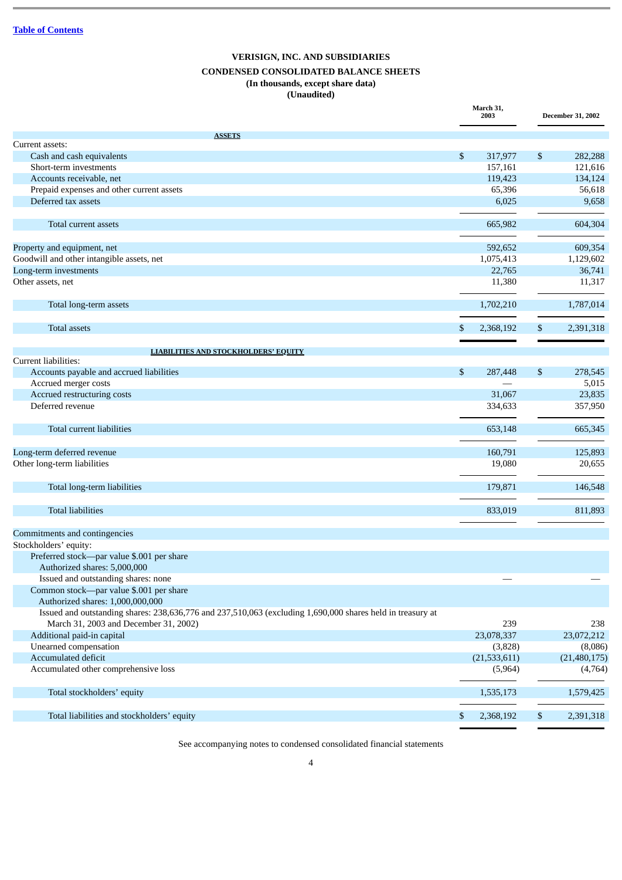Table of Contents

# VERISIGN, INC. AND SUBSIDIARIES

## CONDENSED CONSOLIDATED BALANCE SHEETS

**(In thousands, except share data)**

**(Unaudited)**

| | March 31, 2003 | December 31, 2002 |
|---|---|---|
| **ASSETS** | | |
| Current assets: | | |
| Cash and cash equivalents | $ 317,977 | $ 282,288 |
| Short-term investments | 157,161 | 121,616 |
| Accounts receivable, net | 119,423 | 134,124 |
| Prepaid expenses and other current assets | 65,396 | 56,618 |
| Deferred tax assets | 6,025 | 9,658 |
| Total current assets | 665,982 | 604,304 |
| Property and equipment, net | 592,652 | 609,354 |
| Goodwill and other intangible assets, net | 1,075,413 | 1,129,602 |
| Long-term investments | 22,765 | 36,741 |
| Other assets, net | 11,380 | 11,317 |
| Total long-term assets | 1,702,210 | 1,787,014 |
| Total assets | $ 2,368,192 | $ 2,391,318 |
| **LIABILITIES AND STOCKHOLDERS' EQUITY** | | |
| Current liabilities: | | |
| Accounts payable and accrued liabilities | $ 287,448 | $ 278,545 |
| Accrued merger costs | — | 5,015 |
| Accrued restructuring costs | 31,067 | 23,835 |
| Deferred revenue | 334,633 | 357,950 |
| Total current liabilities | 653,148 | 665,345 |
| Long-term deferred revenue | 160,791 | 125,893 |
| Other long-term liabilities | 19,080 | 20,655 |
| Total long-term liabilities | 179,871 | 146,548 |
| Total liabilities | 833,019 | 811,893 |
| Commitments and contingencies | | |
| Stockholders' equity: | | |
| Preferred stock—par value $.001 per share Authorized shares: 5,000,000 Issued and outstanding shares: none | — | — |
| Common stock—par value $.001 per share Authorized shares: 1,000,000,000 Issued and outstanding shares: 238,636,776 and 237,510,063 (excluding 1,690,000 shares held in treasury at March 31, 2003 and December 31, 2002) | 239 | 238 |
| Additional paid-in capital | 23,078,337 | 23,072,212 |
| Unearned compensation | (3,828) | (8,086) |
| Accumulated deficit | (21,533,611) | (21,480,175) |
| Accumulated other comprehensive loss | (5,964) | (4,764) |
| Total stockholders' equity | 1,535,173 | 1,579,425 |
| Total liabilities and stockholders' equity | $ 2,368,192 | $ 2,391,318 |

See accompanying notes to condensed consolidated financial statements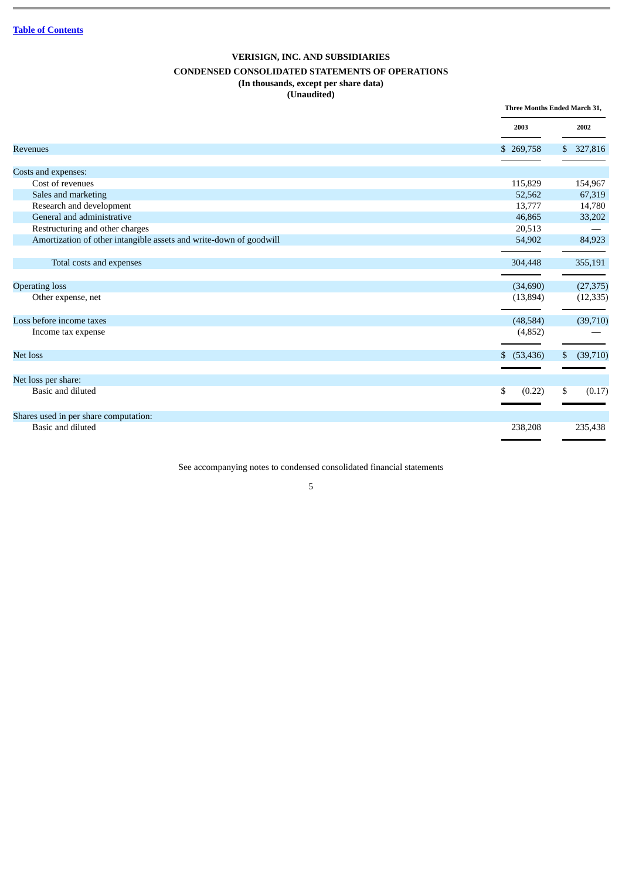[Table of Contents]

# VERISIGN, INC. AND SUBSIDIARIES

## CONDENSED CONSOLIDATED STATEMENTS OF OPERATIONS

**(In thousands, except per share data)**

**(Unaudited)**

| | Three Months Ended March 31, | |
|---|---|---|
| | 2003 | 2002 |
| Revenues | $ 269,758 | $ 327,816 |
| Costs and expenses: | | |
| Cost of revenues | 115,829 | 154,967 |
| Sales and marketing | 52,562 | 67,319 |
| Research and development | 13,777 | 14,780 |
| General and administrative | 46,865 | 33,202 |
| Restructuring and other charges | 20,513 | — |
| Amortization of other intangible assets and write-down of goodwill | 54,902 | 84,923 |
| Total costs and expenses | 304,448 | 355,191 |
| Operating loss | (34,690) | (27,375) |
| Other expense, net | (13,894) | (12,335) |
| Loss before income taxes | (48,584) | (39,710) |
| Income tax expense | (4,852) | — |
| Net loss | $ (53,436) | $ (39,710) |
| Net loss per share: | | |
| Basic and diluted | $ (0.22) | $ (0.17) |
| Shares used in per share computation: | | |
| Basic and diluted | 238,208 | 235,438 |

See accompanying notes to condensed consolidated financial statements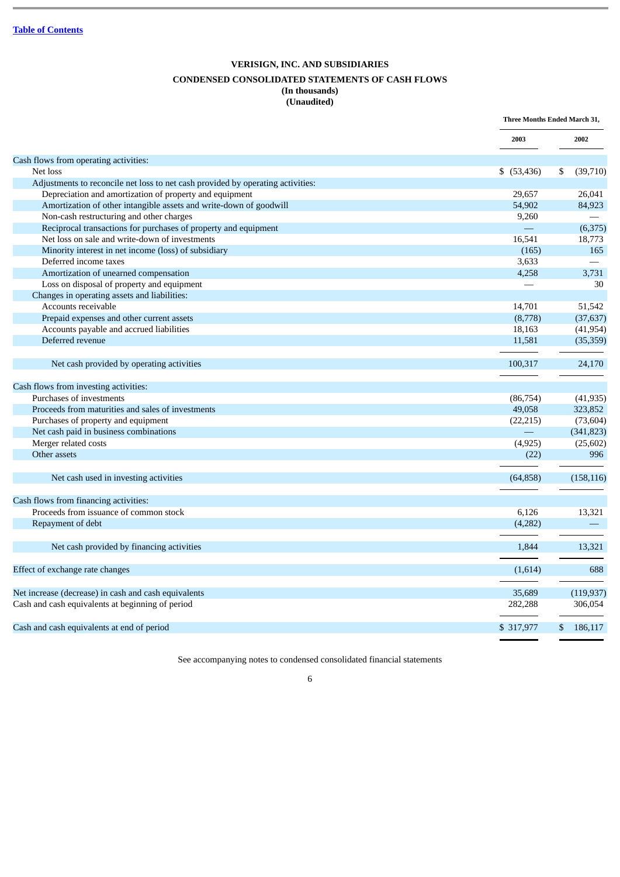Table of Contents

# VERISIGN, INC. AND SUBSIDIARIES

## CONDENSED CONSOLIDATED STATEMENTS OF CASH FLOWS

**(In thousands)**
**(Unaudited)**

| | Three Months Ended March 31, | |
|---|---|---|
| | 2003 | 2002 |
| Cash flows from operating activities: | | |
| Net loss | $ (53,436) | $ (39,710) |
| Adjustments to reconcile net loss to net cash provided by operating activities: | | |
| Depreciation and amortization of property and equipment | 29,657 | 26,041 |
| Amortization of other intangible assets and write-down of goodwill | 54,902 | 84,923 |
| Non-cash restructuring and other charges | 9,260 | — |
| Reciprocal transactions for purchases of property and equipment | — | (6,375) |
| Net loss on sale and write-down of investments | 16,541 | 18,773 |
| Minority interest in net income (loss) of subsidiary | (165) | 165 |
| Deferred income taxes | 3,633 | — |
| Amortization of unearned compensation | 4,258 | 3,731 |
| Loss on disposal of property and equipment | — | 30 |
| Changes in operating assets and liabilities: | | |
| Accounts receivable | 14,701 | 51,542 |
| Prepaid expenses and other current assets | (8,778) | (37,637) |
| Accounts payable and accrued liabilities | 18,163 | (41,954) |
| Deferred revenue | 11,581 | (35,359) |
| Net cash provided by operating activities | 100,317 | 24,170 |
| Cash flows from investing activities: | | |
| Purchases of investments | (86,754) | (41,935) |
| Proceeds from maturities and sales of investments | 49,058 | 323,852 |
| Purchases of property and equipment | (22,215) | (73,604) |
| Net cash paid in business combinations | — | (341,823) |
| Merger related costs | (4,925) | (25,602) |
| Other assets | (22) | 996 |
| Net cash used in investing activities | (64,858) | (158,116) |
| Cash flows from financing activities: | | |
| Proceeds from issuance of common stock | 6,126 | 13,321 |
| Repayment of debt | (4,282) | — |
| Net cash provided by financing activities | 1,844 | 13,321 |
| Effect of exchange rate changes | (1,614) | 688 |
| Net increase (decrease) in cash and cash equivalents | 35,689 | (119,937) |
| Cash and cash equivalents at beginning of period | 282,288 | 306,054 |
| Cash and cash equivalents at end of period | $ 317,977 | $ 186,117 |

See accompanying notes to condensed consolidated financial statements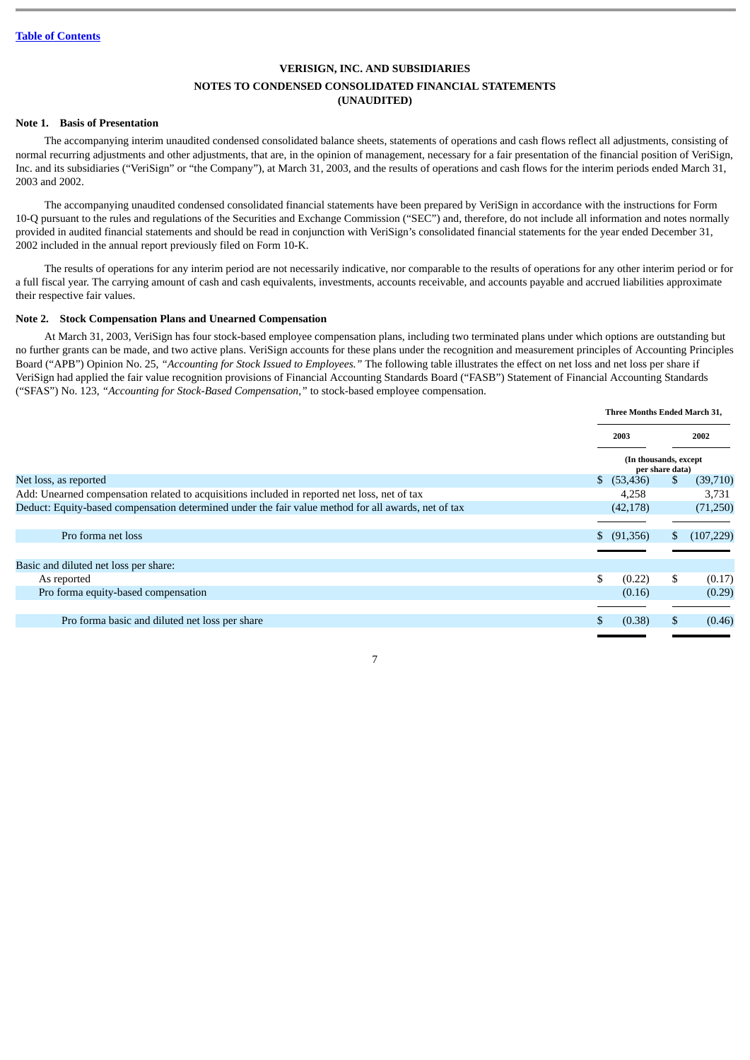[Table of Contents](#)

# VERISIGN, INC. AND SUBSIDIARIES

## NOTES TO CONDENSED CONSOLIDATED FINANCIAL STATEMENTS (UNAUDITED)

### Note 1. Basis of Presentation

The accompanying interim unaudited condensed consolidated balance sheets, statements of operations and cash flows reflect all adjustments, consisting of normal recurring adjustments and other adjustments, that are, in the opinion of management, necessary for a fair presentation of the financial position of VeriSign, Inc. and its subsidiaries ("VeriSign" or "the Company"), at March 31, 2003, and the results of operations and cash flows for the interim periods ended March 31, 2003 and 2002.

The accompanying unaudited condensed consolidated financial statements have been prepared by VeriSign in accordance with the instructions for Form 10-Q pursuant to the rules and regulations of the Securities and Exchange Commission ("SEC") and, therefore, do not include all information and notes normally provided in audited financial statements and should be read in conjunction with VeriSign's consolidated financial statements for the year ended December 31, 2002 included in the annual report previously filed on Form 10-K.

The results of operations for any interim period are not necessarily indicative, nor comparable to the results of operations for any other interim period or for a full fiscal year. The carrying amount of cash and cash equivalents, investments, accounts receivable, and accounts payable and accrued liabilities approximate their respective fair values.

### Note 2. Stock Compensation Plans and Unearned Compensation

At March 31, 2003, VeriSign has four stock-based employee compensation plans, including two terminated plans under which options are outstanding but no further grants can be made, and two active plans. VeriSign accounts for these plans under the recognition and measurement principles of Accounting Principles Board ("APB") Opinion No. 25, *"Accounting for Stock Issued to Employees."* The following table illustrates the effect on net loss and net loss per share if VeriSign had applied the fair value recognition provisions of Financial Accounting Standards Board ("FASB") Statement of Financial Accounting Standards ("SFAS") No. 123, *"Accounting for Stock-Based Compensation,"* to stock-based employee compensation.

| | Three Months Ended March 31, | |
|---|---|---|
| | 2003 | 2002 |
| | (In thousands, except per share data) | |
| Net loss, as reported | $ (53,436) | $ (39,710) |
| Add: Unearned compensation related to acquisitions included in reported net loss, net of tax | 4,258 | 3,731 |
| Deduct: Equity-based compensation determined under the fair value method for all awards, net of tax | (42,178) | (71,250) |
| Pro forma net loss | $ (91,356) | $ (107,229) |
| Basic and diluted net loss per share: | | |
| As reported | $ (0.22) | $ (0.17) |
| Pro forma equity-based compensation | (0.16) | (0.29) |
| Pro forma basic and diluted net loss per share | $ (0.38) | $ (0.46) |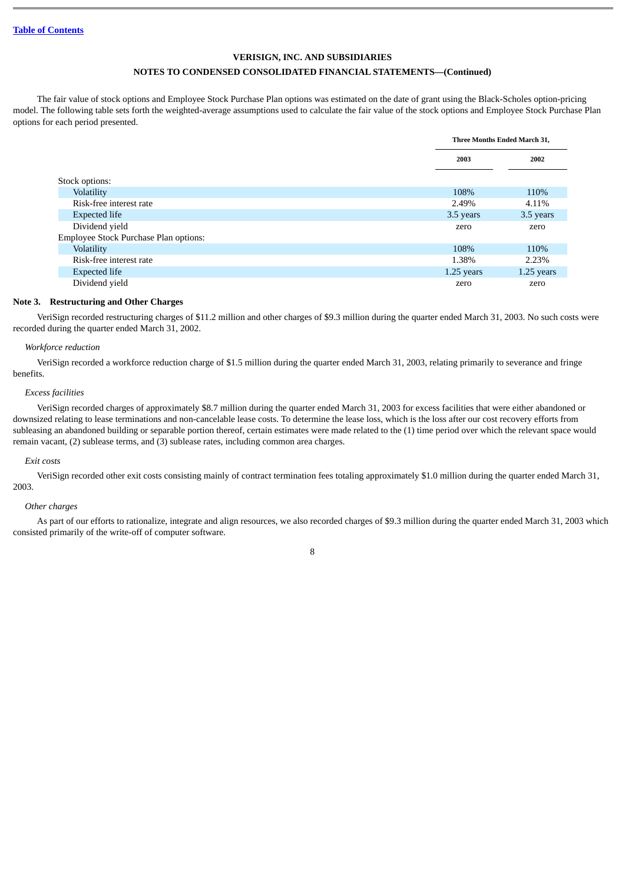[Table of Contents](#)

**VERISIGN, INC. AND SUBSIDIARIES**

**NOTES TO CONDENSED CONSOLIDATED FINANCIAL STATEMENTS—(Continued)**

The fair value of stock options and Employee Stock Purchase Plan options was estimated on the date of grant using the Black-Scholes option-pricing model. The following table sets forth the weighted-average assumptions used to calculate the fair value of the stock options and Employee Stock Purchase Plan options for each period presented.

| | Three Months Ended March 31, | |
|---|---|---|
| | 2003 | 2002 |
| Stock options: | | |
| Volatility | 108% | 110% |
| Risk-free interest rate | 2.49% | 4.11% |
| Expected life | 3.5 years | 3.5 years |
| Dividend yield | zero | zero |
| Employee Stock Purchase Plan options: | | |
| Volatility | 108% | 110% |
| Risk-free interest rate | 1.38% | 2.23% |
| Expected life | 1.25 years | 1.25 years |
| Dividend yield | zero | zero |

**Note 3. Restructuring and Other Charges**

VeriSign recorded restructuring charges of $11.2 million and other charges of $9.3 million during the quarter ended March 31, 2003. No such costs were recorded during the quarter ended March 31, 2002.

*Workforce reduction*

VeriSign recorded a workforce reduction charge of $1.5 million during the quarter ended March 31, 2003, relating primarily to severance and fringe benefits.

*Excess facilities*

VeriSign recorded charges of approximately $8.7 million during the quarter ended March 31, 2003 for excess facilities that were either abandoned or downsized relating to lease terminations and non-cancelable lease costs. To determine the lease loss, which is the loss after our cost recovery efforts from subleasing an abandoned building or separable portion thereof, certain estimates were made related to the (1) time period over which the relevant space would remain vacant, (2) sublease terms, and (3) sublease rates, including common area charges.

*Exit costs*

VeriSign recorded other exit costs consisting mainly of contract termination fees totaling approximately $1.0 million during the quarter ended March 31, 2003.

*Other charges*

As part of our efforts to rationalize, integrate and align resources, we also recorded charges of $9.3 million during the quarter ended March 31, 2003 which consisted primarily of the write-off of computer software.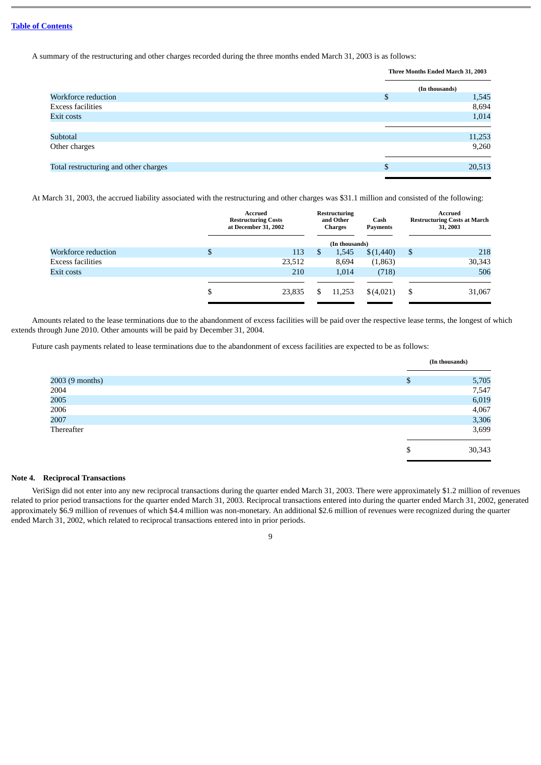[Table of Contents](#)

A summary of the restructuring and other charges recorded during the three months ended March 31, 2003 is as follows:

| | Three Months Ended March 31, 2003 |
|---|---|
| | (In thousands) |
| Workforce reduction | $ 1,545 |
| Excess facilities | 8,694 |
| Exit costs | 1,014 |
| Subtotal | 11,253 |
| Other charges | 9,260 |
| Total restructuring and other charges | $ 20,513 |

At March 31, 2003, the accrued liability associated with the restructuring and other charges was $31.1 million and consisted of the following:

| | Accrued Restructuring Costs at December 31, 2002 | Restructuring and Other Charges | Cash Payments | Accrued Restructuring Costs at March 31, 2003 |
|---|---|---|---|---|
| | (In thousands) | | | |
| Workforce reduction | $ 113 | $ 1,545 | $ (1,440) | $ 218 |
| Excess facilities | 23,512 | 8,694 | (1,863) | 30,343 |
| Exit costs | 210 | 1,014 | (718) | 506 |
| | $ 23,835 | $ 11,253 | $ (4,021) | $ 31,067 |

Amounts related to the lease terminations due to the abandonment of excess facilities will be paid over the respective lease terms, the longest of which extends through June 2010. Other amounts will be paid by December 31, 2004.

Future cash payments related to lease terminations due to the abandonment of excess facilities are expected to be as follows:

| | (In thousands) |
|---|---|
| 2003 (9 months) | $ 5,705 |
| 2004 | 7,547 |
| 2005 | 6,019 |
| 2006 | 4,067 |
| 2007 | 3,306 |
| Thereafter | 3,699 |
| | $ 30,343 |

**Note 4. Reciprocal Transactions**

VeriSign did not enter into any new reciprocal transactions during the quarter ended March 31, 2003. There were approximately $1.2 million of revenues related to prior period transactions for the quarter ended March 31, 2003. Reciprocal transactions entered into during the quarter ended March 31, 2002, generated approximately $6.9 million of revenues of which $4.4 million was non-monetary. An additional $2.6 million of revenues were recognized during the quarter ended March 31, 2002, which related to reciprocal transactions entered into in prior periods.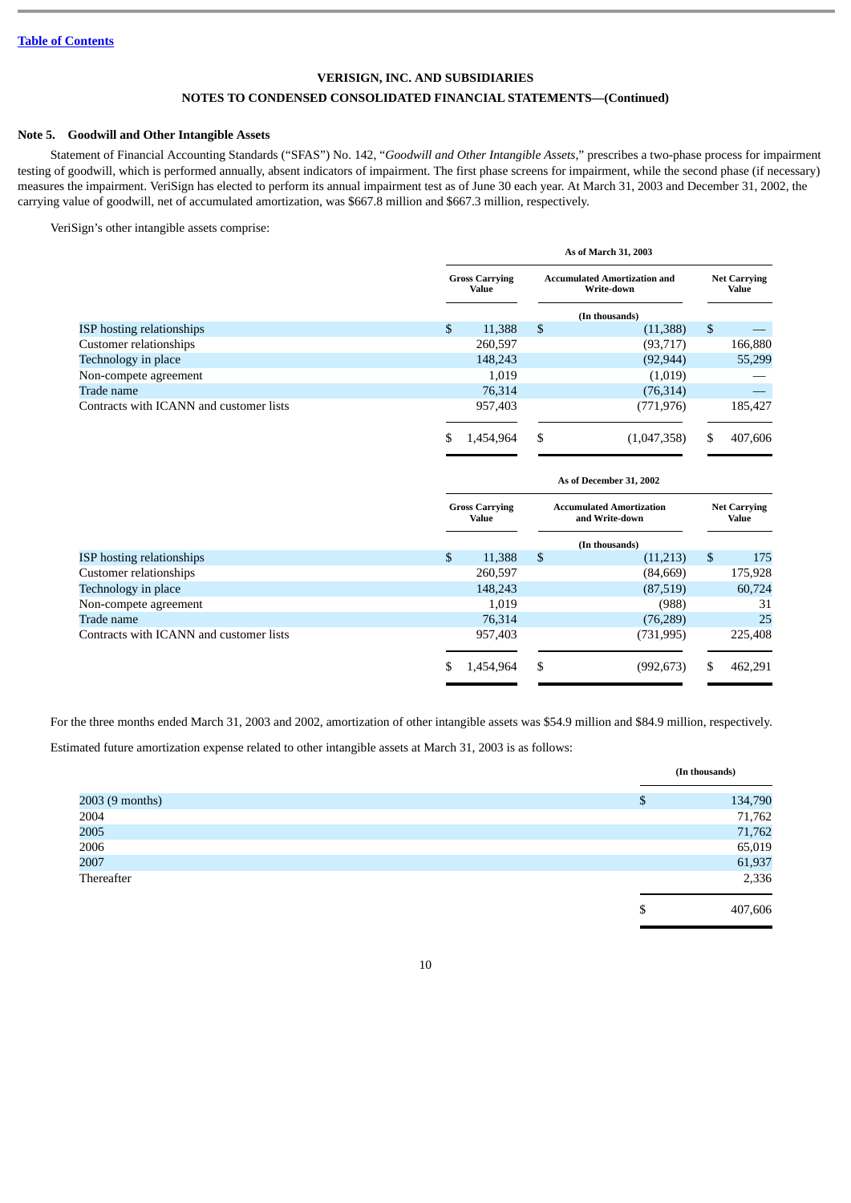VERISIGN, INC. AND SUBSIDIARIES

NOTES TO CONDENSED CONSOLIDATED FINANCIAL STATEMENTS—(Continued)

**Note 5. Goodwill and Other Intangible Assets**

Statement of Financial Accounting Standards ("SFAS") No. 142, "*Goodwill and Other Intangible Assets*," prescribes a two-phase process for impairment testing of goodwill, which is performed annually, absent indicators of impairment. The first phase screens for impairment, while the second phase (if necessary) measures the impairment. VeriSign has elected to perform its annual impairment test as of June 30 each year. At March 31, 2003 and December 31, 2002, the carrying value of goodwill, net of accumulated amortization, was $667.8 million and $667.3 million, respectively.

VeriSign's other intangible assets comprise:

| | As of March 31, 2003 | | |
|---|---|---|---|
| | Gross Carrying Value | Accumulated Amortization and Write-down | Net Carrying Value |
| | (In thousands) | | |
| ISP hosting relationships | $ 11,388 | $ (11,388) | $ — |
| Customer relationships | 260,597 | (93,717) | 166,880 |
| Technology in place | 148,243 | (92,944) | 55,299 |
| Non-compete agreement | 1,019 | (1,019) | — |
| Trade name | 76,314 | (76,314) | — |
| Contracts with ICANN and customer lists | 957,403 | (771,976) | 185,427 |
| | $ 1,454,964 | $ (1,047,358) | $ 407,606 |

| | As of December 31, 2002 | | |
|---|---|---|---|
| | Gross Carrying Value | Accumulated Amortization and Write-down | Net Carrying Value |
| | (In thousands) | | |
| ISP hosting relationships | $ 11,388 | $ (11,213) | $ 175 |
| Customer relationships | 260,597 | (84,669) | 175,928 |
| Technology in place | 148,243 | (87,519) | 60,724 |
| Non-compete agreement | 1,019 | (988) | 31 |
| Trade name | 76,314 | (76,289) | 25 |
| Contracts with ICANN and customer lists | 957,403 | (731,995) | 225,408 |
| | $ 1,454,964 | $ (992,673) | $ 462,291 |

For the three months ended March 31, 2003 and 2002, amortization of other intangible assets was $54.9 million and $84.9 million, respectively.

Estimated future amortization expense related to other intangible assets at March 31, 2003 is as follows:

| | (In thousands) |
|---|---|
| 2003 (9 months) | $ 134,790 |
| 2004 | 71,762 |
| 2005 | 71,762 |
| 2006 | 65,019 |
| 2007 | 61,937 |
| Thereafter | 2,336 |
| | $ 407,606 |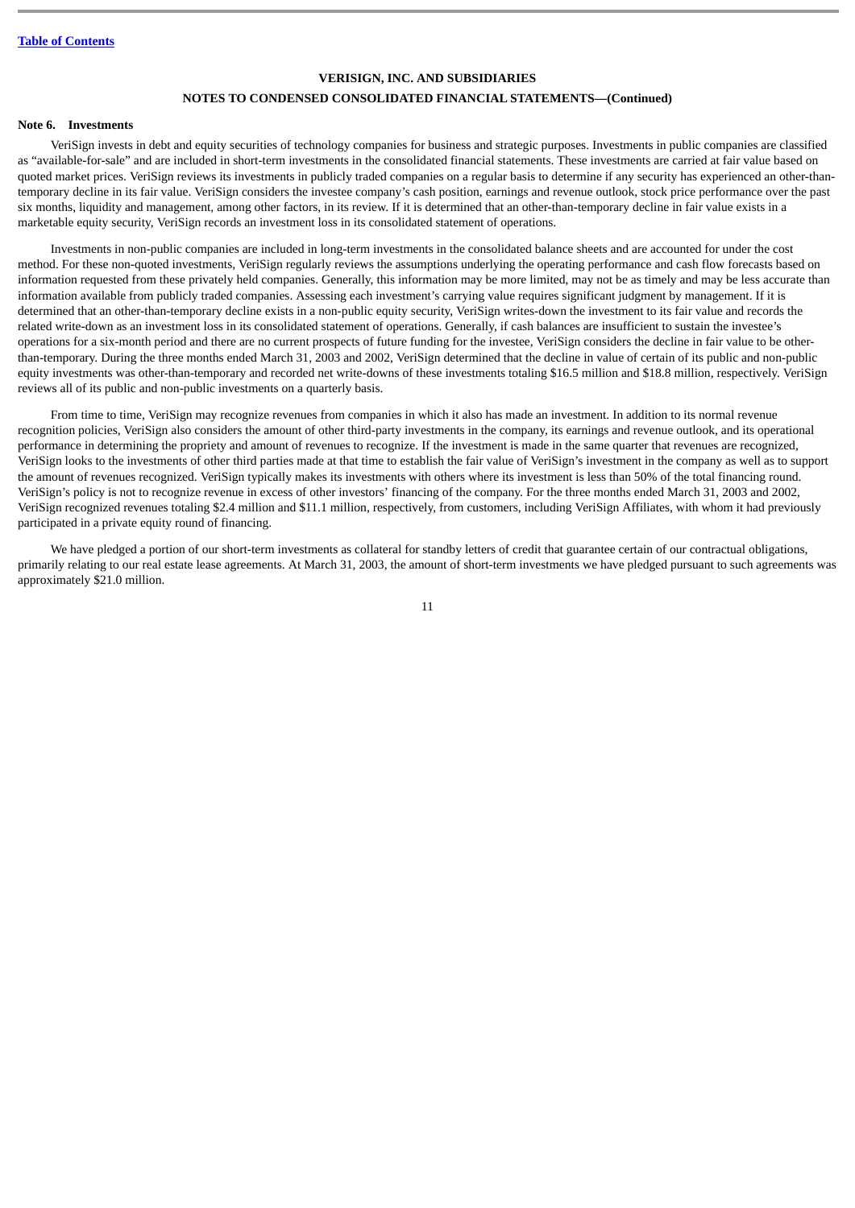# VERISIGN, INC. AND SUBSIDIARIES

## NOTES TO CONDENSED CONSOLIDATED FINANCIAL STATEMENTS—(Continued)

**Note 6. Investments**

VeriSign invests in debt and equity securities of technology companies for business and strategic purposes. Investments in public companies are classified as "available-for-sale" and are included in short-term investments in the consolidated financial statements. These investments are carried at fair value based on quoted market prices. VeriSign reviews its investments in publicly traded companies on a regular basis to determine if any security has experienced an other-than-temporary decline in its fair value. VeriSign considers the investee company's cash position, earnings and revenue outlook, stock price performance over the past six months, liquidity and management, among other factors, in its review. If it is determined that an other-than-temporary decline in fair value exists in a marketable equity security, VeriSign records an investment loss in its consolidated statement of operations.

Investments in non-public companies are included in long-term investments in the consolidated balance sheets and are accounted for under the cost method. For these non-quoted investments, VeriSign regularly reviews the assumptions underlying the operating performance and cash flow forecasts based on information requested from these privately held companies. Generally, this information may be more limited, may not be as timely and may be less accurate than information available from publicly traded companies. Assessing each investment's carrying value requires significant judgment by management. If it is determined that an other-than-temporary decline exists in a non-public equity security, VeriSign writes-down the investment to its fair value and records the related write-down as an investment loss in its consolidated statement of operations. Generally, if cash balances are insufficient to sustain the investee's operations for a six-month period and there are no current prospects of future funding for the investee, VeriSign considers the decline in fair value to be other-than-temporary. During the three months ended March 31, 2003 and 2002, VeriSign determined that the decline in value of certain of its public and non-public equity investments was other-than-temporary and recorded net write-downs of these investments totaling $16.5 million and $18.8 million, respectively. VeriSign reviews all of its public and non-public investments on a quarterly basis.

From time to time, VeriSign may recognize revenues from companies in which it also has made an investment. In addition to its normal revenue recognition policies, VeriSign also considers the amount of other third-party investments in the company, its earnings and revenue outlook, and its operational performance in determining the propriety and amount of revenues to recognize. If the investment is made in the same quarter that revenues are recognized, VeriSign looks to the investments of other third parties made at that time to establish the fair value of VeriSign's investment in the company as well as to support the amount of revenues recognized. VeriSign typically makes its investments with others where its investment is less than 50% of the total financing round. VeriSign's policy is not to recognize revenue in excess of other investors' financing of the company. For the three months ended March 31, 2003 and 2002, VeriSign recognized revenues totaling $2.4 million and $11.1 million, respectively, from customers, including VeriSign Affiliates, with whom it had previously participated in a private equity round of financing.

We have pledged a portion of our short-term investments as collateral for standby letters of credit that guarantee certain of our contractual obligations, primarily relating to our real estate lease agreements. At March 31, 2003, the amount of short-term investments we have pledged pursuant to such agreements was approximately $21.0 million.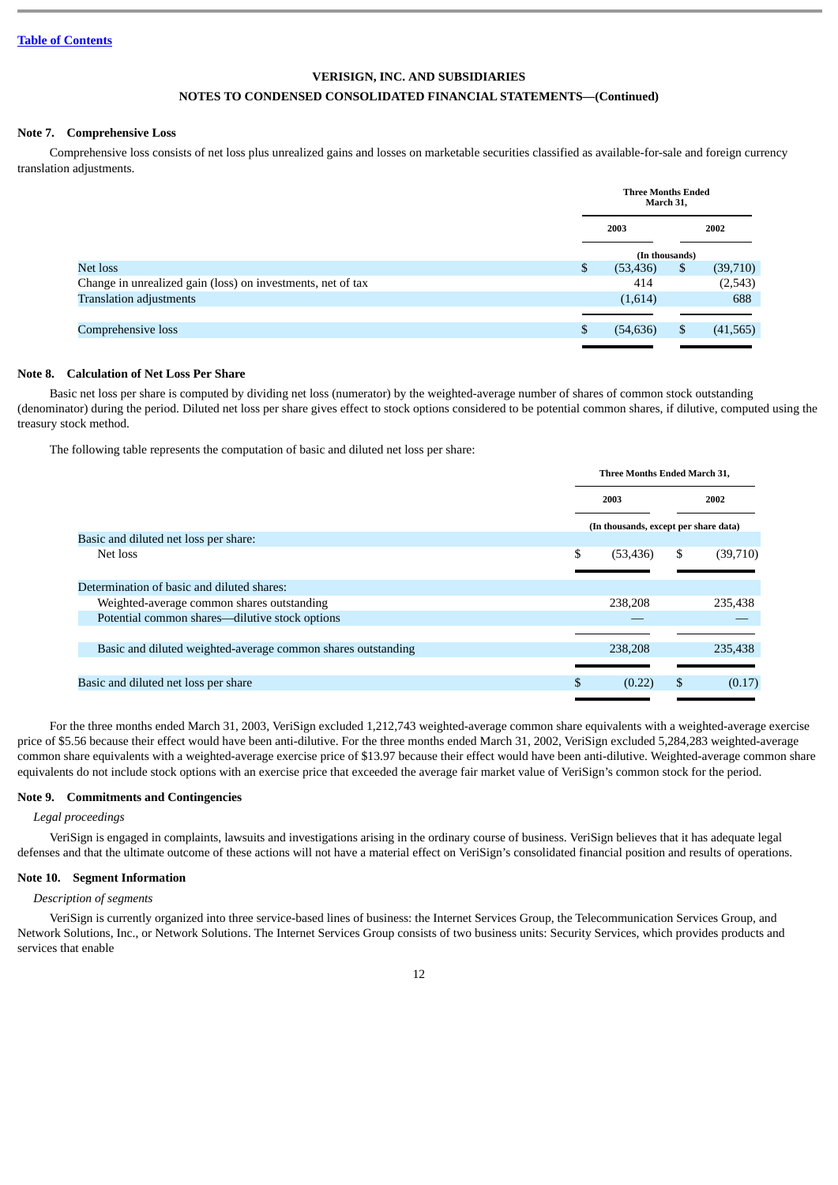[Table of Contents](#)

**VERISIGN, INC. AND SUBSIDIARIES**

**NOTES TO CONDENSED CONSOLIDATED FINANCIAL STATEMENTS—(Continued)**

### Note 7. Comprehensive Loss

Comprehensive loss consists of net loss plus unrealized gains and losses on marketable securities classified as available-for-sale and foreign currency translation adjustments.

| | Three Months Ended March 31, | |
|---|---|---|
| | 2003 | 2002 |
| | (In thousands) | |
| Net loss | $ (53,436) | $ (39,710) |
| Change in unrealized gain (loss) on investments, net of tax | 414 | (2,543) |
| Translation adjustments | (1,614) | 688 |
| Comprehensive loss | $ (54,636) | $ (41,565) |

### Note 8. Calculation of Net Loss Per Share

Basic net loss per share is computed by dividing net loss (numerator) by the weighted-average number of shares of common stock outstanding (denominator) during the period. Diluted net loss per share gives effect to stock options considered to be potential common shares, if dilutive, computed using the treasury stock method.

The following table represents the computation of basic and diluted net loss per share:

| | Three Months Ended March 31, | |
|---|---|---|
| | 2003 | 2002 |
| | (In thousands, except per share data) | |
| Basic and diluted net loss per share: | | |
| Net loss | $ (53,436) | $ (39,710) |
| Determination of basic and diluted shares: | | |
| Weighted-average common shares outstanding | 238,208 | 235,438 |
| Potential common shares—dilutive stock options | — | — |
| Basic and diluted weighted-average common shares outstanding | 238,208 | 235,438 |
| Basic and diluted net loss per share | $ (0.22) | $ (0.17) |

For the three months ended March 31, 2003, VeriSign excluded 1,212,743 weighted-average common share equivalents with a weighted-average exercise price of $5.56 because their effect would have been anti-dilutive. For the three months ended March 31, 2002, VeriSign excluded 5,284,283 weighted-average common share equivalents with a weighted-average exercise price of $13.97 because their effect would have been anti-dilutive. Weighted-average common share equivalents do not include stock options with an exercise price that exceeded the average fair market value of VeriSign's common stock for the period.

### Note 9. Commitments and Contingencies

*Legal proceedings*

VeriSign is engaged in complaints, lawsuits and investigations arising in the ordinary course of business. VeriSign believes that it has adequate legal defenses and that the ultimate outcome of these actions will not have a material effect on VeriSign's consolidated financial position and results of operations.

### Note 10. Segment Information

*Description of segments*

VeriSign is currently organized into three service-based lines of business: the Internet Services Group, the Telecommunication Services Group, and Network Solutions, Inc., or Network Solutions. The Internet Services Group consists of two business units: Security Services, which provides products and services that enable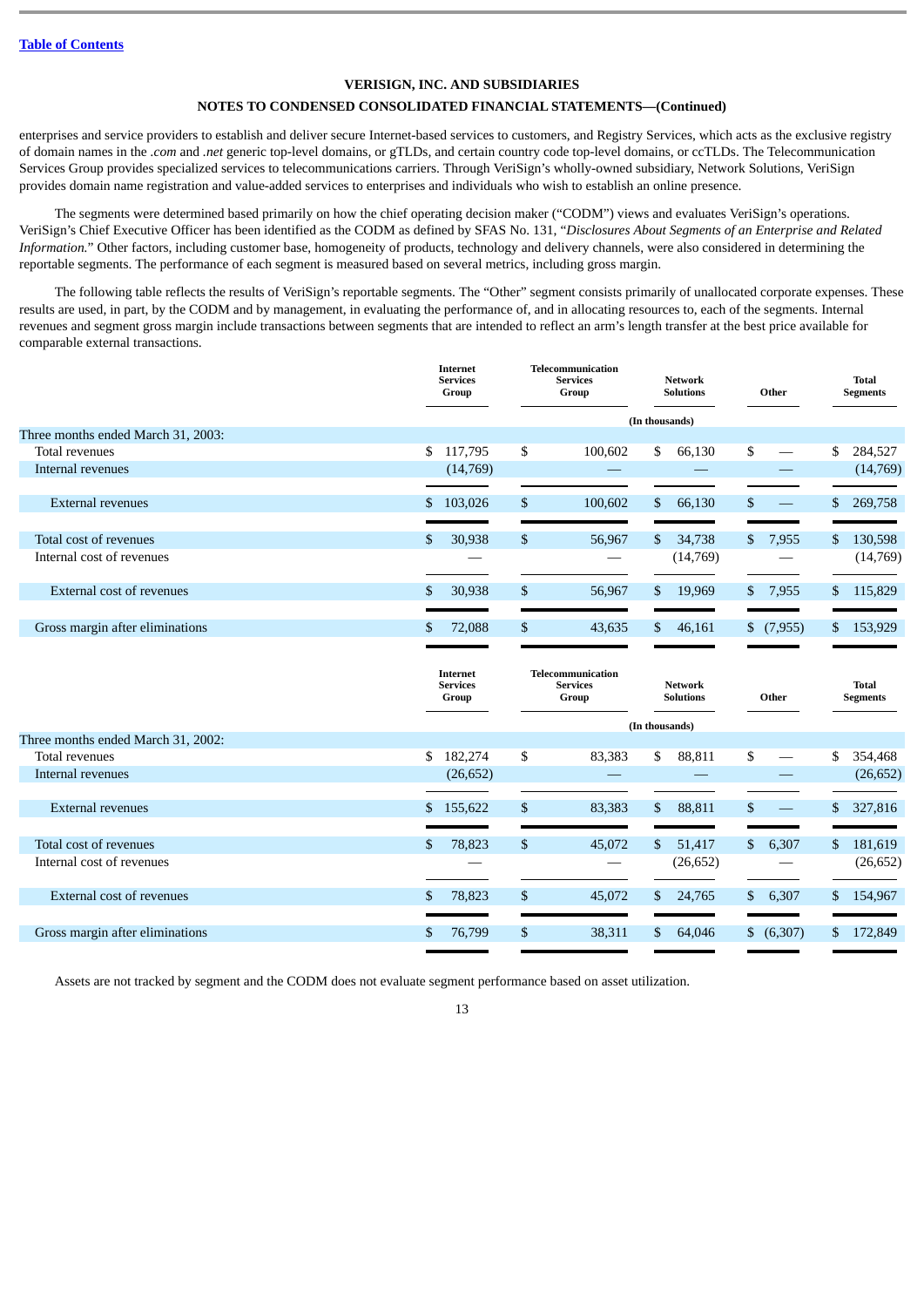[Table of Contents](#)

**VERISIGN, INC. AND SUBSIDIARIES**

**NOTES TO CONDENSED CONSOLIDATED FINANCIAL STATEMENTS—(Continued)**

enterprises and service providers to establish and deliver secure Internet-based services to customers, and Registry Services, which acts as the exclusive registry of domain names in the *.com* and *.net* generic top-level domains, or gTLDs, and certain country code top-level domains, or ccTLDs. The Telecommunication Services Group provides specialized services to telecommunications carriers. Through VeriSign's wholly-owned subsidiary, Network Solutions, VeriSign provides domain name registration and value-added services to enterprises and individuals who wish to establish an online presence.

The segments were determined based primarily on how the chief operating decision maker ("CODM") views and evaluates VeriSign's operations. VeriSign's Chief Executive Officer has been identified as the CODM as defined by SFAS No. 131, "*Disclosures About Segments of an Enterprise and Related Information.*" Other factors, including customer base, homogeneity of products, technology and delivery channels, were also considered in determining the reportable segments. The performance of each segment is measured based on several metrics, including gross margin.

The following table reflects the results of VeriSign's reportable segments. The "Other" segment consists primarily of unallocated corporate expenses. These results are used, in part, by the CODM and by management, in evaluating the performance of, and in allocating resources to, each of the segments. Internal revenues and segment gross margin include transactions between segments that are intended to reflect an arm's length transfer at the best price available for comparable external transactions.

| | Internet Services Group | Telecommunication Services Group | Network Solutions | Other | Total Segments |
|---|---|---|---|---|---|
| | | | (In thousands) | | |
| Three months ended March 31, 2003: | | | | | |
| Total revenues | $ 117,795 | $ 100,602 | $ 66,130 | $ — | $ 284,527 |
| Internal revenues | (14,769) | — | — | — | (14,769) |
| External revenues | $ 103,026 | $ 100,602 | $ 66,130 | $ — | $ 269,758 |
| Total cost of revenues | $ 30,938 | $ 56,967 | $ 34,738 | $ 7,955 | $ 130,598 |
| Internal cost of revenues | — | — | (14,769) | — | (14,769) |
| External cost of revenues | $ 30,938 | $ 56,967 | $ 19,969 | $ 7,955 | $ 115,829 |
| Gross margin after eliminations | $ 72,088 | $ 43,635 | $ 46,161 | $ (7,955) | $ 153,929 |

| | Internet Services Group | Telecommunication Services Group | Network Solutions | Other | Total Segments |
|---|---|---|---|---|---|
| | | | (In thousands) | | |
| Three months ended March 31, 2002: | | | | | |
| Total revenues | $ 182,274 | $ 83,383 | $ 88,811 | $ — | $ 354,468 |
| Internal revenues | (26,652) | — | — | — | (26,652) |
| External revenues | $ 155,622 | $ 83,383 | $ 88,811 | $ — | $ 327,816 |
| Total cost of revenues | $ 78,823 | $ 45,072 | $ 51,417 | $ 6,307 | $ 181,619 |
| Internal cost of revenues | — | — | (26,652) | — | (26,652) |
| External cost of revenues | $ 78,823 | $ 45,072 | $ 24,765 | $ 6,307 | $ 154,967 |
| Gross margin after eliminations | $ 76,799 | $ 38,311 | $ 64,046 | $ (6,307) | $ 172,849 |

Assets are not tracked by segment and the CODM does not evaluate segment performance based on asset utilization.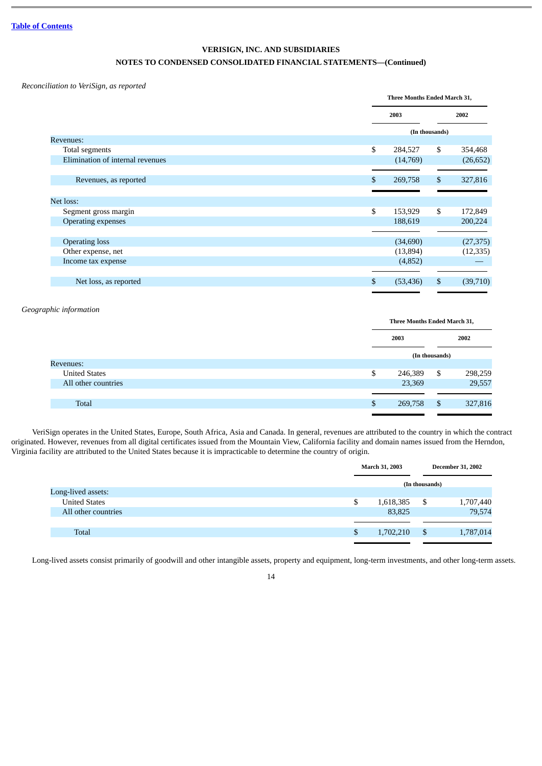[Table of Contents](#)

**VERISIGN, INC. AND SUBSIDIARIES**

**NOTES TO CONDENSED CONSOLIDATED FINANCIAL STATEMENTS—(Continued)**

*Reconciliation to VeriSign, as reported*

| | Three Months Ended March 31, | |
|---|---|---|
| | 2003 | 2002 |
| | (In thousands) | |
| Revenues: | | |
| Total segments | $ 284,527 | $ 354,468 |
| Elimination of internal revenues | (14,769) | (26,652) |
| Revenues, as reported | $ 269,758 | $ 327,816 |
| Net loss: | | |
| Segment gross margin | $ 153,929 | $ 172,849 |
| Operating expenses | 188,619 | 200,224 |
| Operating loss | (34,690) | (27,375) |
| Other expense, net | (13,894) | (12,335) |
| Income tax expense | (4,852) | — |
| Net loss, as reported | $ (53,436) | $ (39,710) |

*Geographic information*

| | Three Months Ended March 31, | |
|---|---|---|
| | 2003 | 2002 |
| | (In thousands) | |
| Revenues: | | |
| United States | $ 246,389 | $ 298,259 |
| All other countries | 23,369 | 29,557 |
| Total | $ 269,758 | $ 327,816 |

VeriSign operates in the United States, Europe, South Africa, Asia and Canada. In general, revenues are attributed to the country in which the contract originated. However, revenues from all digital certificates issued from the Mountain View, California facility and domain names issued from the Herndon, Virginia facility are attributed to the United States because it is impracticable to determine the country of origin.

| | March 31, 2003 | December 31, 2002 |
|---|---|---|
| | (In thousands) | |
| Long-lived assets: | | |
| United States | $ 1,618,385 | $ 1,707,440 |
| All other countries | 83,825 | 79,574 |
| Total | $ 1,702,210 | $ 1,787,014 |

Long-lived assets consist primarily of goodwill and other intangible assets, property and equipment, long-term investments, and other long-term assets.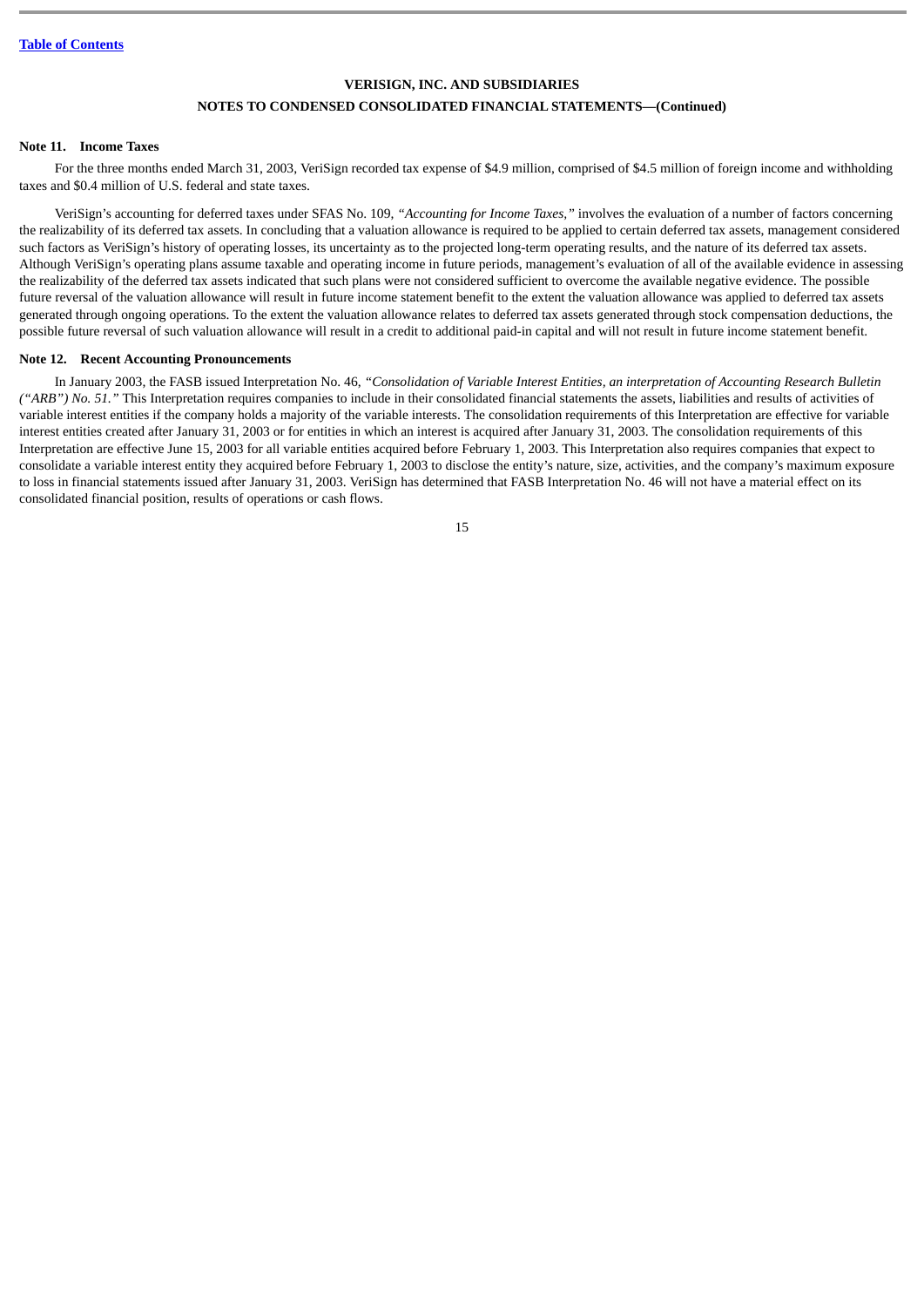**VERISIGN, INC. AND SUBSIDIARIES**

**NOTES TO CONDENSED CONSOLIDATED FINANCIAL STATEMENTS—(Continued)**

### Note 11. Income Taxes

For the three months ended March 31, 2003, VeriSign recorded tax expense of $4.9 million, comprised of $4.5 million of foreign income and withholding taxes and $0.4 million of U.S. federal and state taxes.

VeriSign's accounting for deferred taxes under SFAS No. 109, *"Accounting for Income Taxes,"* involves the evaluation of a number of factors concerning the realizability of its deferred tax assets. In concluding that a valuation allowance is required to be applied to certain deferred tax assets, management considered such factors as VeriSign's history of operating losses, its uncertainty as to the projected long-term operating results, and the nature of its deferred tax assets. Although VeriSign's operating plans assume taxable and operating income in future periods, management's evaluation of all of the available evidence in assessing the realizability of the deferred tax assets indicated that such plans were not considered sufficient to overcome the available negative evidence. The possible future reversal of the valuation allowance will result in future income statement benefit to the extent the valuation allowance was applied to deferred tax assets generated through ongoing operations. To the extent the valuation allowance relates to deferred tax assets generated through stock compensation deductions, the possible future reversal of such valuation allowance will result in a credit to additional paid-in capital and will not result in future income statement benefit.

### Note 12. Recent Accounting Pronouncements

In January 2003, the FASB issued Interpretation No. 46, *"Consolidation of Variable Interest Entities, an interpretation of Accounting Research Bulletin ("ARB") No. 51."* This Interpretation requires companies to include in their consolidated financial statements the assets, liabilities and results of activities of variable interest entities if the company holds a majority of the variable interests. The consolidation requirements of this Interpretation are effective for variable interest entities created after January 31, 2003 or for entities in which an interest is acquired after January 31, 2003. The consolidation requirements of this Interpretation are effective June 15, 2003 for all variable entities acquired before February 1, 2003. This Interpretation also requires companies that expect to consolidate a variable interest entity they acquired before February 1, 2003 to disclose the entity's nature, size, activities, and the company's maximum exposure to loss in financial statements issued after January 31, 2003. VeriSign has determined that FASB Interpretation No. 46 will not have a material effect on its consolidated financial position, results of operations or cash flows.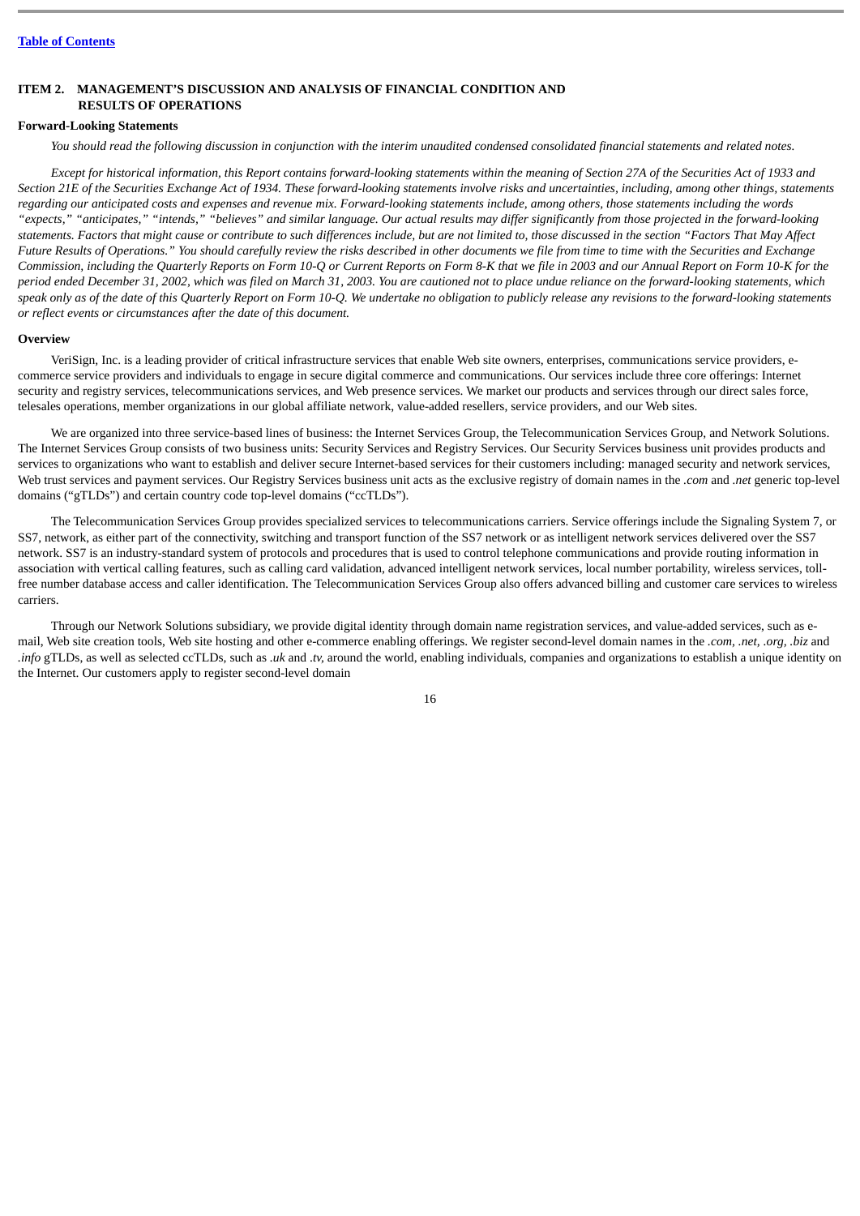## ITEM 2. MANAGEMENT'S DISCUSSION AND ANALYSIS OF FINANCIAL CONDITION AND RESULTS OF OPERATIONS

**Forward-Looking Statements**

*You should read the following discussion in conjunction with the interim unaudited condensed consolidated financial statements and related notes.*

*Except for historical information, this Report contains forward-looking statements within the meaning of Section 27A of the Securities Act of 1933 and Section 21E of the Securities Exchange Act of 1934. These forward-looking statements involve risks and uncertainties, including, among other things, statements regarding our anticipated costs and expenses and revenue mix. Forward-looking statements include, among others, those statements including the words "expects," "anticipates," "intends," "believes" and similar language. Our actual results may differ significantly from those projected in the forward-looking statements. Factors that might cause or contribute to such differences include, but are not limited to, those discussed in the section "Factors That May Affect Future Results of Operations." You should carefully review the risks described in other documents we file from time to time with the Securities and Exchange Commission, including the Quarterly Reports on Form 10-Q or Current Reports on Form 8-K that we file in 2003 and our Annual Report on Form 10-K for the period ended December 31, 2002, which was filed on March 31, 2003. You are cautioned not to place undue reliance on the forward-looking statements, which speak only as of the date of this Quarterly Report on Form 10-Q. We undertake no obligation to publicly release any revisions to the forward-looking statements or reflect events or circumstances after the date of this document.*

**Overview**

VeriSign, Inc. is a leading provider of critical infrastructure services that enable Web site owners, enterprises, communications service providers, e-commerce service providers and individuals to engage in secure digital commerce and communications. Our services include three core offerings: Internet security and registry services, telecommunications services, and Web presence services. We market our products and services through our direct sales force, telesales operations, member organizations in our global affiliate network, value-added resellers, service providers, and our Web sites.

We are organized into three service-based lines of business: the Internet Services Group, the Telecommunication Services Group, and Network Solutions. The Internet Services Group consists of two business units: Security Services and Registry Services. Our Security Services business unit provides products and services to organizations who want to establish and deliver secure Internet-based services for their customers including: managed security and network services, Web trust services and payment services. Our Registry Services business unit acts as the exclusive registry of domain names in the *.com* and *.net* generic top-level domains ("gTLDs") and certain country code top-level domains ("ccTLDs").

The Telecommunication Services Group provides specialized services to telecommunications carriers. Service offerings include the Signaling System 7, or SS7, network, as either part of the connectivity, switching and transport function of the SS7 network or as intelligent network services delivered over the SS7 network. SS7 is an industry-standard system of protocols and procedures that is used to control telephone communications and provide routing information in association with vertical calling features, such as calling card validation, advanced intelligent network services, local number portability, wireless services, toll-free number database access and caller identification. The Telecommunication Services Group also offers advanced billing and customer care services to wireless carriers.

Through our Network Solutions subsidiary, we provide digital identity through domain name registration services, and value-added services, such as e-mail, Web site creation tools, Web site hosting and other e-commerce enabling offerings. We register second-level domain names in the *.com*, *.net*, *.org*, *.biz* and *.info* gTLDs, as well as selected ccTLDs, such as *.uk* and *.tv*, around the world, enabling individuals, companies and organizations to establish a unique identity on the Internet. Our customers apply to register second-level domain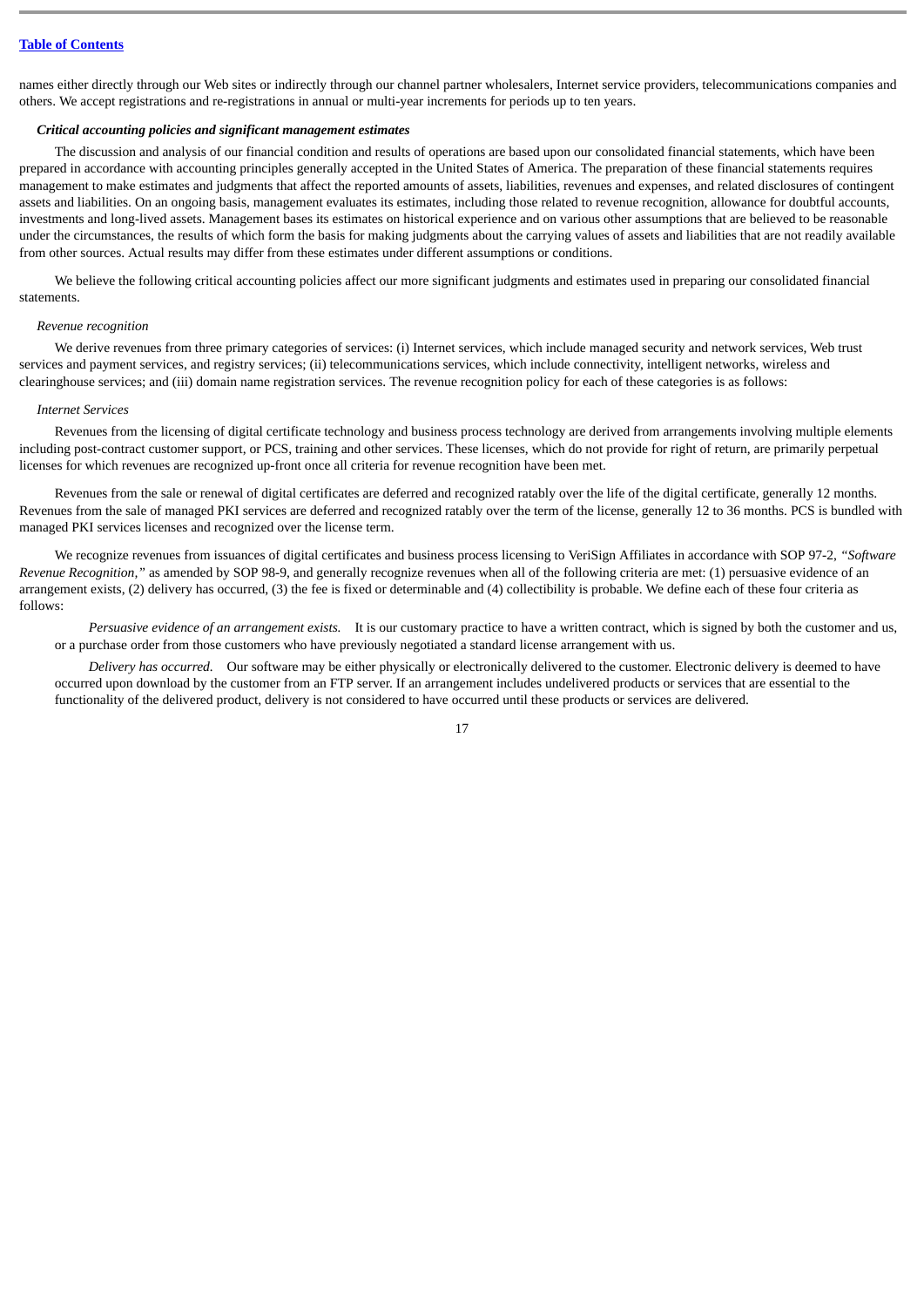names either directly through our Web sites or indirectly through our channel partner wholesalers, Internet service providers, telecommunications companies and others. We accept registrations and re-registrations in annual or multi-year increments for periods up to ten years.

***Critical accounting policies and significant management estimates***

The discussion and analysis of our financial condition and results of operations are based upon our consolidated financial statements, which have been prepared in accordance with accounting principles generally accepted in the United States of America. The preparation of these financial statements requires management to make estimates and judgments that affect the reported amounts of assets, liabilities, revenues and expenses, and related disclosures of contingent assets and liabilities. On an ongoing basis, management evaluates its estimates, including those related to revenue recognition, allowance for doubtful accounts, investments and long-lived assets. Management bases its estimates on historical experience and on various other assumptions that are believed to be reasonable under the circumstances, the results of which form the basis for making judgments about the carrying values of assets and liabilities that are not readily available from other sources. Actual results may differ from these estimates under different assumptions or conditions.

We believe the following critical accounting policies affect our more significant judgments and estimates used in preparing our consolidated financial statements.

*Revenue recognition*

We derive revenues from three primary categories of services: (i) Internet services, which include managed security and network services, Web trust services and payment services, and registry services; (ii) telecommunications services, which include connectivity, intelligent networks, wireless and clearinghouse services; and (iii) domain name registration services. The revenue recognition policy for each of these categories is as follows:

*Internet Services*

Revenues from the licensing of digital certificate technology and business process technology are derived from arrangements involving multiple elements including post-contract customer support, or PCS, training and other services. These licenses, which do not provide for right of return, are primarily perpetual licenses for which revenues are recognized up-front once all criteria for revenue recognition have been met.

Revenues from the sale or renewal of digital certificates are deferred and recognized ratably over the life of the digital certificate, generally 12 months. Revenues from the sale of managed PKI services are deferred and recognized ratably over the term of the license, generally 12 to 36 months. PCS is bundled with managed PKI services licenses and recognized over the license term.

We recognize revenues from issuances of digital certificates and business process licensing to VeriSign Affiliates in accordance with SOP 97-2, *"Software Revenue Recognition,"* as amended by SOP 98-9, and generally recognize revenues when all of the following criteria are met: (1) persuasive evidence of an arrangement exists, (2) delivery has occurred, (3) the fee is fixed or determinable and (4) collectibility is probable. We define each of these four criteria as follows:

*Persuasive evidence of an arrangement exists.* It is our customary practice to have a written contract, which is signed by both the customer and us, or a purchase order from those customers who have previously negotiated a standard license arrangement with us.

*Delivery has occurred.* Our software may be either physically or electronically delivered to the customer. Electronic delivery is deemed to have occurred upon download by the customer from an FTP server. If an arrangement includes undelivered products or services that are essential to the functionality of the delivered product, delivery is not considered to have occurred until these products or services are delivered.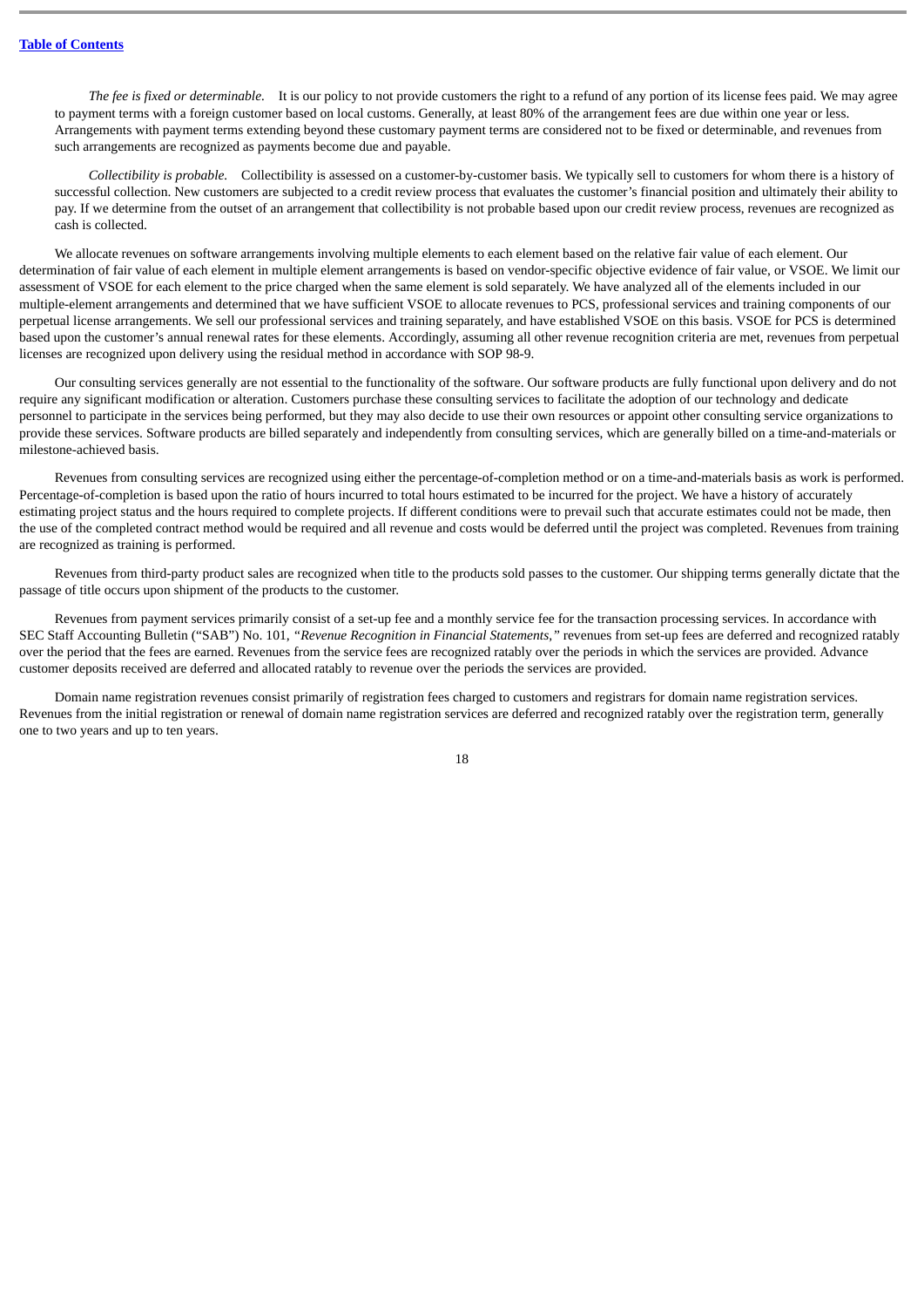*The fee is fixed or determinable.* It is our policy to not provide customers the right to a refund of any portion of its license fees paid. We may agree to payment terms with a foreign customer based on local customs. Generally, at least 80% of the arrangement fees are due within one year or less. Arrangements with payment terms extending beyond these customary payment terms are considered not to be fixed or determinable, and revenues from such arrangements are recognized as payments become due and payable.

*Collectibility is probable.* Collectibility is assessed on a customer-by-customer basis. We typically sell to customers for whom there is a history of successful collection. New customers are subjected to a credit review process that evaluates the customer's financial position and ultimately their ability to pay. If we determine from the outset of an arrangement that collectibility is not probable based upon our credit review process, revenues are recognized as cash is collected.

We allocate revenues on software arrangements involving multiple elements to each element based on the relative fair value of each element. Our determination of fair value of each element in multiple element arrangements is based on vendor-specific objective evidence of fair value, or VSOE. We limit our assessment of VSOE for each element to the price charged when the same element is sold separately. We have analyzed all of the elements included in our multiple-element arrangements and determined that we have sufficient VSOE to allocate revenues to PCS, professional services and training components of our perpetual license arrangements. We sell our professional services and training separately, and have established VSOE on this basis. VSOE for PCS is determined based upon the customer's annual renewal rates for these elements. Accordingly, assuming all other revenue recognition criteria are met, revenues from perpetual licenses are recognized upon delivery using the residual method in accordance with SOP 98-9.

Our consulting services generally are not essential to the functionality of the software. Our software products are fully functional upon delivery and do not require any significant modification or alteration. Customers purchase these consulting services to facilitate the adoption of our technology and dedicate personnel to participate in the services being performed, but they may also decide to use their own resources or appoint other consulting service organizations to provide these services. Software products are billed separately and independently from consulting services, which are generally billed on a time-and-materials or milestone-achieved basis.

Revenues from consulting services are recognized using either the percentage-of-completion method or on a time-and-materials basis as work is performed. Percentage-of-completion is based upon the ratio of hours incurred to total hours estimated to be incurred for the project. We have a history of accurately estimating project status and the hours required to complete projects. If different conditions were to prevail such that accurate estimates could not be made, then the use of the completed contract method would be required and all revenue and costs would be deferred until the project was completed. Revenues from training are recognized as training is performed.

Revenues from third-party product sales are recognized when title to the products sold passes to the customer. Our shipping terms generally dictate that the passage of title occurs upon shipment of the products to the customer.

Revenues from payment services primarily consist of a set-up fee and a monthly service fee for the transaction processing services. In accordance with SEC Staff Accounting Bulletin ("SAB") No. 101, *"Revenue Recognition in Financial Statements,"* revenues from set-up fees are deferred and recognized ratably over the period that the fees are earned. Revenues from the service fees are recognized ratably over the periods in which the services are provided. Advance customer deposits received are deferred and allocated ratably to revenue over the periods the services are provided.

Domain name registration revenues consist primarily of registration fees charged to customers and registrars for domain name registration services. Revenues from the initial registration or renewal of domain name registration services are deferred and recognized ratably over the registration term, generally one to two years and up to ten years.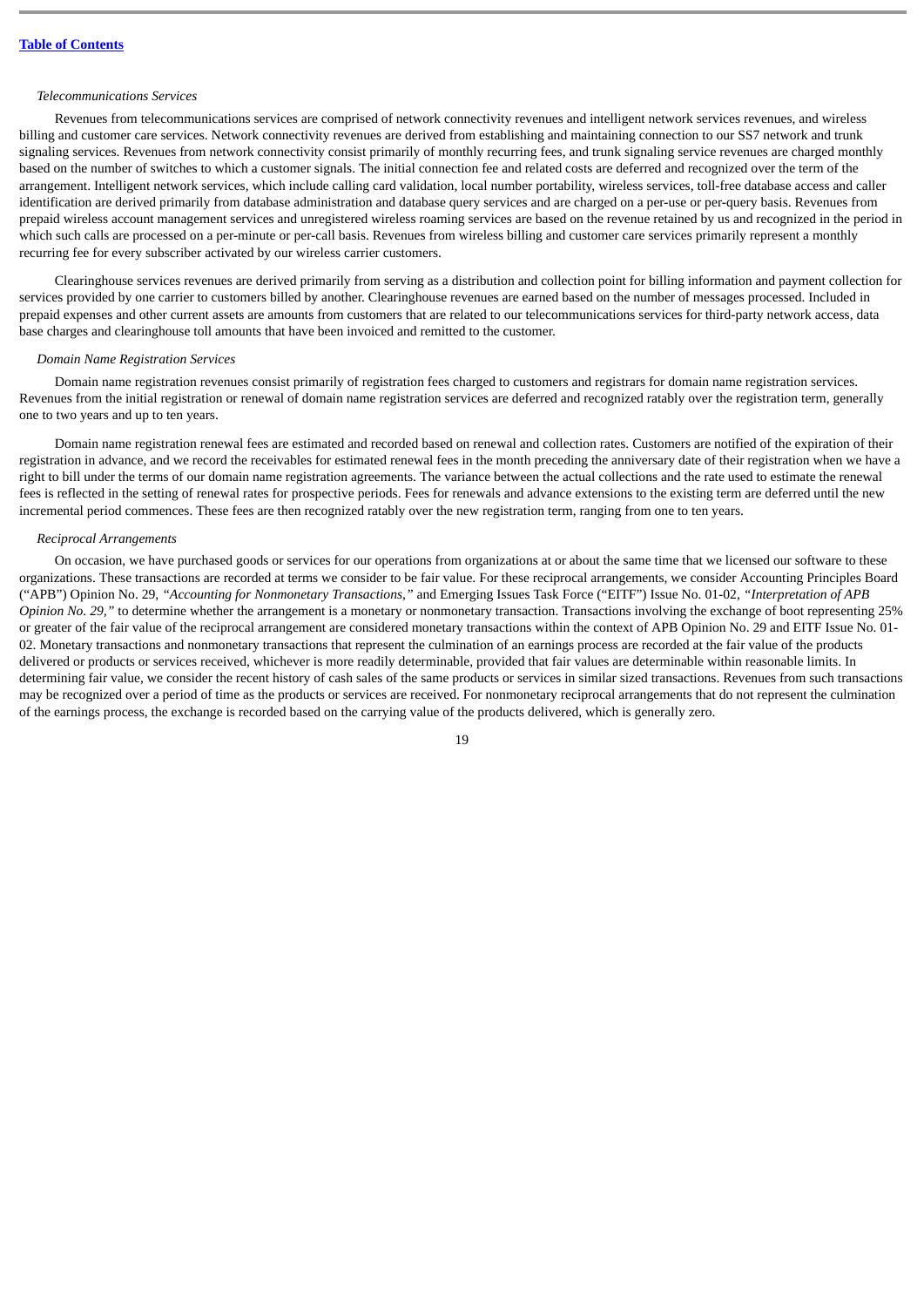*Telecommunications Services*

Revenues from telecommunications services are comprised of network connectivity revenues and intelligent network services revenues, and wireless billing and customer care services. Network connectivity revenues are derived from establishing and maintaining connection to our SS7 network and trunk signaling services. Revenues from network connectivity consist primarily of monthly recurring fees, and trunk signaling service revenues are charged monthly based on the number of switches to which a customer signals. The initial connection fee and related costs are deferred and recognized over the term of the arrangement. Intelligent network services, which include calling card validation, local number portability, wireless services, toll-free database access and caller identification are derived primarily from database administration and database query services and are charged on a per-use or per-query basis. Revenues from prepaid wireless account management services and unregistered wireless roaming services are based on the revenue retained by us and recognized in the period in which such calls are processed on a per-minute or per-call basis. Revenues from wireless billing and customer care services primarily represent a monthly recurring fee for every subscriber activated by our wireless carrier customers.

Clearinghouse services revenues are derived primarily from serving as a distribution and collection point for billing information and payment collection for services provided by one carrier to customers billed by another. Clearinghouse revenues are earned based on the number of messages processed. Included in prepaid expenses and other current assets are amounts from customers that are related to our telecommunications services for third-party network access, data base charges and clearinghouse toll amounts that have been invoiced and remitted to the customer.

*Domain Name Registration Services*

Domain name registration revenues consist primarily of registration fees charged to customers and registrars for domain name registration services. Revenues from the initial registration or renewal of domain name registration services are deferred and recognized ratably over the registration term, generally one to two years and up to ten years.

Domain name registration renewal fees are estimated and recorded based on renewal and collection rates. Customers are notified of the expiration of their registration in advance, and we record the receivables for estimated renewal fees in the month preceding the anniversary date of their registration when we have a right to bill under the terms of our domain name registration agreements. The variance between the actual collections and the rate used to estimate the renewal fees is reflected in the setting of renewal rates for prospective periods. Fees for renewals and advance extensions to the existing term are deferred until the new incremental period commences. These fees are then recognized ratably over the new registration term, ranging from one to ten years.

*Reciprocal Arrangements*

On occasion, we have purchased goods or services for our operations from organizations at or about the same time that we licensed our software to these organizations. These transactions are recorded at terms we consider to be fair value. For these reciprocal arrangements, we consider Accounting Principles Board ("APB") Opinion No. 29, *"Accounting for Nonmonetary Transactions,"* and Emerging Issues Task Force ("EITF") Issue No. 01-02, *"Interpretation of APB Opinion No. 29,"* to determine whether the arrangement is a monetary or nonmonetary transaction. Transactions involving the exchange of boot representing 25% or greater of the fair value of the reciprocal arrangement are considered monetary transactions within the context of APB Opinion No. 29 and EITF Issue No. 01-02. Monetary transactions and nonmonetary transactions that represent the culmination of an earnings process are recorded at the fair value of the products delivered or products or services received, whichever is more readily determinable, provided that fair values are determinable within reasonable limits. In determining fair value, we consider the recent history of cash sales of the same products or services in similar sized transactions. Revenues from such transactions may be recognized over a period of time as the products or services are received. For nonmonetary reciprocal arrangements that do not represent the culmination of the earnings process, the exchange is recorded based on the carrying value of the products delivered, which is generally zero.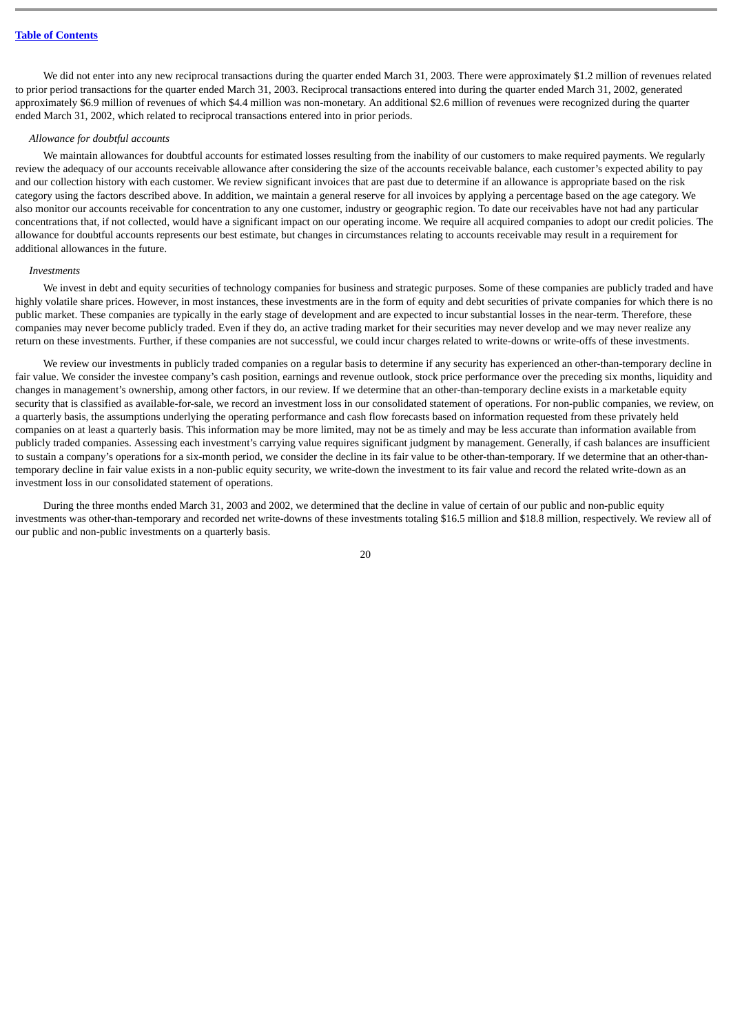We did not enter into any new reciprocal transactions during the quarter ended March 31, 2003. There were approximately $1.2 million of revenues related to prior period transactions for the quarter ended March 31, 2003. Reciprocal transactions entered into during the quarter ended March 31, 2002, generated approximately $6.9 million of revenues of which $4.4 million was non-monetary. An additional $2.6 million of revenues were recognized during the quarter ended March 31, 2002, which related to reciprocal transactions entered into in prior periods.

*Allowance for doubtful accounts*

We maintain allowances for doubtful accounts for estimated losses resulting from the inability of our customers to make required payments. We regularly review the adequacy of our accounts receivable allowance after considering the size of the accounts receivable balance, each customer's expected ability to pay and our collection history with each customer. We review significant invoices that are past due to determine if an allowance is appropriate based on the risk category using the factors described above. In addition, we maintain a general reserve for all invoices by applying a percentage based on the age category. We also monitor our accounts receivable for concentration to any one customer, industry or geographic region. To date our receivables have not had any particular concentrations that, if not collected, would have a significant impact on our operating income. We require all acquired companies to adopt our credit policies. The allowance for doubtful accounts represents our best estimate, but changes in circumstances relating to accounts receivable may result in a requirement for additional allowances in the future.

*Investments*

We invest in debt and equity securities of technology companies for business and strategic purposes. Some of these companies are publicly traded and have highly volatile share prices. However, in most instances, these investments are in the form of equity and debt securities of private companies for which there is no public market. These companies are typically in the early stage of development and are expected to incur substantial losses in the near-term. Therefore, these companies may never become publicly traded. Even if they do, an active trading market for their securities may never develop and we may never realize any return on these investments. Further, if these companies are not successful, we could incur charges related to write-downs or write-offs of these investments.

We review our investments in publicly traded companies on a regular basis to determine if any security has experienced an other-than-temporary decline in fair value. We consider the investee company's cash position, earnings and revenue outlook, stock price performance over the preceding six months, liquidity and changes in management's ownership, among other factors, in our review. If we determine that an other-than-temporary decline exists in a marketable equity security that is classified as available-for-sale, we record an investment loss in our consolidated statement of operations. For non-public companies, we review, on a quarterly basis, the assumptions underlying the operating performance and cash flow forecasts based on information requested from these privately held companies on at least a quarterly basis. This information may be more limited, may not be as timely and may be less accurate than information available from publicly traded companies. Assessing each investment's carrying value requires significant judgment by management. Generally, if cash balances are insufficient to sustain a company's operations for a six-month period, we consider the decline in its fair value to be other-than-temporary. If we determine that an other-than-temporary decline in fair value exists in a non-public equity security, we write-down the investment to its fair value and record the related write-down as an investment loss in our consolidated statement of operations.

During the three months ended March 31, 2003 and 2002, we determined that the decline in value of certain of our public and non-public equity investments was other-than-temporary and recorded net write-downs of these investments totaling $16.5 million and $18.8 million, respectively. We review all of our public and non-public investments on a quarterly basis.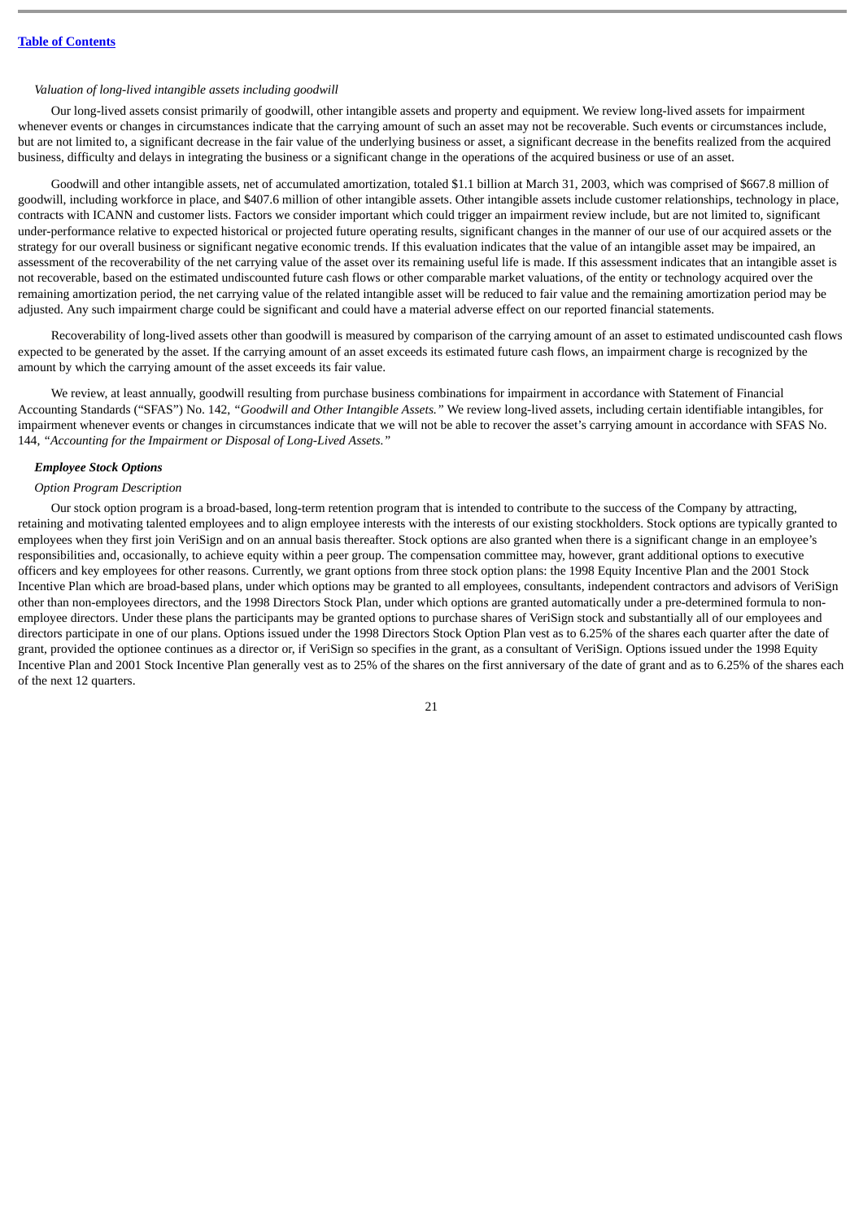*Valuation of long-lived intangible assets including goodwill*

Our long-lived assets consist primarily of goodwill, other intangible assets and property and equipment. We review long-lived assets for impairment whenever events or changes in circumstances indicate that the carrying amount of such an asset may not be recoverable. Such events or circumstances include, but are not limited to, a significant decrease in the fair value of the underlying business or asset, a significant decrease in the benefits realized from the acquired business, difficulty and delays in integrating the business or a significant change in the operations of the acquired business or use of an asset.

Goodwill and other intangible assets, net of accumulated amortization, totaled $1.1 billion at March 31, 2003, which was comprised of $667.8 million of goodwill, including workforce in place, and $407.6 million of other intangible assets. Other intangible assets include customer relationships, technology in place, contracts with ICANN and customer lists. Factors we consider important which could trigger an impairment review include, but are not limited to, significant under-performance relative to expected historical or projected future operating results, significant changes in the manner of our use of our acquired assets or the strategy for our overall business or significant negative economic trends. If this evaluation indicates that the value of an intangible asset may be impaired, an assessment of the recoverability of the net carrying value of the asset over its remaining useful life is made. If this assessment indicates that an intangible asset is not recoverable, based on the estimated undiscounted future cash flows or other comparable market valuations, of the entity or technology acquired over the remaining amortization period, the net carrying value of the related intangible asset will be reduced to fair value and the remaining amortization period may be adjusted. Any such impairment charge could be significant and could have a material adverse effect on our reported financial statements.

Recoverability of long-lived assets other than goodwill is measured by comparison of the carrying amount of an asset to estimated undiscounted cash flows expected to be generated by the asset. If the carrying amount of an asset exceeds its estimated future cash flows, an impairment charge is recognized by the amount by which the carrying amount of the asset exceeds its fair value.

We review, at least annually, goodwill resulting from purchase business combinations for impairment in accordance with Statement of Financial Accounting Standards ("SFAS") No. 142, *"Goodwill and Other Intangible Assets."* We review long-lived assets, including certain identifiable intangibles, for impairment whenever events or changes in circumstances indicate that we will not be able to recover the asset's carrying amount in accordance with SFAS No. 144, *"Accounting for the Impairment or Disposal of Long-Lived Assets."*

***Employee Stock Options***

*Option Program Description*

Our stock option program is a broad-based, long-term retention program that is intended to contribute to the success of the Company by attracting, retaining and motivating talented employees and to align employee interests with the interests of our existing stockholders. Stock options are typically granted to employees when they first join VeriSign and on an annual basis thereafter. Stock options are also granted when there is a significant change in an employee's responsibilities and, occasionally, to achieve equity within a peer group. The compensation committee may, however, grant additional options to executive officers and key employees for other reasons. Currently, we grant options from three stock option plans: the 1998 Equity Incentive Plan and the 2001 Stock Incentive Plan which are broad-based plans, under which options may be granted to all employees, consultants, independent contractors and advisors of VeriSign other than non-employees directors, and the 1998 Directors Stock Plan, under which options are granted automatically under a pre-determined formula to non-employee directors. Under these plans the participants may be granted options to purchase shares of VeriSign stock and substantially all of our employees and directors participate in one of our plans. Options issued under the 1998 Directors Stock Option Plan vest as to 6.25% of the shares each quarter after the date of grant, provided the optionee continues as a director or, if VeriSign so specifies in the grant, as a consultant of VeriSign. Options issued under the 1998 Equity Incentive Plan and 2001 Stock Incentive Plan generally vest as to 25% of the shares on the first anniversary of the date of grant and as to 6.25% of the shares each of the next 12 quarters.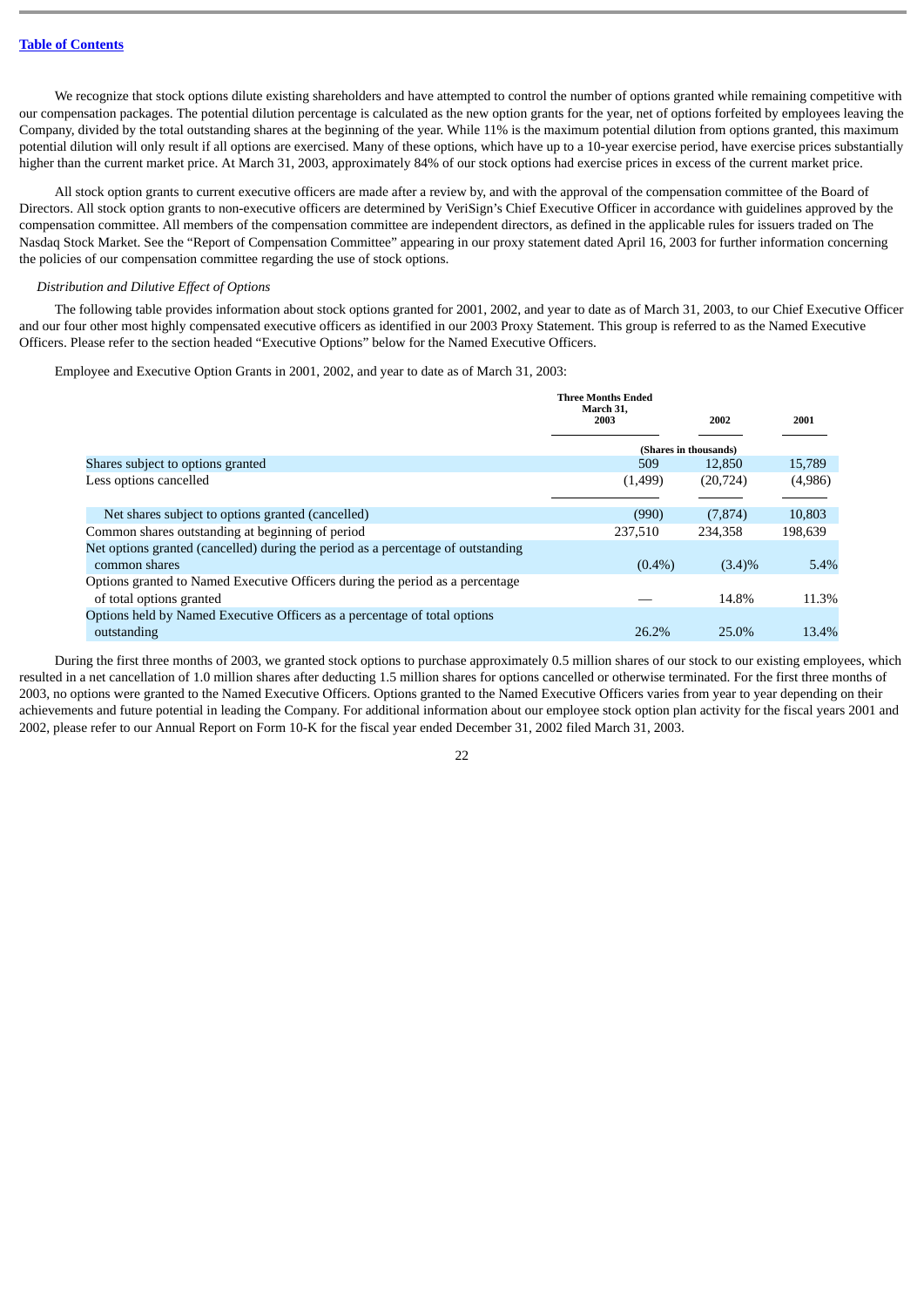[Table of Contents]

We recognize that stock options dilute existing shareholders and have attempted to control the number of options granted while remaining competitive with our compensation packages. The potential dilution percentage is calculated as the new option grants for the year, net of options forfeited by employees leaving the Company, divided by the total outstanding shares at the beginning of the year. While 11% is the maximum potential dilution from options granted, this maximum potential dilution will only result if all options are exercised. Many of these options, which have up to a 10-year exercise period, have exercise prices substantially higher than the current market price. At March 31, 2003, approximately 84% of our stock options had exercise prices in excess of the current market price.

All stock option grants to current executive officers are made after a review by, and with the approval of the compensation committee of the Board of Directors. All stock option grants to non-executive officers are determined by VeriSign's Chief Executive Officer in accordance with guidelines approved by the compensation committee. All members of the compensation committee are independent directors, as defined in the applicable rules for issuers traded on The Nasdaq Stock Market. See the "Report of Compensation Committee" appearing in our proxy statement dated April 16, 2003 for further information concerning the policies of our compensation committee regarding the use of stock options.

*Distribution and Dilutive Effect of Options*

The following table provides information about stock options granted for 2001, 2002, and year to date as of March 31, 2003, to our Chief Executive Officer and our four other most highly compensated executive officers as identified in our 2003 Proxy Statement. This group is referred to as the Named Executive Officers. Please refer to the section headed "Executive Options" below for the Named Executive Officers.

Employee and Executive Option Grants in 2001, 2002, and year to date as of March 31, 2003:

| | Three Months Ended March 31, 2003 | 2002 | 2001 |
|---|---|---|---|
| | (Shares in thousands) | | |
| Shares subject to options granted | 509 | 12,850 | 15,789 |
| Less options cancelled | (1,499) | (20,724) | (4,986) |
| Net shares subject to options granted (cancelled) | (990) | (7,874) | 10,803 |
| Common shares outstanding at beginning of period | 237,510 | 234,358 | 198,639 |
| Net options granted (cancelled) during the period as a percentage of outstanding common shares | (0.4%) | (3.4)% | 5.4% |
| Options granted to Named Executive Officers during the period as a percentage of total options granted | — | 14.8% | 11.3% |
| Options held by Named Executive Officers as a percentage of total options outstanding | 26.2% | 25.0% | 13.4% |

During the first three months of 2003, we granted stock options to purchase approximately 0.5 million shares of our stock to our existing employees, which resulted in a net cancellation of 1.0 million shares after deducting 1.5 million shares for options cancelled or otherwise terminated. For the first three months of 2003, no options were granted to the Named Executive Officers. Options granted to the Named Executive Officers varies from year to year depending on their achievements and future potential in leading the Company. For additional information about our employee stock option plan activity for the fiscal years 2001 and 2002, please refer to our Annual Report on Form 10-K for the fiscal year ended December 31, 2002 filed March 31, 2003.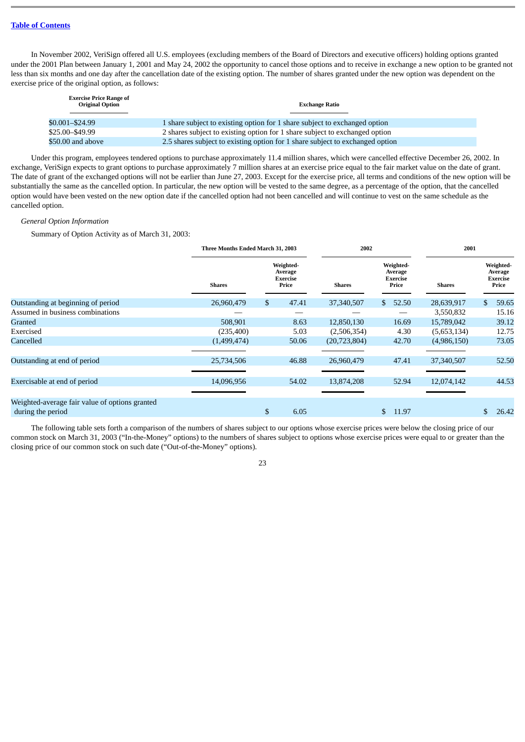Table of Contents

In November 2002, VeriSign offered all U.S. employees (excluding members of the Board of Directors and executive officers) holding options granted under the 2001 Plan between January 1, 2001 and May 24, 2002 the opportunity to cancel those options and to receive in exchange a new option to be granted not less than six months and one day after the cancellation date of the existing option. The number of shares granted under the new option was dependent on the exercise price of the original option, as follows:

| Exercise Price Range of Original Option | Exchange Ratio |
|---|---|
| $0.001–$24.99 | 1 share subject to existing option for 1 share subject to exchanged option |
| $25.00–$49.99 | 2 shares subject to existing option for 1 share subject to exchanged option |
| $50.00 and above | 2.5 shares subject to existing option for 1 share subject to exchanged option |

Under this program, employees tendered options to purchase approximately 11.4 million shares, which were cancelled effective December 26, 2002. In exchange, VeriSign expects to grant options to purchase approximately 7 million shares at an exercise price equal to the fair market value on the date of grant. The date of grant of the exchanged options will not be earlier than June 27, 2003. Except for the exercise price, all terms and conditions of the new option will be substantially the same as the cancelled option. In particular, the new option will be vested to the same degree, as a percentage of the option, that the cancelled option would have been vested on the new option date if the cancelled option had not been cancelled and will continue to vest on the same schedule as the cancelled option.

*General Option Information*

Summary of Option Activity as of March 31, 2003:

| | Three Months Ended March 31, 2003 | | 2002 | | 2001 | |
|---|---|---|---|---|---|---|
| | Shares | Weighted-Average Exercise Price | Shares | Weighted-Average Exercise Price | Shares | Weighted-Average Exercise Price |
| Outstanding at beginning of period | 26,960,479 | $ 47.41 | 37,340,507 | $ 52.50 | 28,639,917 | $ 59.65 |
| Assumed in business combinations | — | — | — | — | 3,550,832 | 15.16 |
| Granted | 508,901 | 8.63 | 12,850,130 | 16.69 | 15,789,042 | 39.12 |
| Exercised | (235,400) | 5.03 | (2,506,354) | 4.30 | (5,653,134) | 12.75 |
| Cancelled | (1,499,474) | 50.06 | (20,723,804) | 42.70 | (4,986,150) | 73.05 |
| Outstanding at end of period | 25,734,506 | 46.88 | 26,960,479 | 47.41 | 37,340,507 | 52.50 |
| Exercisable at end of period | 14,096,956 | 54.02 | 13,874,208 | 52.94 | 12,074,142 | 44.53 |
| Weighted-average fair value of options granted during the period | | $ 6.05 | | $ 11.97 | | $ 26.42 |

The following table sets forth a comparison of the numbers of shares subject to our options whose exercise prices were below the closing price of our common stock on March 31, 2003 ("In-the-Money" options) to the numbers of shares subject to options whose exercise prices were equal to or greater than the closing price of our common stock on such date ("Out-of-the-Money" options).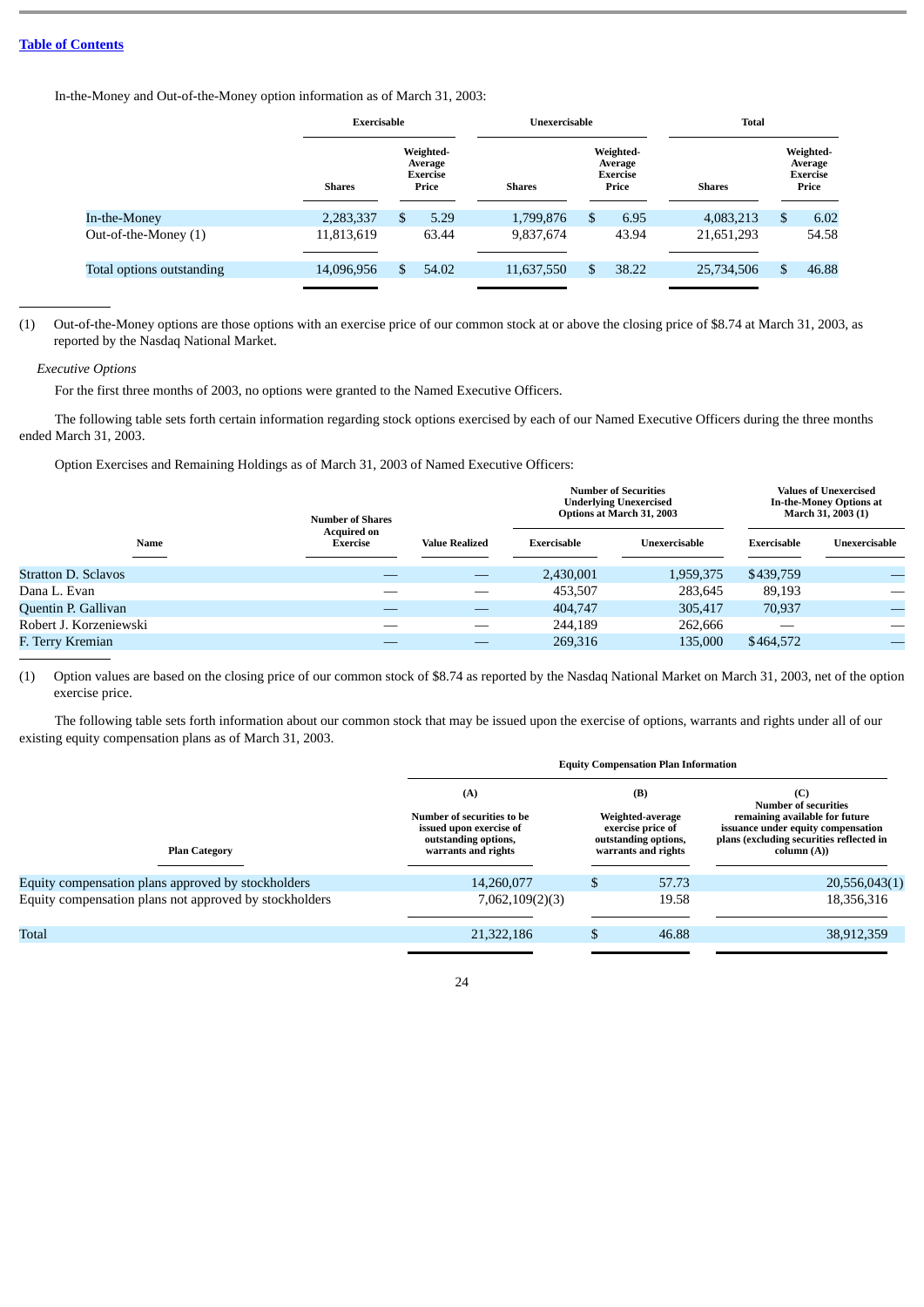[Table of Contents](#)

In-the-Money and Out-of-the-Money option information as of March 31, 2003:

| | Exercisable | | Unexercisable | | Total | |
|---|---|---|---|---|---|---|
| | Shares | Weighted-Average Exercise Price | Shares | Weighted-Average Exercise Price | Shares | Weighted-Average Exercise Price |
| In-the-Money | 2,283,337 | $ 5.29 | 1,799,876 | $ 6.95 | 4,083,213 | $ 6.02 |
| Out-of-the-Money (1) | 11,813,619 | 63.44 | 9,837,674 | 43.94 | 21,651,293 | 54.58 |
| Total options outstanding | 14,096,956 | $ 54.02 | 11,637,550 | $ 38.22 | 25,734,506 | $ 46.88 |

(1) Out-of-the-Money options are those options with an exercise price of our common stock at or above the closing price of $8.74 at March 31, 2003, as reported by the Nasdaq National Market.

*Executive Options*

For the first three months of 2003, no options were granted to the Named Executive Officers.

The following table sets forth certain information regarding stock options exercised by each of our Named Executive Officers during the three months ended March 31, 2003.

Option Exercises and Remaining Holdings as of March 31, 2003 of Named Executive Officers:

| Name | Number of Shares Acquired on Exercise | Value Realized | Number of Securities Underlying Unexercised Options at March 31, 2003 | | Values of Unexercised In-the-Money Options at March 31, 2003 (1) | |
|---|---|---|---|---|---|---|
| | | | Exercisable | Unexercisable | Exercisable | Unexercisable |
| Stratton D. Sclavos | — | — | 2,430,001 | 1,959,375 | $439,759 | — |
| Dana L. Evan | — | — | 453,507 | 283,645 | 89,193 | — |
| Quentin P. Gallivan | — | — | 404,747 | 305,417 | 70,937 | — |
| Robert J. Korzeniewski | — | — | 244,189 | 262,666 | — | — |
| F. Terry Kremian | — | — | 269,316 | 135,000 | $464,572 | — |

(1) Option values are based on the closing price of our common stock of $8.74 as reported by the Nasdaq National Market on March 31, 2003, net of the option exercise price.

The following table sets forth information about our common stock that may be issued upon the exercise of options, warrants and rights under all of our existing equity compensation plans as of March 31, 2003.

| | Equity Compensation Plan Information | | |
|---|---|---|---|
| Plan Category | (A) Number of securities to be issued upon exercise of outstanding options, warrants and rights | (B) Weighted-average exercise price of outstanding options, warrants and rights | (C) Number of securities remaining available for future issuance under equity compensation plans (excluding securities reflected in column (A)) |
| Equity compensation plans approved by stockholders | 14,260,077 | $ 57.73 | 20,556,043(1) |
| Equity compensation plans not approved by stockholders | 7,062,109(2)(3) | 19.58 | 18,356,316 |
| Total | 21,322,186 | $ 46.88 | 38,912,359 |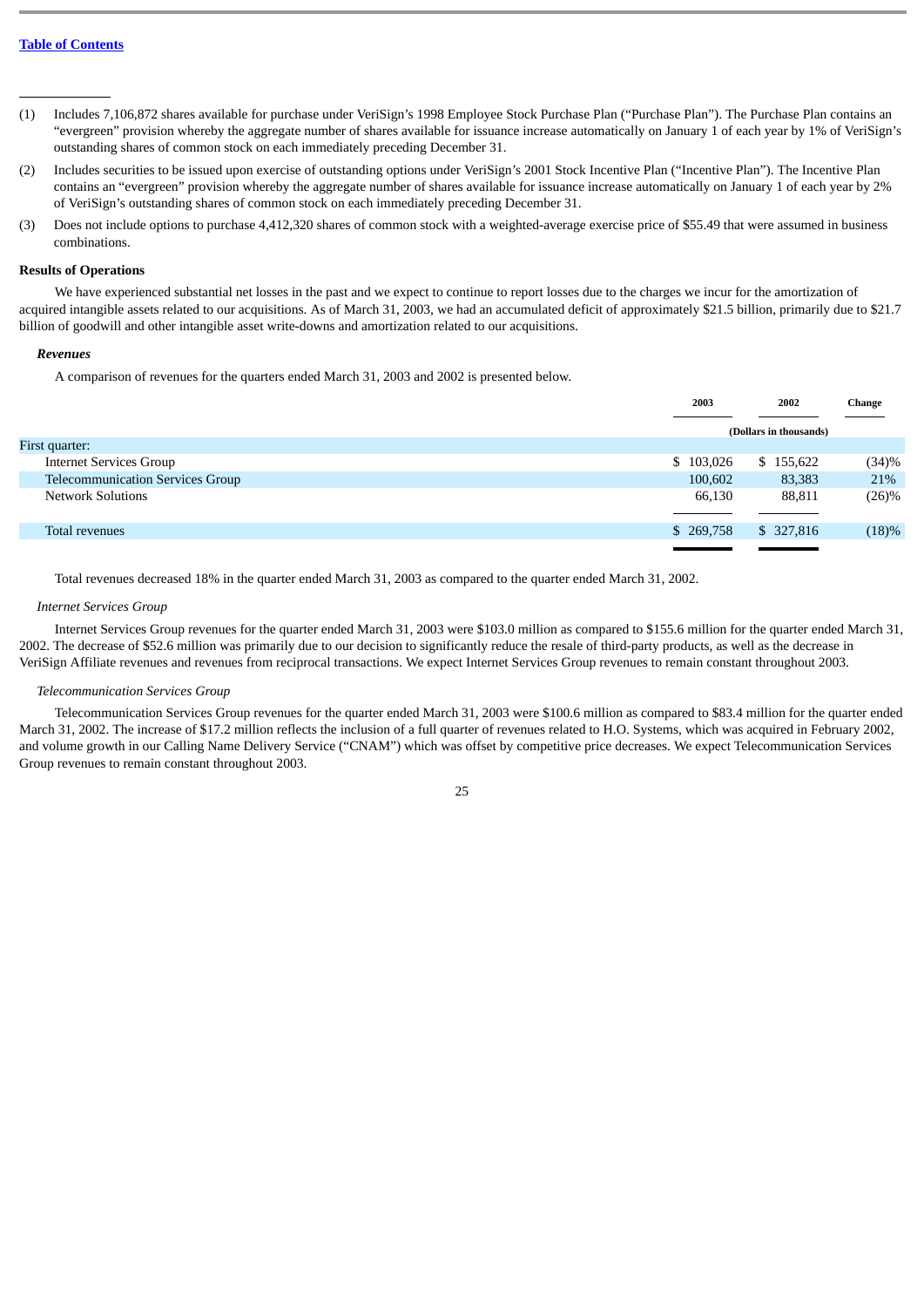[Table of Contents](#)

---

(1) Includes 7,106,872 shares available for purchase under VeriSign's 1998 Employee Stock Purchase Plan ("Purchase Plan"). The Purchase Plan contains an "evergreen" provision whereby the aggregate number of shares available for issuance increase automatically on January 1 of each year by 1% of VeriSign's outstanding shares of common stock on each immediately preceding December 31.

(2) Includes securities to be issued upon exercise of outstanding options under VeriSign's 2001 Stock Incentive Plan ("Incentive Plan"). The Incentive Plan contains an "evergreen" provision whereby the aggregate number of shares available for issuance increase automatically on January 1 of each year by 2% of VeriSign's outstanding shares of common stock on each immediately preceding December 31.

(3) Does not include options to purchase 4,412,320 shares of common stock with a weighted-average exercise price of $55.49 that were assumed in business combinations.

**Results of Operations**

We have experienced substantial net losses in the past and we expect to continue to report losses due to the charges we incur for the amortization of acquired intangible assets related to our acquisitions. As of March 31, 2003, we had an accumulated deficit of approximately $21.5 billion, primarily due to $21.7 billion of goodwill and other intangible asset write-downs and amortization related to our acquisitions.

***Revenues***

A comparison of revenues for the quarters ended March 31, 2003 and 2002 is presented below.

| | 2003 | 2002 | Change |
|---|---|---|---|
| | (Dollars in thousands) | | |
| First quarter: | | | |
| Internet Services Group | $ 103,026 | $ 155,622 | (34)% |
| Telecommunication Services Group | 100,602 | 83,383 | 21% |
| Network Solutions | 66,130 | 88,811 | (26)% |
| Total revenues | $ 269,758 | $ 327,816 | (18)% |

Total revenues decreased 18% in the quarter ended March 31, 2003 as compared to the quarter ended March 31, 2002.

*Internet Services Group*

Internet Services Group revenues for the quarter ended March 31, 2003 were $103.0 million as compared to $155.6 million for the quarter ended March 31, 2002. The decrease of $52.6 million was primarily due to our decision to significantly reduce the resale of third-party products, as well as the decrease in VeriSign Affiliate revenues and revenues from reciprocal transactions. We expect Internet Services Group revenues to remain constant throughout 2003.

*Telecommunication Services Group*

Telecommunication Services Group revenues for the quarter ended March 31, 2003 were $100.6 million as compared to $83.4 million for the quarter ended March 31, 2002. The increase of $17.2 million reflects the inclusion of a full quarter of revenues related to H.O. Systems, which was acquired in February 2002, and volume growth in our Calling Name Delivery Service ("CNAM") which was offset by competitive price decreases. We expect Telecommunication Services Group revenues to remain constant throughout 2003.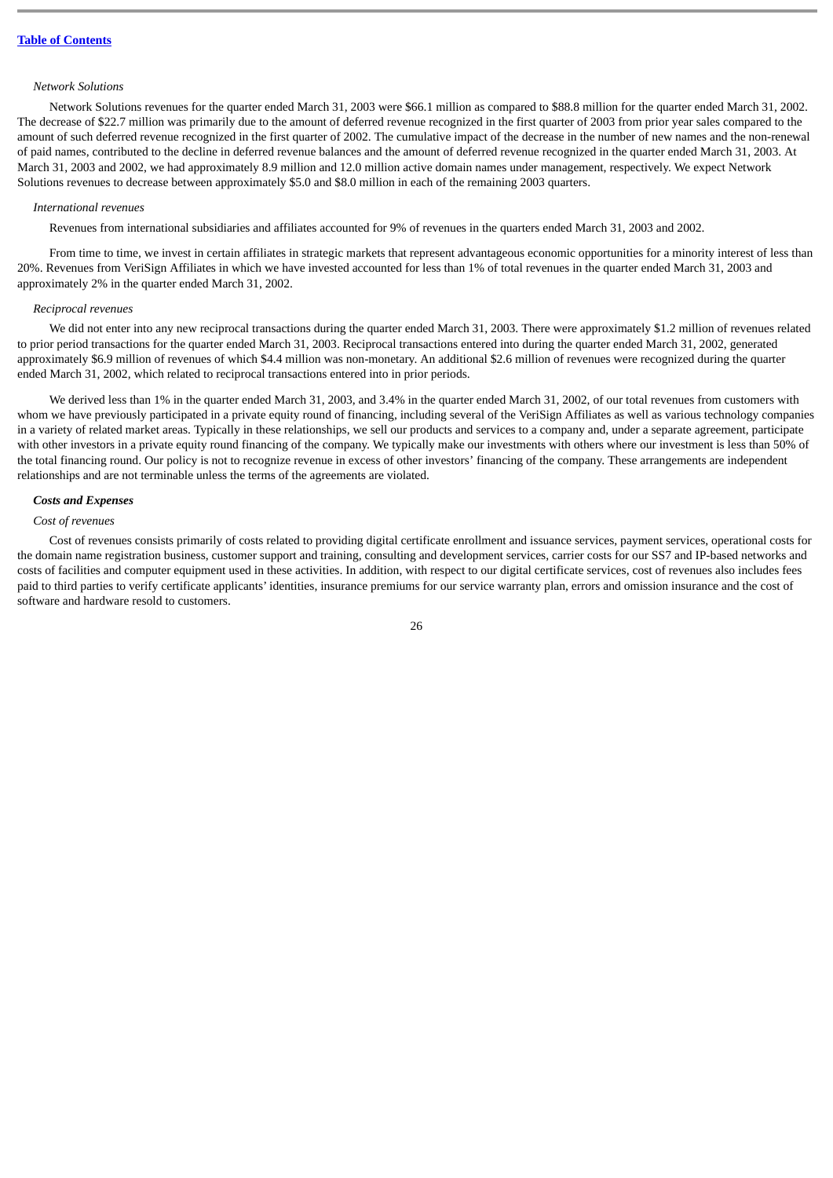*Network Solutions*

Network Solutions revenues for the quarter ended March 31, 2003 were $66.1 million as compared to $88.8 million for the quarter ended March 31, 2002. The decrease of $22.7 million was primarily due to the amount of deferred revenue recognized in the first quarter of 2003 from prior year sales compared to the amount of such deferred revenue recognized in the first quarter of 2002. The cumulative impact of the decrease in the number of new names and the non-renewal of paid names, contributed to the decline in deferred revenue balances and the amount of deferred revenue recognized in the quarter ended March 31, 2003. At March 31, 2003 and 2002, we had approximately 8.9 million and 12.0 million active domain names under management, respectively. We expect Network Solutions revenues to decrease between approximately $5.0 and $8.0 million in each of the remaining 2003 quarters.

*International revenues*

Revenues from international subsidiaries and affiliates accounted for 9% of revenues in the quarters ended March 31, 2003 and 2002.

From time to time, we invest in certain affiliates in strategic markets that represent advantageous economic opportunities for a minority interest of less than 20%. Revenues from VeriSign Affiliates in which we have invested accounted for less than 1% of total revenues in the quarter ended March 31, 2003 and approximately 2% in the quarter ended March 31, 2002.

*Reciprocal revenues*

We did not enter into any new reciprocal transactions during the quarter ended March 31, 2003. There were approximately $1.2 million of revenues related to prior period transactions for the quarter ended March 31, 2003. Reciprocal transactions entered into during the quarter ended March 31, 2002, generated approximately $6.9 million of revenues of which $4.4 million was non-monetary. An additional $2.6 million of revenues were recognized during the quarter ended March 31, 2002, which related to reciprocal transactions entered into in prior periods.

We derived less than 1% in the quarter ended March 31, 2003, and 3.4% in the quarter ended March 31, 2002, of our total revenues from customers with whom we have previously participated in a private equity round of financing, including several of the VeriSign Affiliates as well as various technology companies in a variety of related market areas. Typically in these relationships, we sell our products and services to a company and, under a separate agreement, participate with other investors in a private equity round financing of the company. We typically make our investments with others where our investment is less than 50% of the total financing round. Our policy is not to recognize revenue in excess of other investors' financing of the company. These arrangements are independent relationships and are not terminable unless the terms of the agreements are violated.

***Costs and Expenses***

*Cost of revenues*

Cost of revenues consists primarily of costs related to providing digital certificate enrollment and issuance services, payment services, operational costs for the domain name registration business, customer support and training, consulting and development services, carrier costs for our SS7 and IP-based networks and costs of facilities and computer equipment used in these activities. In addition, with respect to our digital certificate services, cost of revenues also includes fees paid to third parties to verify certificate applicants' identities, insurance premiums for our service warranty plan, errors and omission insurance and the cost of software and hardware resold to customers.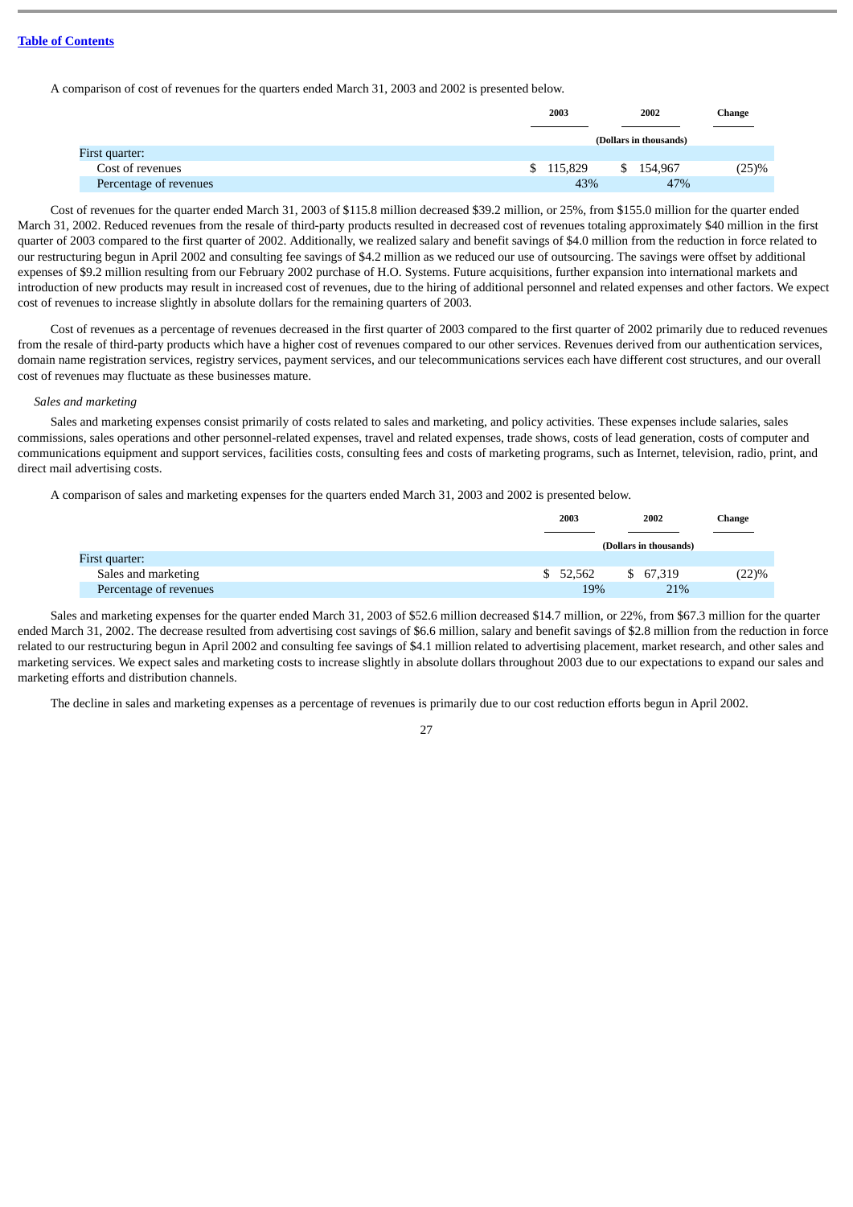A comparison of cost of revenues for the quarters ended March 31, 2003 and 2002 is presented below.

| | 2003 | 2002 | Change |
|---|---|---|---|
| | (Dollars in thousands) | | |
| First quarter: | | | |
| Cost of revenues | $ 115,829 | $ 154,967 | (25)% |
| Percentage of revenues | 43% | 47% | |

Cost of revenues for the quarter ended March 31, 2003 of $115.8 million decreased $39.2 million, or 25%, from $155.0 million for the quarter ended March 31, 2002. Reduced revenues from the resale of third-party products resulted in decreased cost of revenues totaling approximately $40 million in the first quarter of 2003 compared to the first quarter of 2002. Additionally, we realized salary and benefit savings of $4.0 million from the reduction in force related to our restructuring begun in April 2002 and consulting fee savings of $4.2 million as we reduced our use of outsourcing. The savings were offset by additional expenses of $9.2 million resulting from our February 2002 purchase of H.O. Systems. Future acquisitions, further expansion into international markets and introduction of new products may result in increased cost of revenues, due to the hiring of additional personnel and related expenses and other factors. We expect cost of revenues to increase slightly in absolute dollars for the remaining quarters of 2003.

Cost of revenues as a percentage of revenues decreased in the first quarter of 2003 compared to the first quarter of 2002 primarily due to reduced revenues from the resale of third-party products which have a higher cost of revenues compared to our other services. Revenues derived from our authentication services, domain name registration services, registry services, payment services, and our telecommunications services each have different cost structures, and our overall cost of revenues may fluctuate as these businesses mature.

*Sales and marketing*

Sales and marketing expenses consist primarily of costs related to sales and marketing, and policy activities. These expenses include salaries, sales commissions, sales operations and other personnel-related expenses, travel and related expenses, trade shows, costs of lead generation, costs of computer and communications equipment and support services, facilities costs, consulting fees and costs of marketing programs, such as Internet, television, radio, print, and direct mail advertising costs.

A comparison of sales and marketing expenses for the quarters ended March 31, 2003 and 2002 is presented below.

| | 2003 | 2002 | Change |
|---|---|---|---|
| | (Dollars in thousands) | | |
| First quarter: | | | |
| Sales and marketing | $ 52,562 | $ 67,319 | (22)% |
| Percentage of revenues | 19% | 21% | |

Sales and marketing expenses for the quarter ended March 31, 2003 of $52.6 million decreased $14.7 million, or 22%, from $67.3 million for the quarter ended March 31, 2002. The decrease resulted from advertising cost savings of $6.6 million, salary and benefit savings of $2.8 million from the reduction in force related to our restructuring begun in April 2002 and consulting fee savings of $4.1 million related to advertising placement, market research, and other sales and marketing services. We expect sales and marketing costs to increase slightly in absolute dollars throughout 2003 due to our expectations to expand our sales and marketing efforts and distribution channels.

The decline in sales and marketing expenses as a percentage of revenues is primarily due to our cost reduction efforts begun in April 2002.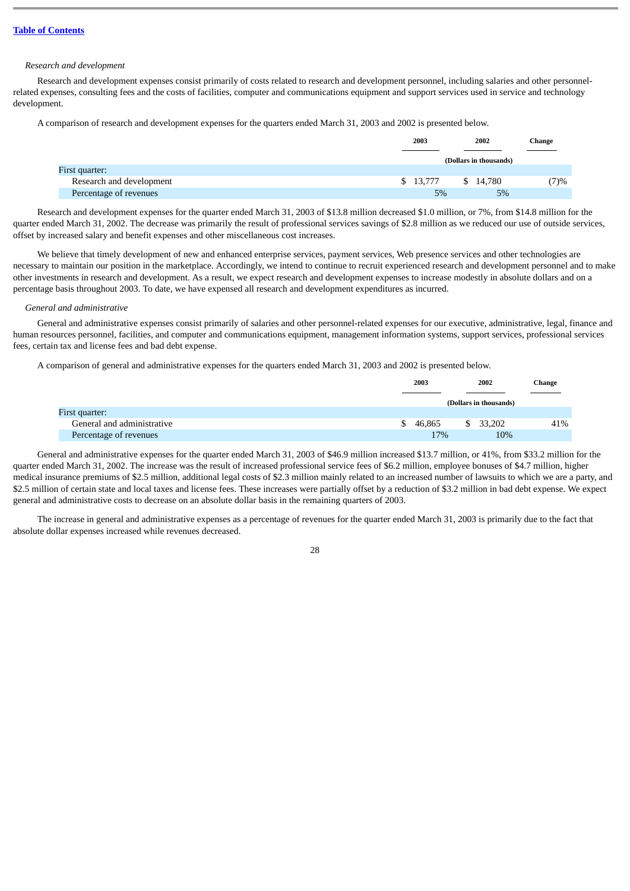[Table of Contents](#)

*Research and development*

Research and development expenses consist primarily of costs related to research and development personnel, including salaries and other personnel-related expenses, consulting fees and the costs of facilities, computer and communications equipment and support services used in service and technology development.

A comparison of research and development expenses for the quarters ended March 31, 2003 and 2002 is presented below.

| | 2003 | 2002 | Change |
|---|---|---|---|
| | (Dollars in thousands) | | |
| First quarter: | | | |
| Research and development | $ 13,777 | $ 14,780 | (7)% |
| Percentage of revenues | 5% | 5% | |

Research and development expenses for the quarter ended March 31, 2003 of $13.8 million decreased $1.0 million, or 7%, from $14.8 million for the quarter ended March 31, 2002. The decrease was primarily the result of professional services savings of $2.8 million as we reduced our use of outside services, offset by increased salary and benefit expenses and other miscellaneous cost increases.

We believe that timely development of new and enhanced enterprise services, payment services, Web presence services and other technologies are necessary to maintain our position in the marketplace. Accordingly, we intend to continue to recruit experienced research and development personnel and to make other investments in research and development. As a result, we expect research and development expenses to increase modestly in absolute dollars and on a percentage basis throughout 2003. To date, we have expensed all research and development expenditures as incurred.

*General and administrative*

General and administrative expenses consist primarily of salaries and other personnel-related expenses for our executive, administrative, legal, finance and human resources personnel, facilities, and computer and communications equipment, management information systems, support services, professional services fees, certain tax and license fees and bad debt expense.

A comparison of general and administrative expenses for the quarters ended March 31, 2003 and 2002 is presented below.

| | 2003 | 2002 | Change |
|---|---|---|---|
| | (Dollars in thousands) | | |
| First quarter: | | | |
| General and administrative | $ 46,865 | $ 33,202 | 41% |
| Percentage of revenues | 17% | 10% | |

General and administrative expenses for the quarter ended March 31, 2003 of $46.9 million increased $13.7 million, or 41%, from $33.2 million for the quarter ended March 31, 2002. The increase was the result of increased professional service fees of $6.2 million, employee bonuses of $4.7 million, higher medical insurance premiums of $2.5 million, additional legal costs of $2.3 million mainly related to an increased number of lawsuits to which we are a party, and $2.5 million of certain state and local taxes and license fees. These increases were partially offset by a reduction of $3.2 million in bad debt expense. We expect general and administrative costs to decrease on an absolute dollar basis in the remaining quarters of 2003.

The increase in general and administrative expenses as a percentage of revenues for the quarter ended March 31, 2003 is primarily due to the fact that absolute dollar expenses increased while revenues decreased.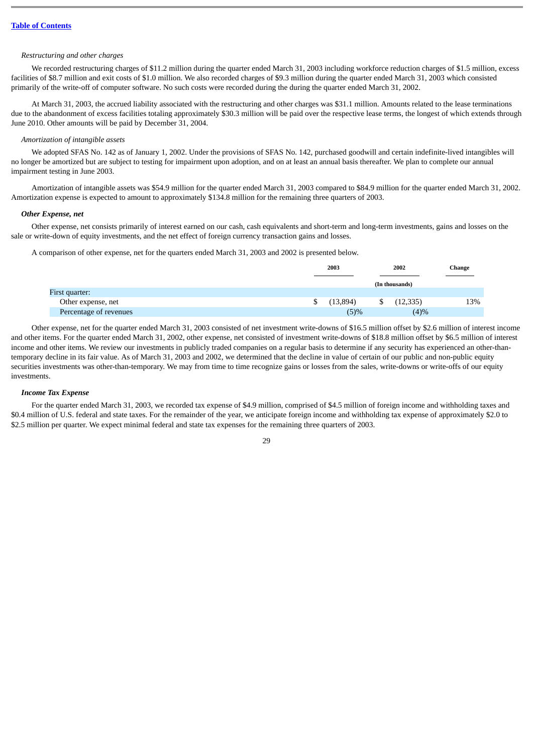*Restructuring and other charges*

We recorded restructuring charges of $11.2 million during the quarter ended March 31, 2003 including workforce reduction charges of $1.5 million, excess facilities of $8.7 million and exit costs of $1.0 million. We also recorded charges of $9.3 million during the quarter ended March 31, 2003 which consisted primarily of the write-off of computer software. No such costs were recorded during the during the quarter ended March 31, 2002.

At March 31, 2003, the accrued liability associated with the restructuring and other charges was $31.1 million. Amounts related to the lease terminations due to the abandonment of excess facilities totaling approximately $30.3 million will be paid over the respective lease terms, the longest of which extends through June 2010. Other amounts will be paid by December 31, 2004.

*Amortization of intangible assets*

We adopted SFAS No. 142 as of January 1, 2002. Under the provisions of SFAS No. 142, purchased goodwill and certain indefinite-lived intangibles will no longer be amortized but are subject to testing for impairment upon adoption, and on at least an annual basis thereafter. We plan to complete our annual impairment testing in June 2003.

Amortization of intangible assets was $54.9 million for the quarter ended March 31, 2003 compared to $84.9 million for the quarter ended March 31, 2002. Amortization expense is expected to amount to approximately $134.8 million for the remaining three quarters of 2003.

***Other Expense, net***

Other expense, net consists primarily of interest earned on our cash, cash equivalents and short-term and long-term investments, gains and losses on the sale or write-down of equity investments, and the net effect of foreign currency transaction gains and losses.

A comparison of other expense, net for the quarters ended March 31, 2003 and 2002 is presented below.

| | 2003 | 2002 | Change |
|---|---|---|---|
| | (In thousands) | | |
| First quarter: | | | |
| Other expense, net | $ (13,894) | $ (12,335) | 13% |
| Percentage of revenues | (5)% | (4)% | |

Other expense, net for the quarter ended March 31, 2003 consisted of net investment write-downs of $16.5 million offset by $2.6 million of interest income and other items. For the quarter ended March 31, 2002, other expense, net consisted of investment write-downs of $18.8 million offset by $6.5 million of interest income and other items. We review our investments in publicly traded companies on a regular basis to determine if any security has experienced an other-than-temporary decline in its fair value. As of March 31, 2003 and 2002, we determined that the decline in value of certain of our public and non-public equity securities investments was other-than-temporary. We may from time to time recognize gains or losses from the sales, write-downs or write-offs of our equity investments.

***Income Tax Expense***

For the quarter ended March 31, 2003, we recorded tax expense of $4.9 million, comprised of $4.5 million of foreign income and withholding taxes and $0.4 million of U.S. federal and state taxes. For the remainder of the year, we anticipate foreign income and withholding tax expense of approximately $2.0 to $2.5 million per quarter. We expect minimal federal and state tax expenses for the remaining three quarters of 2003.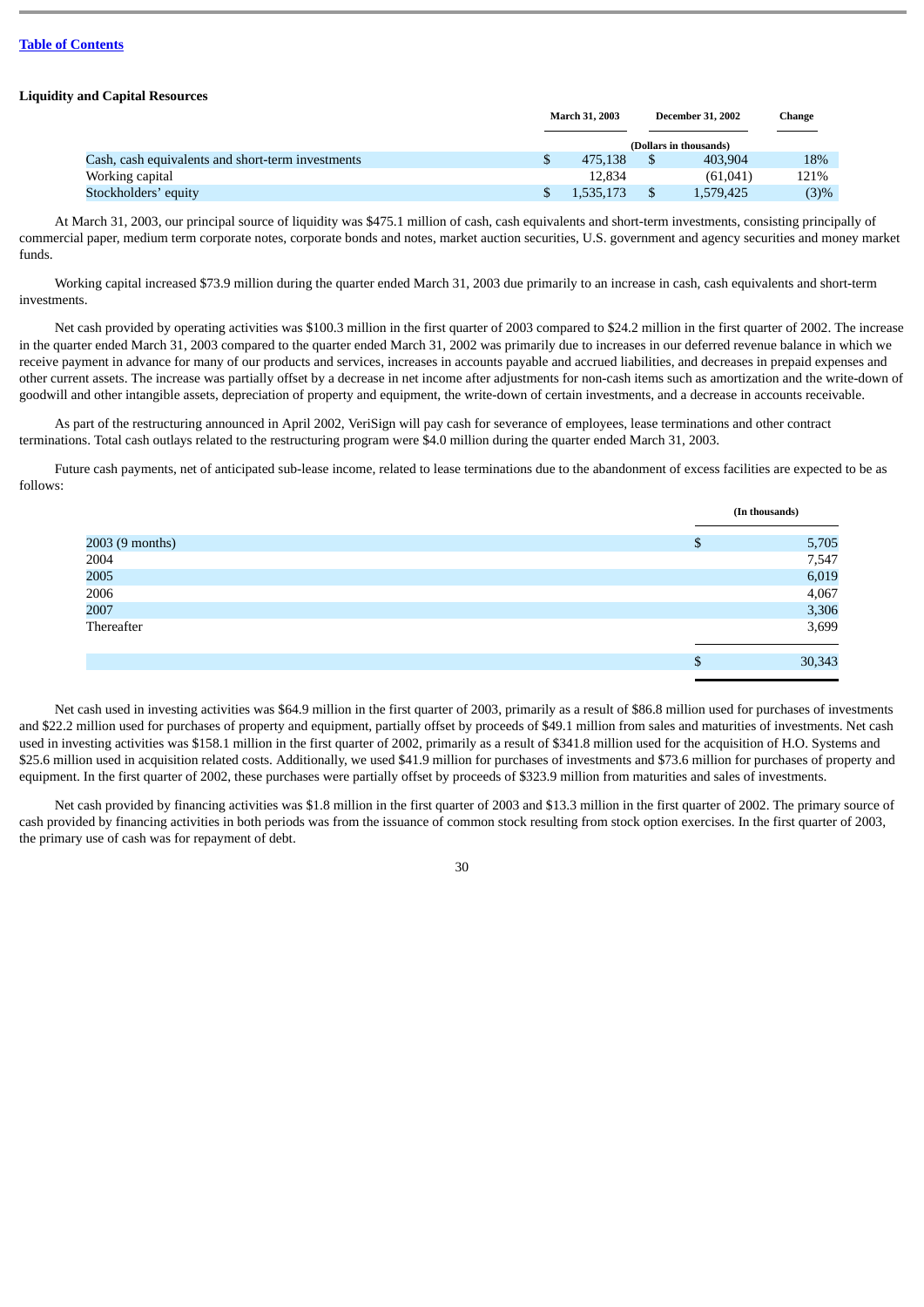[Table of Contents](#)

**Liquidity and Capital Resources**

| | March 31, 2003 | December 31, 2002 | Change |
|---|---|---|---|
| | (Dollars in thousands) | | |
| Cash, cash equivalents and short-term investments | $ 475,138 | $ 403,904 | 18% |
| Working capital | 12,834 | (61,041) | 121% |
| Stockholders' equity | $ 1,535,173 | $ 1,579,425 | (3)% |

At March 31, 2003, our principal source of liquidity was $475.1 million of cash, cash equivalents and short-term investments, consisting principally of commercial paper, medium term corporate notes, corporate bonds and notes, market auction securities, U.S. government and agency securities and money market funds.

Working capital increased $73.9 million during the quarter ended March 31, 2003 due primarily to an increase in cash, cash equivalents and short-term investments.

Net cash provided by operating activities was $100.3 million in the first quarter of 2003 compared to $24.2 million in the first quarter of 2002. The increase in the quarter ended March 31, 2003 compared to the quarter ended March 31, 2002 was primarily due to increases in our deferred revenue balance in which we receive payment in advance for many of our products and services, increases in accounts payable and accrued liabilities, and decreases in prepaid expenses and other current assets. The increase was partially offset by a decrease in net income after adjustments for non-cash items such as amortization and the write-down of goodwill and other intangible assets, depreciation of property and equipment, the write-down of certain investments, and a decrease in accounts receivable.

As part of the restructuring announced in April 2002, VeriSign will pay cash for severance of employees, lease terminations and other contract terminations. Total cash outlays related to the restructuring program were $4.0 million during the quarter ended March 31, 2003.

Future cash payments, net of anticipated sub-lease income, related to lease terminations due to the abandonment of excess facilities are expected to be as follows:

| | (In thousands) |
|---|---|
| 2003 (9 months) | $ 5,705 |
| 2004 | 7,547 |
| 2005 | 6,019 |
| 2006 | 4,067 |
| 2007 | 3,306 |
| Thereafter | 3,699 |
| | $ 30,343 |

Net cash used in investing activities was $64.9 million in the first quarter of 2003, primarily as a result of $86.8 million used for purchases of investments and $22.2 million used for purchases of property and equipment, partially offset by proceeds of $49.1 million from sales and maturities of investments. Net cash used in investing activities was $158.1 million in the first quarter of 2002, primarily as a result of $341.8 million used for the acquisition of H.O. Systems and $25.6 million used in acquisition related costs. Additionally, we used $41.9 million for purchases of investments and $73.6 million for purchases of property and equipment. In the first quarter of 2002, these purchases were partially offset by proceeds of $323.9 million from maturities and sales of investments.

Net cash provided by financing activities was $1.8 million in the first quarter of 2003 and $13.3 million in the first quarter of 2002. The primary source of cash provided by financing activities in both periods was from the issuance of common stock resulting from stock option exercises. In the first quarter of 2003, the primary use of cash was for repayment of debt.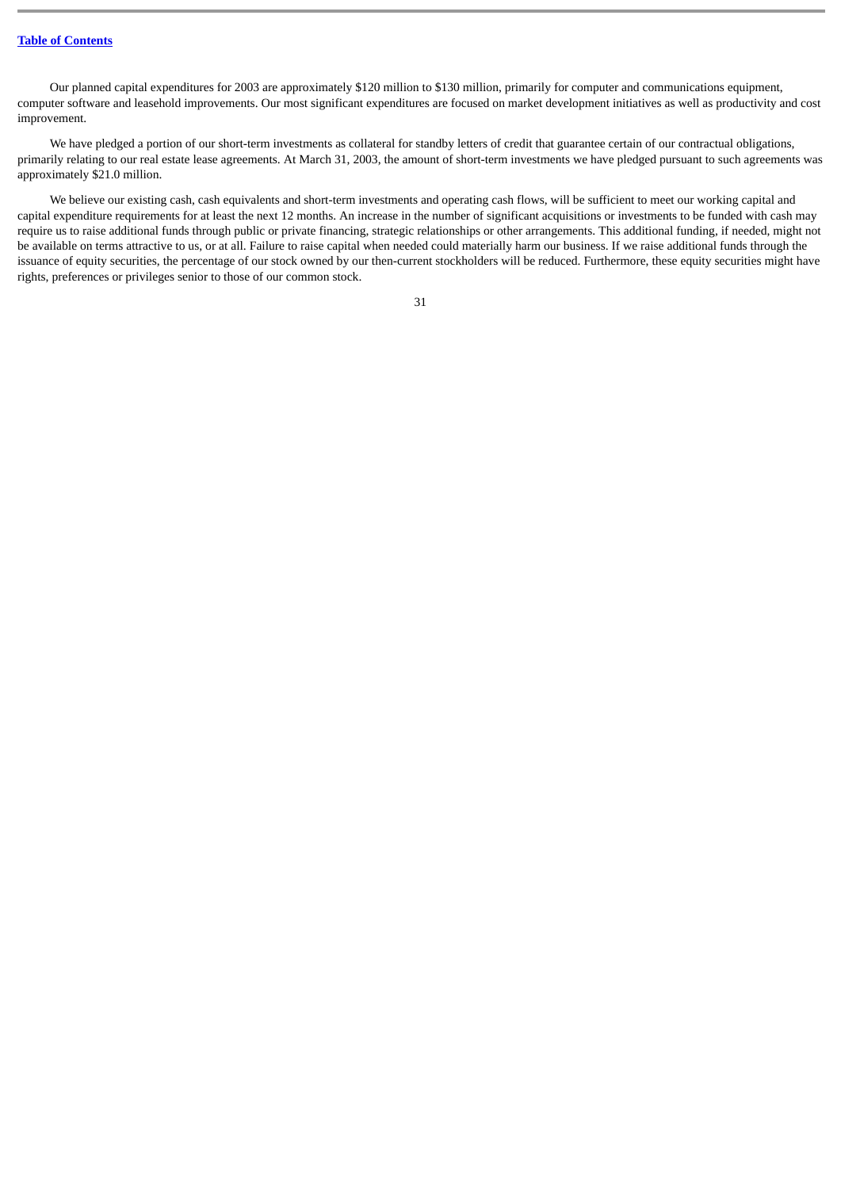Our planned capital expenditures for 2003 are approximately $120 million to $130 million, primarily for computer and communications equipment, computer software and leasehold improvements. Our most significant expenditures are focused on market development initiatives as well as productivity and cost improvement.

We have pledged a portion of our short-term investments as collateral for standby letters of credit that guarantee certain of our contractual obligations, primarily relating to our real estate lease agreements. At March 31, 2003, the amount of short-term investments we have pledged pursuant to such agreements was approximately $21.0 million.

We believe our existing cash, cash equivalents and short-term investments and operating cash flows, will be sufficient to meet our working capital and capital expenditure requirements for at least the next 12 months. An increase in the number of significant acquisitions or investments to be funded with cash may require us to raise additional funds through public or private financing, strategic relationships or other arrangements. This additional funding, if needed, might not be available on terms attractive to us, or at all. Failure to raise capital when needed could materially harm our business. If we raise additional funds through the issuance of equity securities, the percentage of our stock owned by our then-current stockholders will be reduced. Furthermore, these equity securities might have rights, preferences or privileges senior to those of our common stock.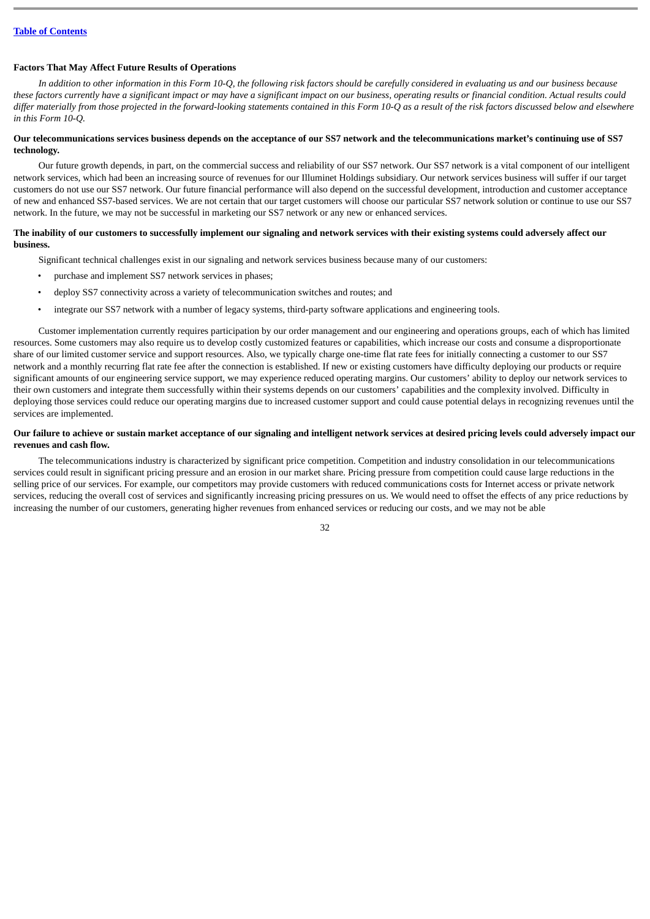### Factors That May Affect Future Results of Operations

*In addition to other information in this Form 10-Q, the following risk factors should be carefully considered in evaluating us and our business because these factors currently have a significant impact or may have a significant impact on our business, operating results or financial condition. Actual results could differ materially from those projected in the forward-looking statements contained in this Form 10-Q as a result of the risk factors discussed below and elsewhere in this Form 10-Q.*

**Our telecommunications services business depends on the acceptance of our SS7 network and the telecommunications market's continuing use of SS7 technology.**

Our future growth depends, in part, on the commercial success and reliability of our SS7 network. Our SS7 network is a vital component of our intelligent network services, which had been an increasing source of revenues for our Illuminet Holdings subsidiary. Our network services business will suffer if our target customers do not use our SS7 network. Our future financial performance will also depend on the successful development, introduction and customer acceptance of new and enhanced SS7-based services. We are not certain that our target customers will choose our particular SS7 network solution or continue to use our SS7 network. In the future, we may not be successful in marketing our SS7 network or any new or enhanced services.

**The inability of our customers to successfully implement our signaling and network services with their existing systems could adversely affect our business.**

Significant technical challenges exist in our signaling and network services business because many of our customers:

- purchase and implement SS7 network services in phases;
- deploy SS7 connectivity across a variety of telecommunication switches and routes; and
- integrate our SS7 network with a number of legacy systems, third-party software applications and engineering tools.

Customer implementation currently requires participation by our order management and our engineering and operations groups, each of which has limited resources. Some customers may also require us to develop costly customized features or capabilities, which increase our costs and consume a disproportionate share of our limited customer service and support resources. Also, we typically charge one-time flat rate fees for initially connecting a customer to our SS7 network and a monthly recurring flat rate fee after the connection is established. If new or existing customers have difficulty deploying our products or require significant amounts of our engineering service support, we may experience reduced operating margins. Our customers' ability to deploy our network services to their own customers and integrate them successfully within their systems depends on our customers' capabilities and the complexity involved. Difficulty in deploying those services could reduce our operating margins due to increased customer support and could cause potential delays in recognizing revenues until the services are implemented.

**Our failure to achieve or sustain market acceptance of our signaling and intelligent network services at desired pricing levels could adversely impact our revenues and cash flow.**

The telecommunications industry is characterized by significant price competition. Competition and industry consolidation in our telecommunications services could result in significant pricing pressure and an erosion in our market share. Pricing pressure from competition could cause large reductions in the selling price of our services. For example, our competitors may provide customers with reduced communications costs for Internet access or private network services, reducing the overall cost of services and significantly increasing pricing pressures on us. We would need to offset the effects of any price reductions by increasing the number of our customers, generating higher revenues from enhanced services or reducing our costs, and we may not be able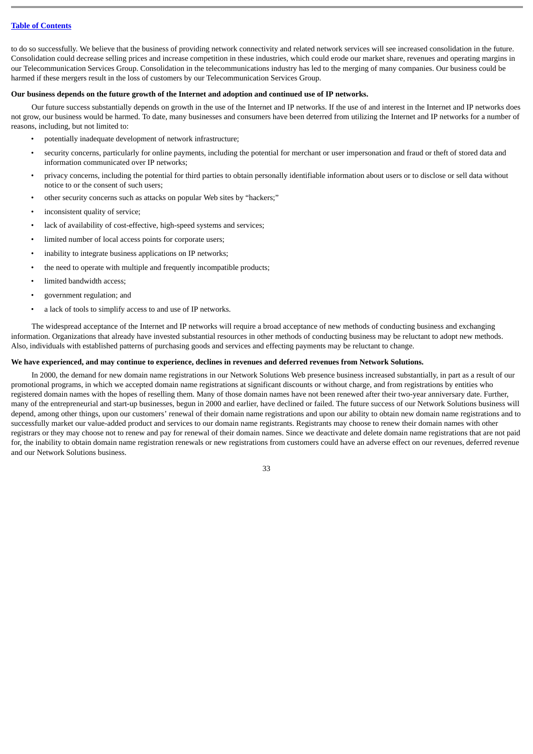to do so successfully. We believe that the business of providing network connectivity and related network services will see increased consolidation in the future. Consolidation could decrease selling prices and increase competition in these industries, which could erode our market share, revenues and operating margins in our Telecommunication Services Group. Consolidation in the telecommunications industry has led to the merging of many companies. Our business could be harmed if these mergers result in the loss of customers by our Telecommunication Services Group.

**Our business depends on the future growth of the Internet and adoption and continued use of IP networks.**

Our future success substantially depends on growth in the use of the Internet and IP networks. If the use of and interest in the Internet and IP networks does not grow, our business would be harmed. To date, many businesses and consumers have been deterred from utilizing the Internet and IP networks for a number of reasons, including, but not limited to:

- potentially inadequate development of network infrastructure;
- security concerns, particularly for online payments, including the potential for merchant or user impersonation and fraud or theft of stored data and information communicated over IP networks;
- privacy concerns, including the potential for third parties to obtain personally identifiable information about users or to disclose or sell data without notice to or the consent of such users;
- other security concerns such as attacks on popular Web sites by "hackers;"
- inconsistent quality of service;
- lack of availability of cost-effective, high-speed systems and services;
- limited number of local access points for corporate users;
- inability to integrate business applications on IP networks;
- the need to operate with multiple and frequently incompatible products;
- limited bandwidth access;
- government regulation; and
- a lack of tools to simplify access to and use of IP networks.

The widespread acceptance of the Internet and IP networks will require a broad acceptance of new methods of conducting business and exchanging information. Organizations that already have invested substantial resources in other methods of conducting business may be reluctant to adopt new methods. Also, individuals with established patterns of purchasing goods and services and effecting payments may be reluctant to change.

**We have experienced, and may continue to experience, declines in revenues and deferred revenues from Network Solutions.**

In 2000, the demand for new domain name registrations in our Network Solutions Web presence business increased substantially, in part as a result of our promotional programs, in which we accepted domain name registrations at significant discounts or without charge, and from registrations by entities who registered domain names with the hopes of reselling them. Many of those domain names have not been renewed after their two-year anniversary date. Further, many of the entrepreneurial and start-up businesses, begun in 2000 and earlier, have declined or failed. The future success of our Network Solutions business will depend, among other things, upon our customers' renewal of their domain name registrations and upon our ability to obtain new domain name registrations and to successfully market our value-added product and services to our domain name registrants. Registrants may choose to renew their domain names with other registrars or they may choose not to renew and pay for renewal of their domain names. Since we deactivate and delete domain name registrations that are not paid for, the inability to obtain domain name registration renewals or new registrations from customers could have an adverse effect on our revenues, deferred revenue and our Network Solutions business.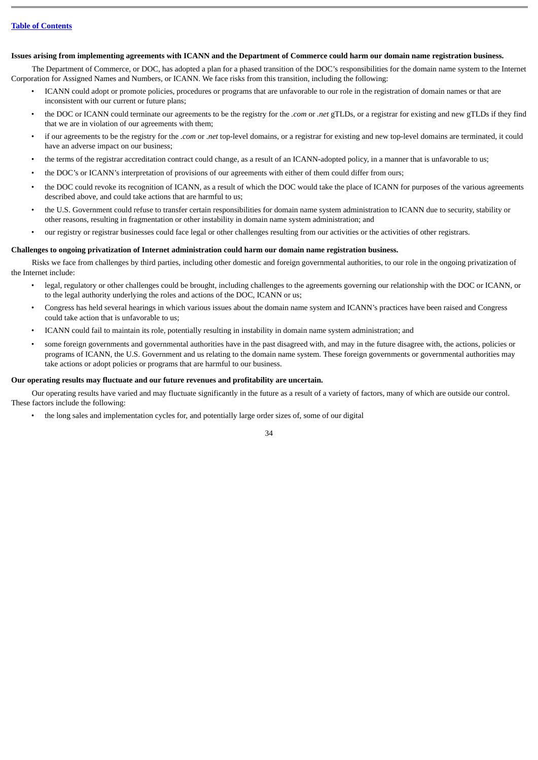**Issues arising from implementing agreements with ICANN and the Department of Commerce could harm our domain name registration business.**

The Department of Commerce, or DOC, has adopted a plan for a phased transition of the DOC's responsibilities for the domain name system to the Internet Corporation for Assigned Names and Numbers, or ICANN. We face risks from this transition, including the following:

- ICANN could adopt or promote policies, procedures or programs that are unfavorable to our role in the registration of domain names or that are inconsistent with our current or future plans;
- the DOC or ICANN could terminate our agreements to be the registry for the *.com* or *.net* gTLDs, or a registrar for existing and new gTLDs if they find that we are in violation of our agreements with them;
- if our agreements to be the registry for the *.com* or *.net* top-level domains, or a registrar for existing and new top-level domains are terminated, it could have an adverse impact on our business;
- the terms of the registrar accreditation contract could change, as a result of an ICANN-adopted policy, in a manner that is unfavorable to us;
- the DOC's or ICANN's interpretation of provisions of our agreements with either of them could differ from ours;
- the DOC could revoke its recognition of ICANN, as a result of which the DOC would take the place of ICANN for purposes of the various agreements described above, and could take actions that are harmful to us;
- the U.S. Government could refuse to transfer certain responsibilities for domain name system administration to ICANN due to security, stability or other reasons, resulting in fragmentation or other instability in domain name system administration; and
- our registry or registrar businesses could face legal or other challenges resulting from our activities or the activities of other registrars.

**Challenges to ongoing privatization of Internet administration could harm our domain name registration business.**

Risks we face from challenges by third parties, including other domestic and foreign governmental authorities, to our role in the ongoing privatization of the Internet include:

- legal, regulatory or other challenges could be brought, including challenges to the agreements governing our relationship with the DOC or ICANN, or to the legal authority underlying the roles and actions of the DOC, ICANN or us;
- Congress has held several hearings in which various issues about the domain name system and ICANN's practices have been raised and Congress could take action that is unfavorable to us;
- ICANN could fail to maintain its role, potentially resulting in instability in domain name system administration; and
- some foreign governments and governmental authorities have in the past disagreed with, and may in the future disagree with, the actions, policies or programs of ICANN, the U.S. Government and us relating to the domain name system. These foreign governments or governmental authorities may take actions or adopt policies or programs that are harmful to our business.

**Our operating results may fluctuate and our future revenues and profitability are uncertain.**

Our operating results have varied and may fluctuate significantly in the future as a result of a variety of factors, many of which are outside our control. These factors include the following:

- the long sales and implementation cycles for, and potentially large order sizes of, some of our digital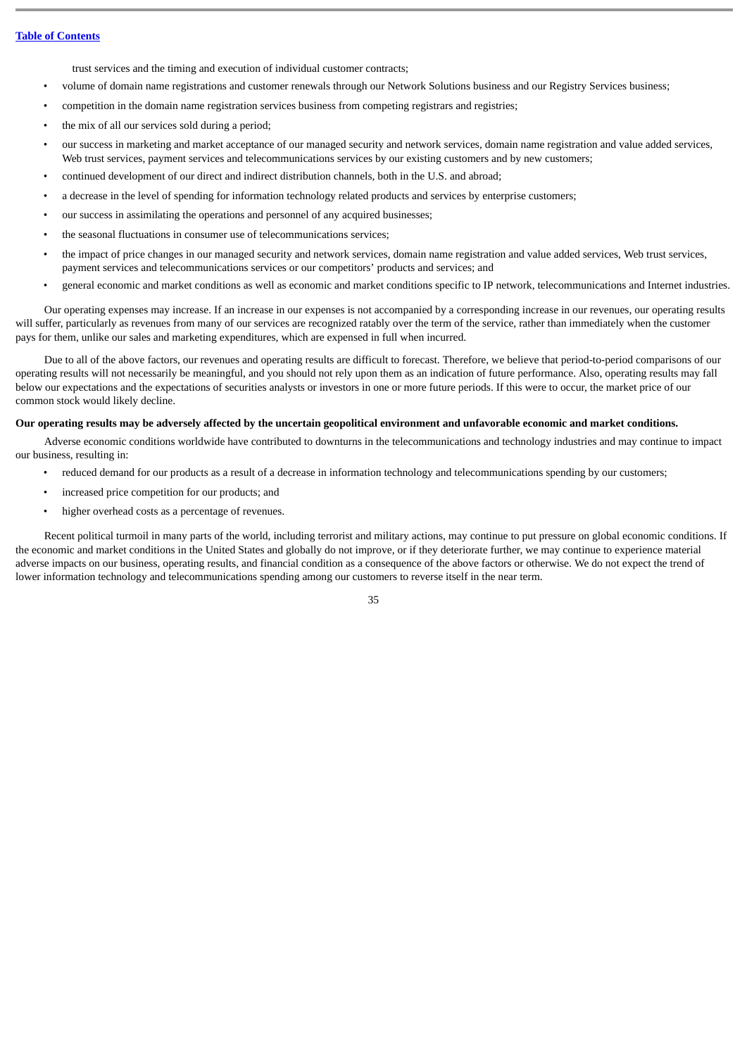trust services and the timing and execution of individual customer contracts;

- volume of domain name registrations and customer renewals through our Network Solutions business and our Registry Services business;
- competition in the domain name registration services business from competing registrars and registries;
- the mix of all our services sold during a period;
- our success in marketing and market acceptance of our managed security and network services, domain name registration and value added services, Web trust services, payment services and telecommunications services by our existing customers and by new customers;
- continued development of our direct and indirect distribution channels, both in the U.S. and abroad;
- a decrease in the level of spending for information technology related products and services by enterprise customers;
- our success in assimilating the operations and personnel of any acquired businesses;
- the seasonal fluctuations in consumer use of telecommunications services;
- the impact of price changes in our managed security and network services, domain name registration and value added services, Web trust services, payment services and telecommunications services or our competitors' products and services; and
- general economic and market conditions as well as economic and market conditions specific to IP network, telecommunications and Internet industries.

Our operating expenses may increase. If an increase in our expenses is not accompanied by a corresponding increase in our revenues, our operating results will suffer, particularly as revenues from many of our services are recognized ratably over the term of the service, rather than immediately when the customer pays for them, unlike our sales and marketing expenditures, which are expensed in full when incurred.

Due to all of the above factors, our revenues and operating results are difficult to forecast. Therefore, we believe that period-to-period comparisons of our operating results will not necessarily be meaningful, and you should not rely upon them as an indication of future performance. Also, operating results may fall below our expectations and the expectations of securities analysts or investors in one or more future periods. If this were to occur, the market price of our common stock would likely decline.

**Our operating results may be adversely affected by the uncertain geopolitical environment and unfavorable economic and market conditions.**

Adverse economic conditions worldwide have contributed to downturns in the telecommunications and technology industries and may continue to impact our business, resulting in:

- reduced demand for our products as a result of a decrease in information technology and telecommunications spending by our customers;
- increased price competition for our products; and
- higher overhead costs as a percentage of revenues.

Recent political turmoil in many parts of the world, including terrorist and military actions, may continue to put pressure on global economic conditions. If the economic and market conditions in the United States and globally do not improve, or if they deteriorate further, we may continue to experience material adverse impacts on our business, operating results, and financial condition as a consequence of the above factors or otherwise. We do not expect the trend of lower information technology and telecommunications spending among our customers to reverse itself in the near term.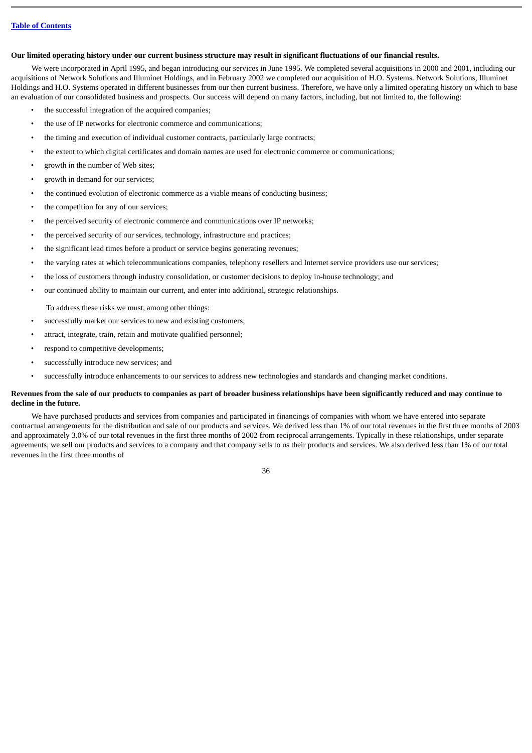**Our limited operating history under our current business structure may result in significant fluctuations of our financial results.**

We were incorporated in April 1995, and began introducing our services in June 1995. We completed several acquisitions in 2000 and 2001, including our acquisitions of Network Solutions and Illuminet Holdings, and in February 2002 we completed our acquisition of H.O. Systems. Network Solutions, Illuminet Holdings and H.O. Systems operated in different businesses from our then current business. Therefore, we have only a limited operating history on which to base an evaluation of our consolidated business and prospects. Our success will depend on many factors, including, but not limited to, the following:

- the successful integration of the acquired companies;
- the use of IP networks for electronic commerce and communications;
- the timing and execution of individual customer contracts, particularly large contracts;
- the extent to which digital certificates and domain names are used for electronic commerce or communications;
- growth in the number of Web sites;
- growth in demand for our services;
- the continued evolution of electronic commerce as a viable means of conducting business;
- the competition for any of our services;
- the perceived security of electronic commerce and communications over IP networks;
- the perceived security of our services, technology, infrastructure and practices;
- the significant lead times before a product or service begins generating revenues;
- the varying rates at which telecommunications companies, telephony resellers and Internet service providers use our services;
- the loss of customers through industry consolidation, or customer decisions to deploy in-house technology; and
- our continued ability to maintain our current, and enter into additional, strategic relationships.

To address these risks we must, among other things:

- successfully market our services to new and existing customers;
- attract, integrate, train, retain and motivate qualified personnel;
- respond to competitive developments;
- successfully introduce new services; and
- successfully introduce enhancements to our services to address new technologies and standards and changing market conditions.

**Revenues from the sale of our products to companies as part of broader business relationships have been significantly reduced and may continue to decline in the future.**

We have purchased products and services from companies and participated in financings of companies with whom we have entered into separate contractual arrangements for the distribution and sale of our products and services. We derived less than 1% of our total revenues in the first three months of 2003 and approximately 3.0% of our total revenues in the first three months of 2002 from reciprocal arrangements. Typically in these relationships, under separate agreements, we sell our products and services to a company and that company sells to us their products and services. We also derived less than 1% of our total revenues in the first three months of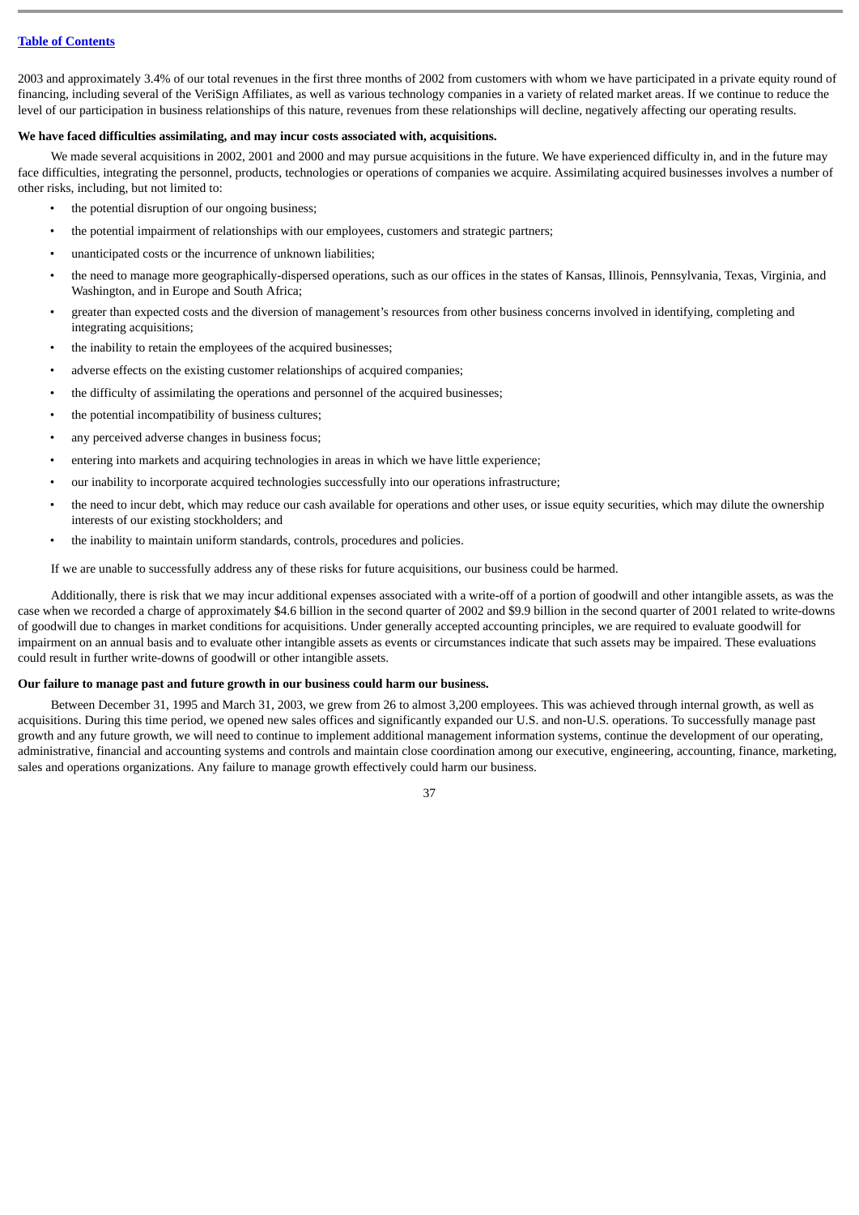2003 and approximately 3.4% of our total revenues in the first three months of 2002 from customers with whom we have participated in a private equity round of financing, including several of the VeriSign Affiliates, as well as various technology companies in a variety of related market areas. If we continue to reduce the level of our participation in business relationships of this nature, revenues from these relationships will decline, negatively affecting our operating results.

**We have faced difficulties assimilating, and may incur costs associated with, acquisitions.**

We made several acquisitions in 2002, 2001 and 2000 and may pursue acquisitions in the future. We have experienced difficulty in, and in the future may face difficulties, integrating the personnel, products, technologies or operations of companies we acquire. Assimilating acquired businesses involves a number of other risks, including, but not limited to:

- the potential disruption of our ongoing business;
- the potential impairment of relationships with our employees, customers and strategic partners;
- unanticipated costs or the incurrence of unknown liabilities;
- the need to manage more geographically-dispersed operations, such as our offices in the states of Kansas, Illinois, Pennsylvania, Texas, Virginia, and Washington, and in Europe and South Africa;
- greater than expected costs and the diversion of management's resources from other business concerns involved in identifying, completing and integrating acquisitions;
- the inability to retain the employees of the acquired businesses;
- adverse effects on the existing customer relationships of acquired companies;
- the difficulty of assimilating the operations and personnel of the acquired businesses;
- the potential incompatibility of business cultures;
- any perceived adverse changes in business focus;
- entering into markets and acquiring technologies in areas in which we have little experience;
- our inability to incorporate acquired technologies successfully into our operations infrastructure;
- the need to incur debt, which may reduce our cash available for operations and other uses, or issue equity securities, which may dilute the ownership interests of our existing stockholders; and
- the inability to maintain uniform standards, controls, procedures and policies.

If we are unable to successfully address any of these risks for future acquisitions, our business could be harmed.

Additionally, there is risk that we may incur additional expenses associated with a write-off of a portion of goodwill and other intangible assets, as was the case when we recorded a charge of approximately $4.6 billion in the second quarter of 2002 and $9.9 billion in the second quarter of 2001 related to write-downs of goodwill due to changes in market conditions for acquisitions. Under generally accepted accounting principles, we are required to evaluate goodwill for impairment on an annual basis and to evaluate other intangible assets as events or circumstances indicate that such assets may be impaired. These evaluations could result in further write-downs of goodwill or other intangible assets.

**Our failure to manage past and future growth in our business could harm our business.**

Between December 31, 1995 and March 31, 2003, we grew from 26 to almost 3,200 employees. This was achieved through internal growth, as well as acquisitions. During this time period, we opened new sales offices and significantly expanded our U.S. and non-U.S. operations. To successfully manage past growth and any future growth, we will need to continue to implement additional management information systems, continue the development of our operating, administrative, financial and accounting systems and controls and maintain close coordination among our executive, engineering, accounting, finance, marketing, sales and operations organizations. Any failure to manage growth effectively could harm our business.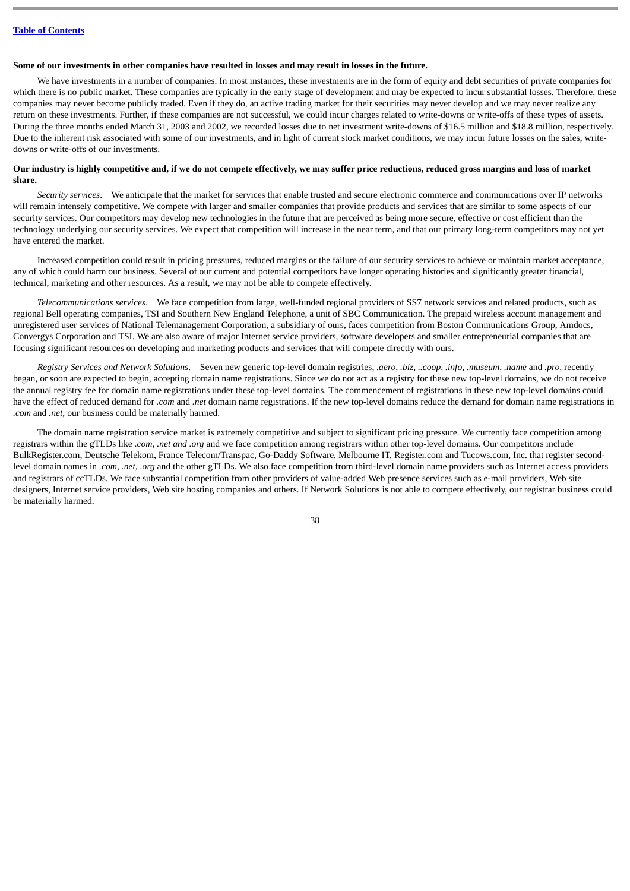**Some of our investments in other companies have resulted in losses and may result in losses in the future.**

We have investments in a number of companies. In most instances, these investments are in the form of equity and debt securities of private companies for which there is no public market. These companies are typically in the early stage of development and may be expected to incur substantial losses. Therefore, these companies may never become publicly traded. Even if they do, an active trading market for their securities may never develop and we may never realize any return on these investments. Further, if these companies are not successful, we could incur charges related to write-downs or write-offs of these types of assets. During the three months ended March 31, 2003 and 2002, we recorded losses due to net investment write-downs of $16.5 million and $18.8 million, respectively. Due to the inherent risk associated with some of our investments, and in light of current stock market conditions, we may incur future losses on the sales, write-downs or write-offs of our investments.

**Our industry is highly competitive and, if we do not compete effectively, we may suffer price reductions, reduced gross margins and loss of market share.**

*Security services*. We anticipate that the market for services that enable trusted and secure electronic commerce and communications over IP networks will remain intensely competitive. We compete with larger and smaller companies that provide products and services that are similar to some aspects of our security services. Our competitors may develop new technologies in the future that are perceived as being more secure, effective or cost efficient than the technology underlying our security services. We expect that competition will increase in the near term, and that our primary long-term competitors may not yet have entered the market.

Increased competition could result in pricing pressures, reduced margins or the failure of our security services to achieve or maintain market acceptance, any of which could harm our business. Several of our current and potential competitors have longer operating histories and significantly greater financial, technical, marketing and other resources. As a result, we may not be able to compete effectively.

*Telecommunications services*. We face competition from large, well-funded regional providers of SS7 network services and related products, such as regional Bell operating companies, TSI and Southern New England Telephone, a unit of SBC Communication. The prepaid wireless account management and unregistered user services of National Telemanagement Corporation, a subsidiary of ours, faces competition from Boston Communications Group, Amdocs, Convergys Corporation and TSI. We are also aware of major Internet service providers, software developers and smaller entrepreneurial companies that are focusing significant resources on developing and marketing products and services that will compete directly with ours.

*Registry Services and Network Solutions*. Seven new generic top-level domain registries, *.aero*, *.biz*, *..coop*, *.info*, *.museum*, *.name* and *.pro*, recently began, or soon are expected to begin, accepting domain name registrations. Since we do not act as a registry for these new top-level domains, we do not receive the annual registry fee for domain name registrations under these top-level domains. The commencement of registrations in these new top-level domains could have the effect of reduced demand for *.com* and *.net* domain name registrations. If the new top-level domains reduce the demand for domain name registrations in *.com* and *.net*, our business could be materially harmed.

The domain name registration service market is extremely competitive and subject to significant pricing pressure. We currently face competition among registrars within the gTLDs like *.com, .net and .org* and we face competition among registrars within other top-level domains. Our competitors include BulkRegister.com, Deutsche Telekom, France Telecom/Transpac, Go-Daddy Software, Melbourne IT, Register.com and Tucows.com, Inc. that register second-level domain names in *.com*, *.net*, *.org* and the other gTLDs. We also face competition from third-level domain name providers such as Internet access providers and registrars of ccTLDs. We face substantial competition from other providers of value-added Web presence services such as e-mail providers, Web site designers, Internet service providers, Web site hosting companies and others. If Network Solutions is not able to compete effectively, our registrar business could be materially harmed.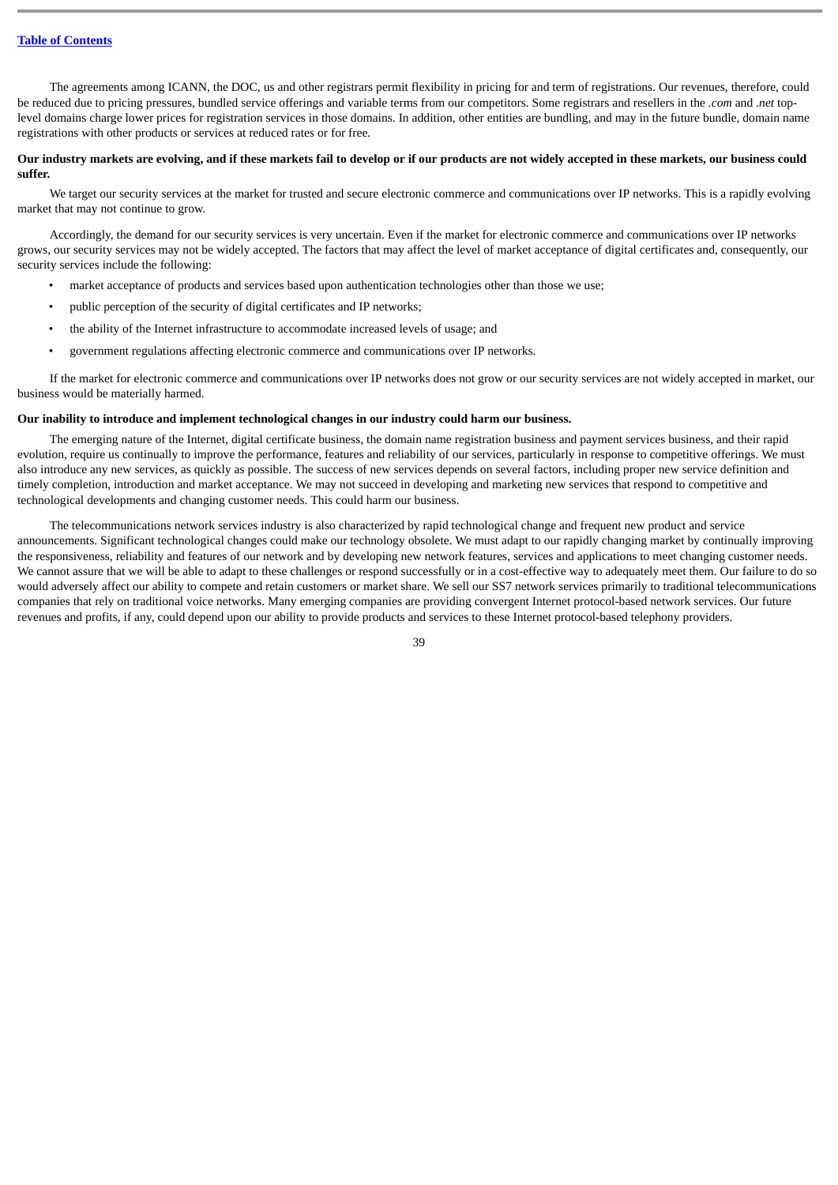The agreements among ICANN, the DOC, us and other registrars permit flexibility in pricing for and term of registrations. Our revenues, therefore, could be reduced due to pricing pressures, bundled service offerings and variable terms from our competitors. Some registrars and resellers in the *.com* and *.net* top-level domains charge lower prices for registration services in those domains. In addition, other entities are bundling, and may in the future bundle, domain name registrations with other products or services at reduced rates or for free.

**Our industry markets are evolving, and if these markets fail to develop or if our products are not widely accepted in these markets, our business could suffer.**

We target our security services at the market for trusted and secure electronic commerce and communications over IP networks. This is a rapidly evolving market that may not continue to grow.

Accordingly, the demand for our security services is very uncertain. Even if the market for electronic commerce and communications over IP networks grows, our security services may not be widely accepted. The factors that may affect the level of market acceptance of digital certificates and, consequently, our security services include the following:

- market acceptance of products and services based upon authentication technologies other than those we use;
- public perception of the security of digital certificates and IP networks;
- the ability of the Internet infrastructure to accommodate increased levels of usage; and
- government regulations affecting electronic commerce and communications over IP networks.

If the market for electronic commerce and communications over IP networks does not grow or our security services are not widely accepted in market, our business would be materially harmed.

**Our inability to introduce and implement technological changes in our industry could harm our business.**

The emerging nature of the Internet, digital certificate business, the domain name registration business and payment services business, and their rapid evolution, require us continually to improve the performance, features and reliability of our services, particularly in response to competitive offerings. We must also introduce any new services, as quickly as possible. The success of new services depends on several factors, including proper new service definition and timely completion, introduction and market acceptance. We may not succeed in developing and marketing new services that respond to competitive and technological developments and changing customer needs. This could harm our business.

The telecommunications network services industry is also characterized by rapid technological change and frequent new product and service announcements. Significant technological changes could make our technology obsolete. We must adapt to our rapidly changing market by continually improving the responsiveness, reliability and features of our network and by developing new network features, services and applications to meet changing customer needs. We cannot assure that we will be able to adapt to these challenges or respond successfully or in a cost-effective way to adequately meet them. Our failure to do so would adversely affect our ability to compete and retain customers or market share. We sell our SS7 network services primarily to traditional telecommunications companies that rely on traditional voice networks. Many emerging companies are providing convergent Internet protocol-based network services. Our future revenues and profits, if any, could depend upon our ability to provide products and services to these Internet protocol-based telephony providers.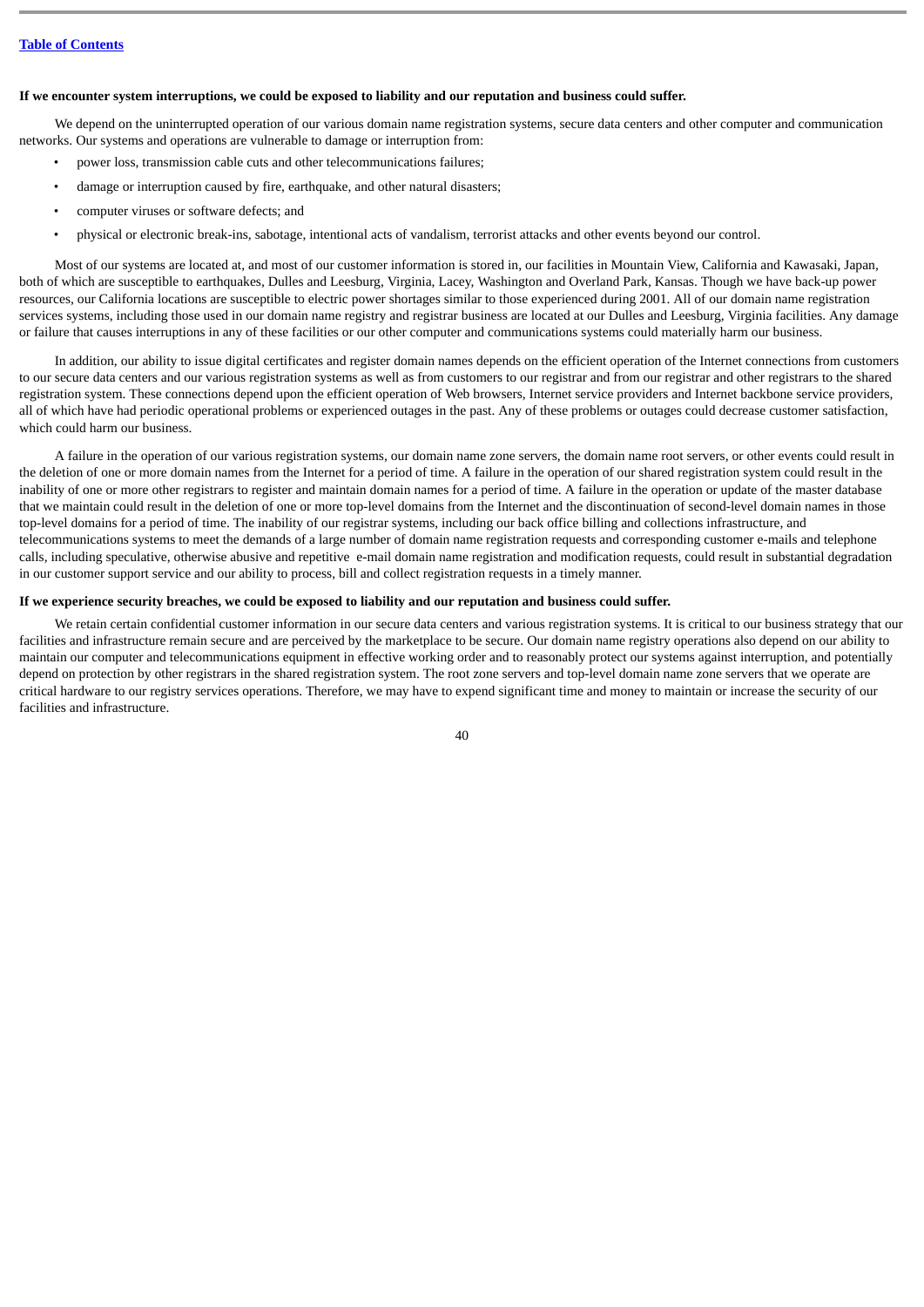**If we encounter system interruptions, we could be exposed to liability and our reputation and business could suffer.**

We depend on the uninterrupted operation of our various domain name registration systems, secure data centers and other computer and communication networks. Our systems and operations are vulnerable to damage or interruption from:

- power loss, transmission cable cuts and other telecommunications failures;
- damage or interruption caused by fire, earthquake, and other natural disasters;
- computer viruses or software defects; and
- physical or electronic break-ins, sabotage, intentional acts of vandalism, terrorist attacks and other events beyond our control.

Most of our systems are located at, and most of our customer information is stored in, our facilities in Mountain View, California and Kawasaki, Japan, both of which are susceptible to earthquakes, Dulles and Leesburg, Virginia, Lacey, Washington and Overland Park, Kansas. Though we have back-up power resources, our California locations are susceptible to electric power shortages similar to those experienced during 2001. All of our domain name registration services systems, including those used in our domain name registry and registrar business are located at our Dulles and Leesburg, Virginia facilities. Any damage or failure that causes interruptions in any of these facilities or our other computer and communications systems could materially harm our business.

In addition, our ability to issue digital certificates and register domain names depends on the efficient operation of the Internet connections from customers to our secure data centers and our various registration systems as well as from customers to our registrar and from our registrar and other registrars to the shared registration system. These connections depend upon the efficient operation of Web browsers, Internet service providers and Internet backbone service providers, all of which have had periodic operational problems or experienced outages in the past. Any of these problems or outages could decrease customer satisfaction, which could harm our business.

A failure in the operation of our various registration systems, our domain name zone servers, the domain name root servers, or other events could result in the deletion of one or more domain names from the Internet for a period of time. A failure in the operation of our shared registration system could result in the inability of one or more other registrars to register and maintain domain names for a period of time. A failure in the operation or update of the master database that we maintain could result in the deletion of one or more top-level domains from the Internet and the discontinuation of second-level domain names in those top-level domains for a period of time. The inability of our registrar systems, including our back office billing and collections infrastructure, and telecommunications systems to meet the demands of a large number of domain name registration requests and corresponding customer e-mails and telephone calls, including speculative, otherwise abusive and repetitive e-mail domain name registration and modification requests, could result in substantial degradation in our customer support service and our ability to process, bill and collect registration requests in a timely manner.

**If we experience security breaches, we could be exposed to liability and our reputation and business could suffer.**

We retain certain confidential customer information in our secure data centers and various registration systems. It is critical to our business strategy that our facilities and infrastructure remain secure and are perceived by the marketplace to be secure. Our domain name registry operations also depend on our ability to maintain our computer and telecommunications equipment in effective working order and to reasonably protect our systems against interruption, and potentially depend on protection by other registrars in the shared registration system. The root zone servers and top-level domain name zone servers that we operate are critical hardware to our registry services operations. Therefore, we may have to expend significant time and money to maintain or increase the security of our facilities and infrastructure.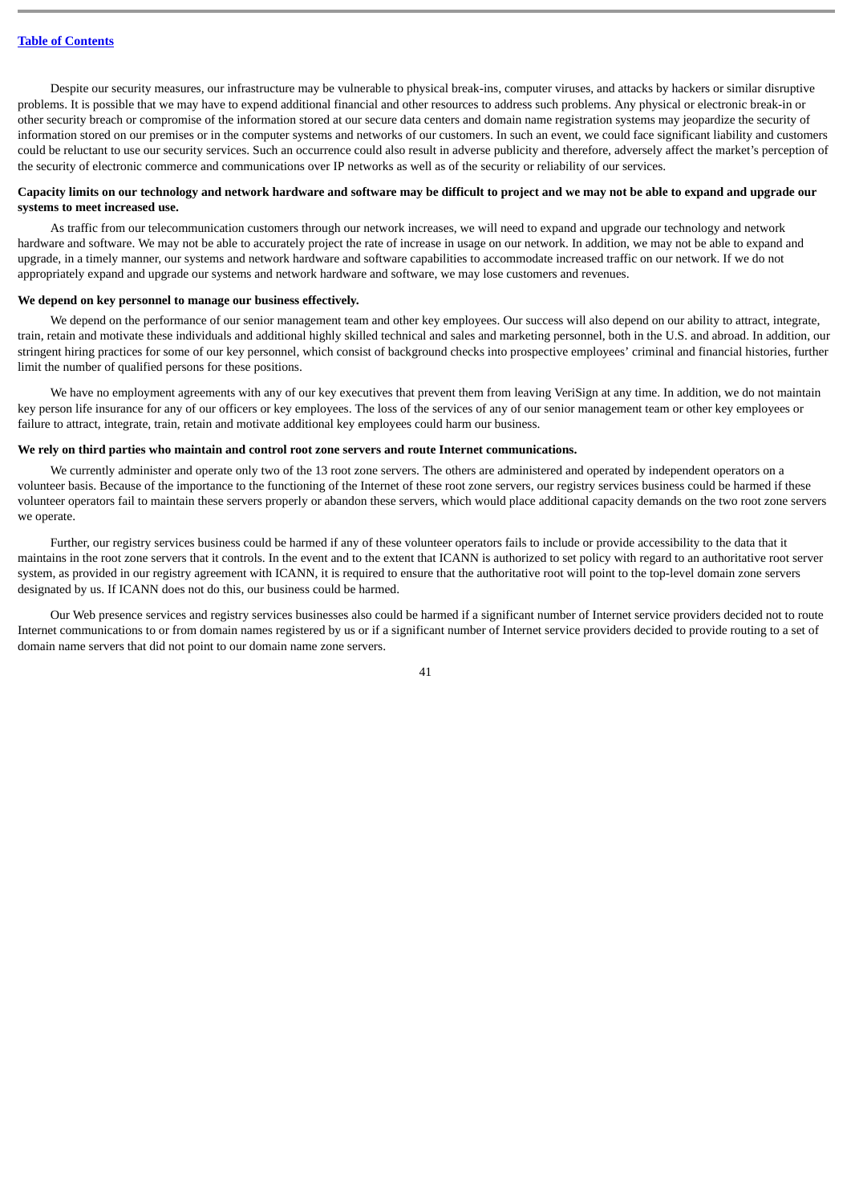Despite our security measures, our infrastructure may be vulnerable to physical break-ins, computer viruses, and attacks by hackers or similar disruptive problems. It is possible that we may have to expend additional financial and other resources to address such problems. Any physical or electronic break-in or other security breach or compromise of the information stored at our secure data centers and domain name registration systems may jeopardize the security of information stored on our premises or in the computer systems and networks of our customers. In such an event, we could face significant liability and customers could be reluctant to use our security services. Such an occurrence could also result in adverse publicity and therefore, adversely affect the market's perception of the security of electronic commerce and communications over IP networks as well as of the security or reliability of our services.

**Capacity limits on our technology and network hardware and software may be difficult to project and we may not be able to expand and upgrade our systems to meet increased use.**

As traffic from our telecommunication customers through our network increases, we will need to expand and upgrade our technology and network hardware and software. We may not be able to accurately project the rate of increase in usage on our network. In addition, we may not be able to expand and upgrade, in a timely manner, our systems and network hardware and software capabilities to accommodate increased traffic on our network. If we do not appropriately expand and upgrade our systems and network hardware and software, we may lose customers and revenues.

**We depend on key personnel to manage our business effectively.**

We depend on the performance of our senior management team and other key employees. Our success will also depend on our ability to attract, integrate, train, retain and motivate these individuals and additional highly skilled technical and sales and marketing personnel, both in the U.S. and abroad. In addition, our stringent hiring practices for some of our key personnel, which consist of background checks into prospective employees' criminal and financial histories, further limit the number of qualified persons for these positions.

We have no employment agreements with any of our key executives that prevent them from leaving VeriSign at any time. In addition, we do not maintain key person life insurance for any of our officers or key employees. The loss of the services of any of our senior management team or other key employees or failure to attract, integrate, train, retain and motivate additional key employees could harm our business.

**We rely on third parties who maintain and control root zone servers and route Internet communications.**

We currently administer and operate only two of the 13 root zone servers. The others are administered and operated by independent operators on a volunteer basis. Because of the importance to the functioning of the Internet of these root zone servers, our registry services business could be harmed if these volunteer operators fail to maintain these servers properly or abandon these servers, which would place additional capacity demands on the two root zone servers we operate.

Further, our registry services business could be harmed if any of these volunteer operators fails to include or provide accessibility to the data that it maintains in the root zone servers that it controls. In the event and to the extent that ICANN is authorized to set policy with regard to an authoritative root server system, as provided in our registry agreement with ICANN, it is required to ensure that the authoritative root will point to the top-level domain zone servers designated by us. If ICANN does not do this, our business could be harmed.

Our Web presence services and registry services businesses also could be harmed if a significant number of Internet service providers decided not to route Internet communications to or from domain names registered by us or if a significant number of Internet service providers decided to provide routing to a set of domain name servers that did not point to our domain name zone servers.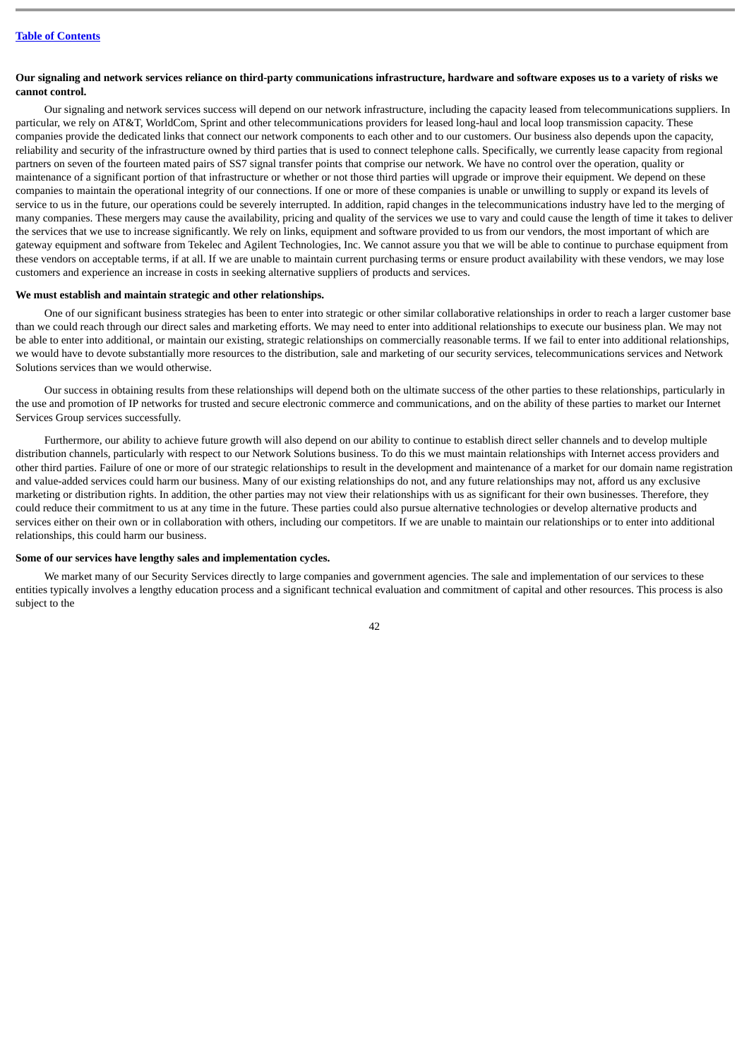**Our signaling and network services reliance on third-party communications infrastructure, hardware and software exposes us to a variety of risks we cannot control.**

Our signaling and network services success will depend on our network infrastructure, including the capacity leased from telecommunications suppliers. In particular, we rely on AT&T, WorldCom, Sprint and other telecommunications providers for leased long-haul and local loop transmission capacity. These companies provide the dedicated links that connect our network components to each other and to our customers. Our business also depends upon the capacity, reliability and security of the infrastructure owned by third parties that is used to connect telephone calls. Specifically, we currently lease capacity from regional partners on seven of the fourteen mated pairs of SS7 signal transfer points that comprise our network. We have no control over the operation, quality or maintenance of a significant portion of that infrastructure or whether or not those third parties will upgrade or improve their equipment. We depend on these companies to maintain the operational integrity of our connections. If one or more of these companies is unable or unwilling to supply or expand its levels of service to us in the future, our operations could be severely interrupted. In addition, rapid changes in the telecommunications industry have led to the merging of many companies. These mergers may cause the availability, pricing and quality of the services we use to vary and could cause the length of time it takes to deliver the services that we use to increase significantly. We rely on links, equipment and software provided to us from our vendors, the most important of which are gateway equipment and software from Tekelec and Agilent Technologies, Inc. We cannot assure you that we will be able to continue to purchase equipment from these vendors on acceptable terms, if at all. If we are unable to maintain current purchasing terms or ensure product availability with these vendors, we may lose customers and experience an increase in costs in seeking alternative suppliers of products and services.

**We must establish and maintain strategic and other relationships.**

One of our significant business strategies has been to enter into strategic or other similar collaborative relationships in order to reach a larger customer base than we could reach through our direct sales and marketing efforts. We may need to enter into additional relationships to execute our business plan. We may not be able to enter into additional, or maintain our existing, strategic relationships on commercially reasonable terms. If we fail to enter into additional relationships, we would have to devote substantially more resources to the distribution, sale and marketing of our security services, telecommunications services and Network Solutions services than we would otherwise.

Our success in obtaining results from these relationships will depend both on the ultimate success of the other parties to these relationships, particularly in the use and promotion of IP networks for trusted and secure electronic commerce and communications, and on the ability of these parties to market our Internet Services Group services successfully.

Furthermore, our ability to achieve future growth will also depend on our ability to continue to establish direct seller channels and to develop multiple distribution channels, particularly with respect to our Network Solutions business. To do this we must maintain relationships with Internet access providers and other third parties. Failure of one or more of our strategic relationships to result in the development and maintenance of a market for our domain name registration and value-added services could harm our business. Many of our existing relationships do not, and any future relationships may not, afford us any exclusive marketing or distribution rights. In addition, the other parties may not view their relationships with us as significant for their own businesses. Therefore, they could reduce their commitment to us at any time in the future. These parties could also pursue alternative technologies or develop alternative products and services either on their own or in collaboration with others, including our competitors. If we are unable to maintain our relationships or to enter into additional relationships, this could harm our business.

**Some of our services have lengthy sales and implementation cycles.**

We market many of our Security Services directly to large companies and government agencies. The sale and implementation of our services to these entities typically involves a lengthy education process and a significant technical evaluation and commitment of capital and other resources. This process is also subject to the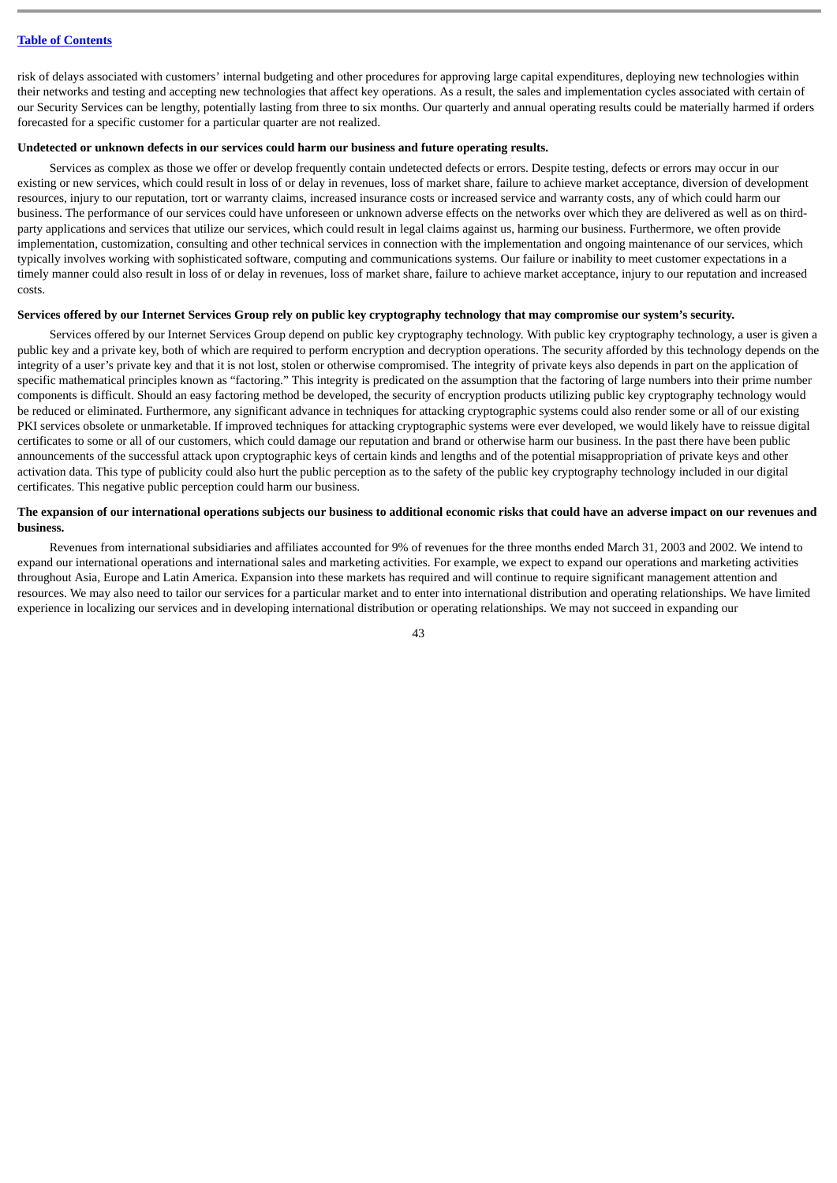risk of delays associated with customers' internal budgeting and other procedures for approving large capital expenditures, deploying new technologies within their networks and testing and accepting new technologies that affect key operations. As a result, the sales and implementation cycles associated with certain of our Security Services can be lengthy, potentially lasting from three to six months. Our quarterly and annual operating results could be materially harmed if orders forecasted for a specific customer for a particular quarter are not realized.

**Undetected or unknown defects in our services could harm our business and future operating results.**

Services as complex as those we offer or develop frequently contain undetected defects or errors. Despite testing, defects or errors may occur in our existing or new services, which could result in loss of or delay in revenues, loss of market share, failure to achieve market acceptance, diversion of development resources, injury to our reputation, tort or warranty claims, increased insurance costs or increased service and warranty costs, any of which could harm our business. The performance of our services could have unforeseen or unknown adverse effects on the networks over which they are delivered as well as on third-party applications and services that utilize our services, which could result in legal claims against us, harming our business. Furthermore, we often provide implementation, customization, consulting and other technical services in connection with the implementation and ongoing maintenance of our services, which typically involves working with sophisticated software, computing and communications systems. Our failure or inability to meet customer expectations in a timely manner could also result in loss of or delay in revenues, loss of market share, failure to achieve market acceptance, injury to our reputation and increased costs.

**Services offered by our Internet Services Group rely on public key cryptography technology that may compromise our system's security.**

Services offered by our Internet Services Group depend on public key cryptography technology. With public key cryptography technology, a user is given a public key and a private key, both of which are required to perform encryption and decryption operations. The security afforded by this technology depends on the integrity of a user's private key and that it is not lost, stolen or otherwise compromised. The integrity of private keys also depends in part on the application of specific mathematical principles known as "factoring." This integrity is predicated on the assumption that the factoring of large numbers into their prime number components is difficult. Should an easy factoring method be developed, the security of encryption products utilizing public key cryptography technology would be reduced or eliminated. Furthermore, any significant advance in techniques for attacking cryptographic systems could also render some or all of our existing PKI services obsolete or unmarketable. If improved techniques for attacking cryptographic systems were ever developed, we would likely have to reissue digital certificates to some or all of our customers, which could damage our reputation and brand or otherwise harm our business. In the past there have been public announcements of the successful attack upon cryptographic keys of certain kinds and lengths and of the potential misappropriation of private keys and other activation data. This type of publicity could also hurt the public perception as to the safety of the public key cryptography technology included in our digital certificates. This negative public perception could harm our business.

**The expansion of our international operations subjects our business to additional economic risks that could have an adverse impact on our revenues and business.**

Revenues from international subsidiaries and affiliates accounted for 9% of revenues for the three months ended March 31, 2003 and 2002. We intend to expand our international operations and international sales and marketing activities. For example, we expect to expand our operations and marketing activities throughout Asia, Europe and Latin America. Expansion into these markets has required and will continue to require significant management attention and resources. We may also need to tailor our services for a particular market and to enter into international distribution and operating relationships. We have limited experience in localizing our services and in developing international distribution or operating relationships. We may not succeed in expanding our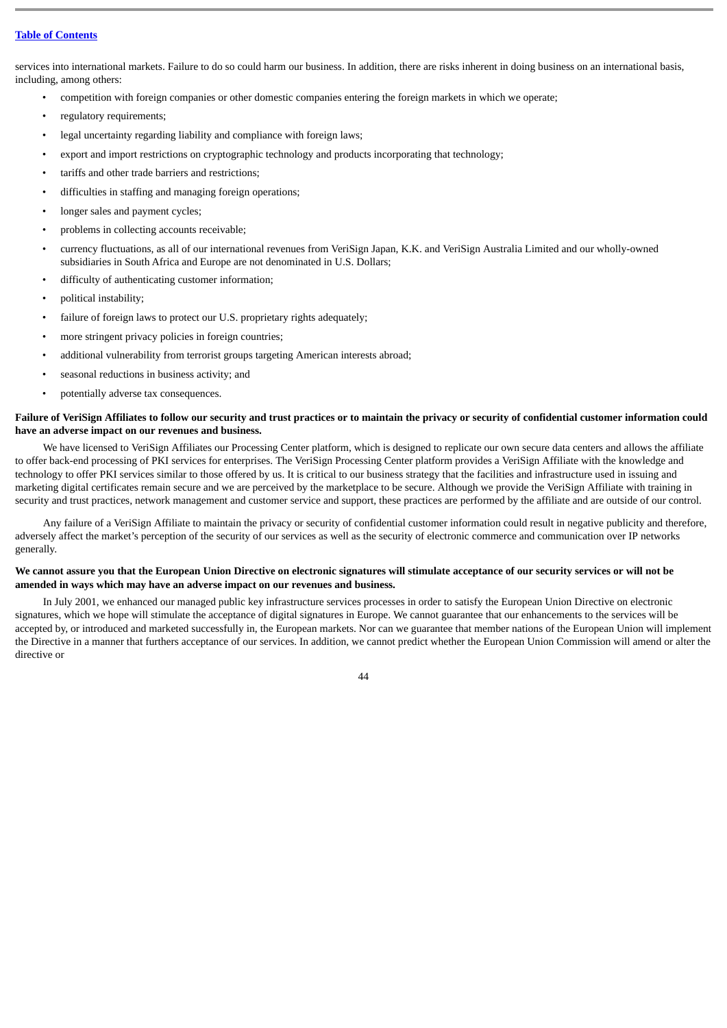services into international markets. Failure to do so could harm our business. In addition, there are risks inherent in doing business on an international basis, including, among others:

- competition with foreign companies or other domestic companies entering the foreign markets in which we operate;
- regulatory requirements;
- legal uncertainty regarding liability and compliance with foreign laws;
- export and import restrictions on cryptographic technology and products incorporating that technology;
- tariffs and other trade barriers and restrictions;
- difficulties in staffing and managing foreign operations;
- longer sales and payment cycles;
- problems in collecting accounts receivable;
- currency fluctuations, as all of our international revenues from VeriSign Japan, K.K. and VeriSign Australia Limited and our wholly-owned subsidiaries in South Africa and Europe are not denominated in U.S. Dollars;
- difficulty of authenticating customer information;
- political instability;
- failure of foreign laws to protect our U.S. proprietary rights adequately;
- more stringent privacy policies in foreign countries;
- additional vulnerability from terrorist groups targeting American interests abroad;
- seasonal reductions in business activity; and
- potentially adverse tax consequences.

**Failure of VeriSign Affiliates to follow our security and trust practices or to maintain the privacy or security of confidential customer information could have an adverse impact on our revenues and business.**

We have licensed to VeriSign Affiliates our Processing Center platform, which is designed to replicate our own secure data centers and allows the affiliate to offer back-end processing of PKI services for enterprises. The VeriSign Processing Center platform provides a VeriSign Affiliate with the knowledge and technology to offer PKI services similar to those offered by us. It is critical to our business strategy that the facilities and infrastructure used in issuing and marketing digital certificates remain secure and we are perceived by the marketplace to be secure. Although we provide the VeriSign Affiliate with training in security and trust practices, network management and customer service and support, these practices are performed by the affiliate and are outside of our control.

Any failure of a VeriSign Affiliate to maintain the privacy or security of confidential customer information could result in negative publicity and therefore, adversely affect the market's perception of the security of our services as well as the security of electronic commerce and communication over IP networks generally.

**We cannot assure you that the European Union Directive on electronic signatures will stimulate acceptance of our security services or will not be amended in ways which may have an adverse impact on our revenues and business.**

In July 2001, we enhanced our managed public key infrastructure services processes in order to satisfy the European Union Directive on electronic signatures, which we hope will stimulate the acceptance of digital signatures in Europe. We cannot guarantee that our enhancements to the services will be accepted by, or introduced and marketed successfully in, the European markets. Nor can we guarantee that member nations of the European Union will implement the Directive in a manner that furthers acceptance of our services. In addition, we cannot predict whether the European Union Commission will amend or alter the directive or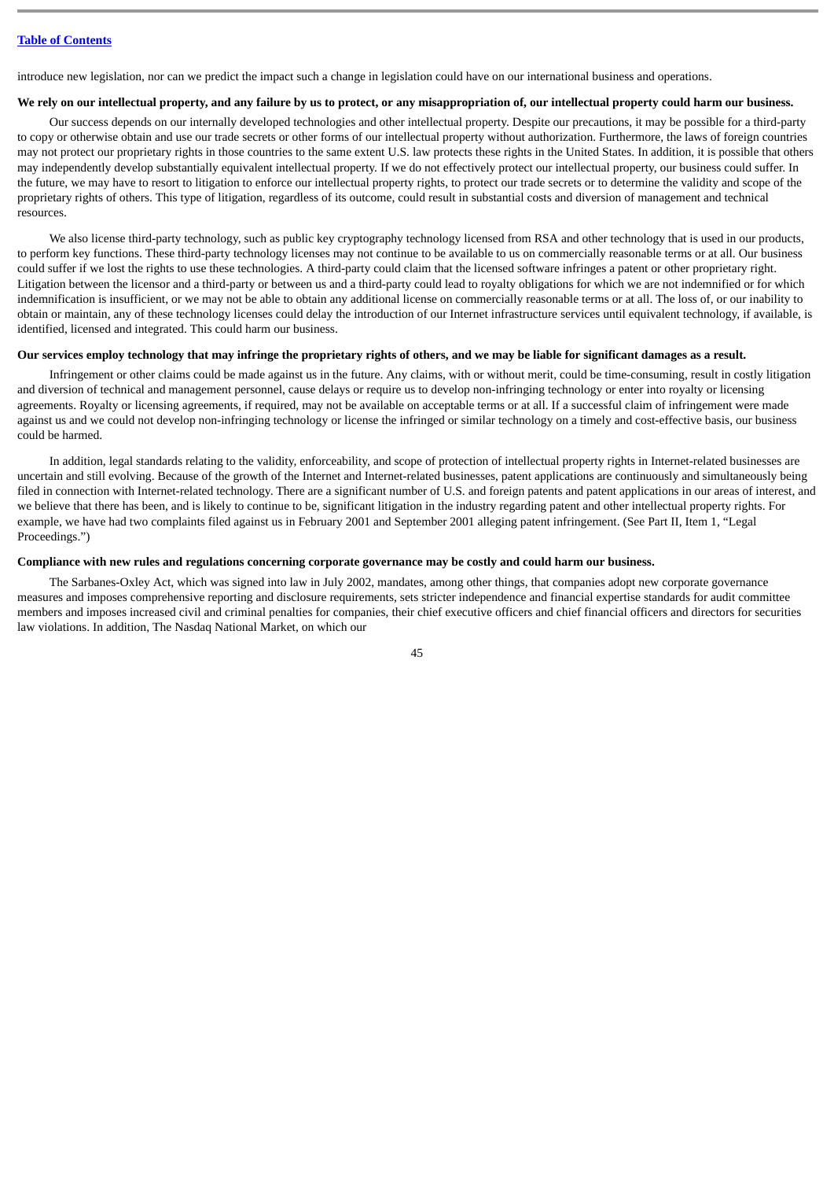introduce new legislation, nor can we predict the impact such a change in legislation could have on our international business and operations.

**We rely on our intellectual property, and any failure by us to protect, or any misappropriation of, our intellectual property could harm our business.**

Our success depends on our internally developed technologies and other intellectual property. Despite our precautions, it may be possible for a third-party to copy or otherwise obtain and use our trade secrets or other forms of our intellectual property without authorization. Furthermore, the laws of foreign countries may not protect our proprietary rights in those countries to the same extent U.S. law protects these rights in the United States. In addition, it is possible that others may independently develop substantially equivalent intellectual property. If we do not effectively protect our intellectual property, our business could suffer. In the future, we may have to resort to litigation to enforce our intellectual property rights, to protect our trade secrets or to determine the validity and scope of the proprietary rights of others. This type of litigation, regardless of its outcome, could result in substantial costs and diversion of management and technical resources.

We also license third-party technology, such as public key cryptography technology licensed from RSA and other technology that is used in our products, to perform key functions. These third-party technology licenses may not continue to be available to us on commercially reasonable terms or at all. Our business could suffer if we lost the rights to use these technologies. A third-party could claim that the licensed software infringes a patent or other proprietary right. Litigation between the licensor and a third-party or between us and a third-party could lead to royalty obligations for which we are not indemnified or for which indemnification is insufficient, or we may not be able to obtain any additional license on commercially reasonable terms or at all. The loss of, or our inability to obtain or maintain, any of these technology licenses could delay the introduction of our Internet infrastructure services until equivalent technology, if available, is identified, licensed and integrated. This could harm our business.

**Our services employ technology that may infringe the proprietary rights of others, and we may be liable for significant damages as a result.**

Infringement or other claims could be made against us in the future. Any claims, with or without merit, could be time-consuming, result in costly litigation and diversion of technical and management personnel, cause delays or require us to develop non-infringing technology or enter into royalty or licensing agreements. Royalty or licensing agreements, if required, may not be available on acceptable terms or at all. If a successful claim of infringement were made against us and we could not develop non-infringing technology or license the infringed or similar technology on a timely and cost-effective basis, our business could be harmed.

In addition, legal standards relating to the validity, enforceability, and scope of protection of intellectual property rights in Internet-related businesses are uncertain and still evolving. Because of the growth of the Internet and Internet-related businesses, patent applications are continuously and simultaneously being filed in connection with Internet-related technology. There are a significant number of U.S. and foreign patents and patent applications in our areas of interest, and we believe that there has been, and is likely to continue to be, significant litigation in the industry regarding patent and other intellectual property rights. For example, we have had two complaints filed against us in February 2001 and September 2001 alleging patent infringement. (See Part II, Item 1, "Legal Proceedings.")

**Compliance with new rules and regulations concerning corporate governance may be costly and could harm our business.**

The Sarbanes-Oxley Act, which was signed into law in July 2002, mandates, among other things, that companies adopt new corporate governance measures and imposes comprehensive reporting and disclosure requirements, sets stricter independence and financial expertise standards for audit committee members and imposes increased civil and criminal penalties for companies, their chief executive officers and chief financial officers and directors for securities law violations. In addition, The Nasdaq National Market, on which our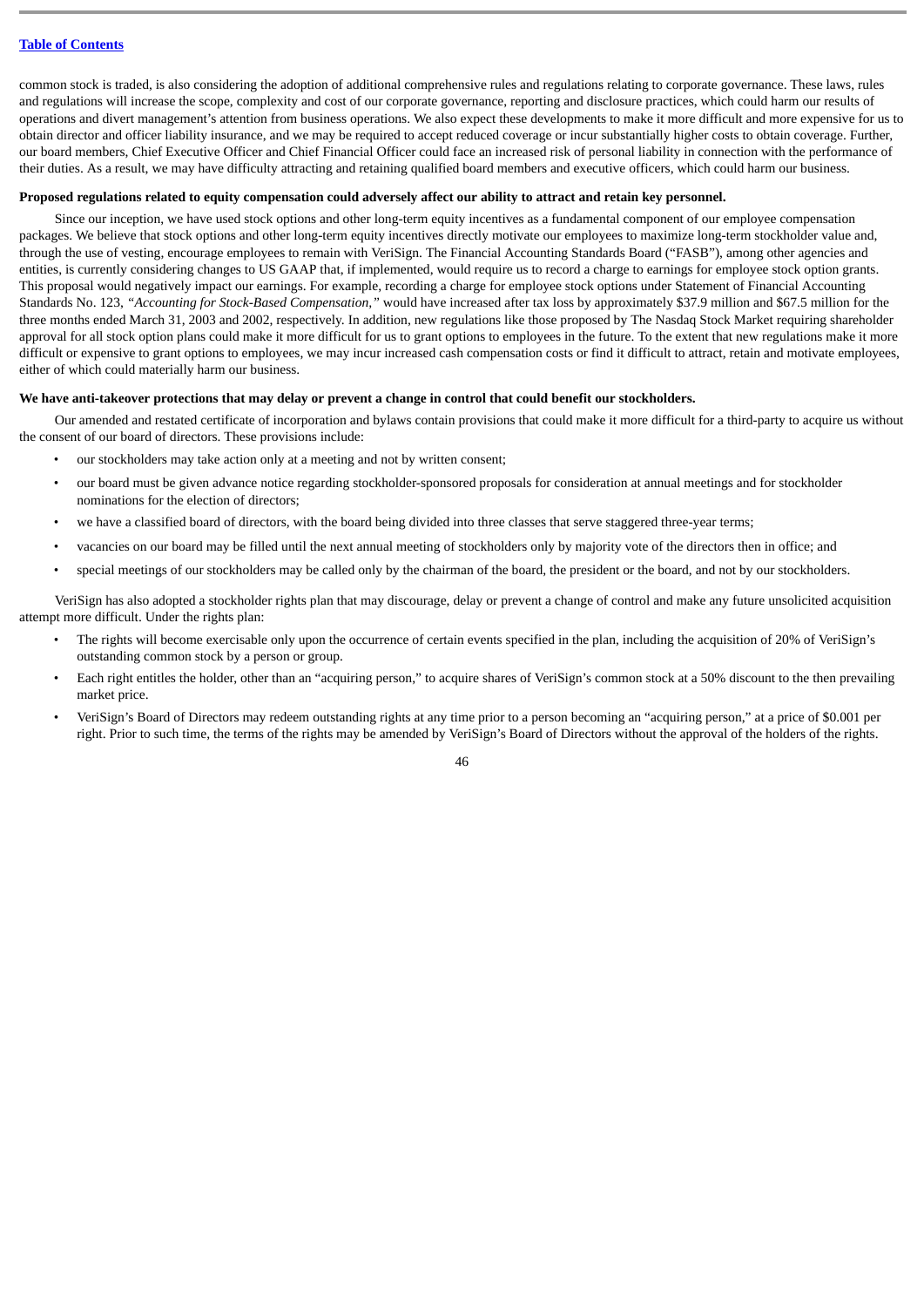common stock is traded, is also considering the adoption of additional comprehensive rules and regulations relating to corporate governance. These laws, rules and regulations will increase the scope, complexity and cost of our corporate governance, reporting and disclosure practices, which could harm our results of operations and divert management's attention from business operations. We also expect these developments to make it more difficult and more expensive for us to obtain director and officer liability insurance, and we may be required to accept reduced coverage or incur substantially higher costs to obtain coverage. Further, our board members, Chief Executive Officer and Chief Financial Officer could face an increased risk of personal liability in connection with the performance of their duties. As a result, we may have difficulty attracting and retaining qualified board members and executive officers, which could harm our business.

**Proposed regulations related to equity compensation could adversely affect our ability to attract and retain key personnel.**

Since our inception, we have used stock options and other long-term equity incentives as a fundamental component of our employee compensation packages. We believe that stock options and other long-term equity incentives directly motivate our employees to maximize long-term stockholder value and, through the use of vesting, encourage employees to remain with VeriSign. The Financial Accounting Standards Board ("FASB"), among other agencies and entities, is currently considering changes to US GAAP that, if implemented, would require us to record a charge to earnings for employee stock option grants. This proposal would negatively impact our earnings. For example, recording a charge for employee stock options under Statement of Financial Accounting Standards No. 123, *"Accounting for Stock-Based Compensation,"* would have increased after tax loss by approximately $37.9 million and $67.5 million for the three months ended March 31, 2003 and 2002, respectively. In addition, new regulations like those proposed by The Nasdaq Stock Market requiring shareholder approval for all stock option plans could make it more difficult for us to grant options to employees in the future. To the extent that new regulations make it more difficult or expensive to grant options to employees, we may incur increased cash compensation costs or find it difficult to attract, retain and motivate employees, either of which could materially harm our business.

**We have anti-takeover protections that may delay or prevent a change in control that could benefit our stockholders.**

Our amended and restated certificate of incorporation and bylaws contain provisions that could make it more difficult for a third-party to acquire us without the consent of our board of directors. These provisions include:

- our stockholders may take action only at a meeting and not by written consent;
- our board must be given advance notice regarding stockholder-sponsored proposals for consideration at annual meetings and for stockholder nominations for the election of directors;
- we have a classified board of directors, with the board being divided into three classes that serve staggered three-year terms;
- vacancies on our board may be filled until the next annual meeting of stockholders only by majority vote of the directors then in office; and
- special meetings of our stockholders may be called only by the chairman of the board, the president or the board, and not by our stockholders.

VeriSign has also adopted a stockholder rights plan that may discourage, delay or prevent a change of control and make any future unsolicited acquisition attempt more difficult. Under the rights plan:

- The rights will become exercisable only upon the occurrence of certain events specified in the plan, including the acquisition of 20% of VeriSign's outstanding common stock by a person or group.
- Each right entitles the holder, other than an "acquiring person," to acquire shares of VeriSign's common stock at a 50% discount to the then prevailing market price.
- VeriSign's Board of Directors may redeem outstanding rights at any time prior to a person becoming an "acquiring person," at a price of $0.001 per right. Prior to such time, the terms of the rights may be amended by VeriSign's Board of Directors without the approval of the holders of the rights.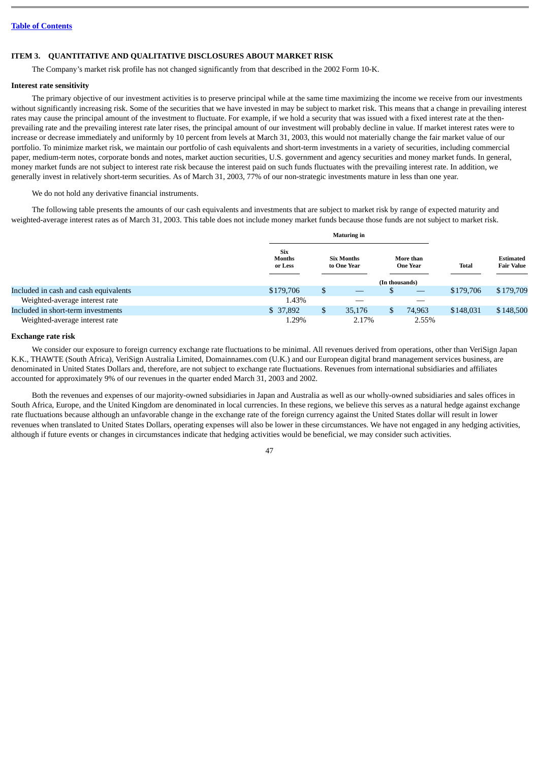[Table of Contents](#)

## ITEM 3. QUANTITATIVE AND QUALITATIVE DISCLOSURES ABOUT MARKET RISK

The Company's market risk profile has not changed significantly from that described in the 2002 Form 10-K.

### Interest rate sensitivity

The primary objective of our investment activities is to preserve principal while at the same time maximizing the income we receive from our investments without significantly increasing risk. Some of the securities that we have invested in may be subject to market risk. This means that a change in prevailing interest rates may cause the principal amount of the investment to fluctuate. For example, if we hold a security that was issued with a fixed interest rate at the then-prevailing rate and the prevailing interest rate later rises, the principal amount of our investment will probably decline in value. If market interest rates were to increase or decrease immediately and uniformly by 10 percent from levels at March 31, 2003, this would not materially change the fair market value of our portfolio. To minimize market risk, we maintain our portfolio of cash equivalents and short-term investments in a variety of securities, including commercial paper, medium-term notes, corporate bonds and notes, market auction securities, U.S. government and agency securities and money market funds. In general, money market funds are not subject to interest rate risk because the interest paid on such funds fluctuates with the prevailing interest rate. In addition, we generally invest in relatively short-term securities. As of March 31, 2003, 77% of our non-strategic investments mature in less than one year.

We do not hold any derivative financial instruments.

The following table presents the amounts of our cash equivalents and investments that are subject to market risk by range of expected maturity and weighted-average interest rates as of March 31, 2003. This table does not include money market funds because those funds are not subject to market risk.

| | Maturing in | | | | |
|---|---|---|---|---|---|
| | Six Months or Less | Six Months to One Year | More than One Year | Total | Estimated Fair Value |
| | | | (In thousands) | | |
| Included in cash and cash equivalents | $179,706 | $ — | $ — | $179,706 | $179,709 |
| Weighted-average interest rate | 1.43% | — | — | | |
| Included in short-term investments | $ 37,892 | $ 35,176 | $ 74,963 | $148,031 | $148,500 |
| Weighted-average interest rate | 1.29% | 2.17% | 2.55% | | |

### Exchange rate risk

We consider our exposure to foreign currency exchange rate fluctuations to be minimal. All revenues derived from operations, other than VeriSign Japan K.K., THAWTE (South Africa), VeriSign Australia Limited, Domainnames.com (U.K.) and our European digital brand management services business, are denominated in United States Dollars and, therefore, are not subject to exchange rate fluctuations. Revenues from international subsidiaries and affiliates accounted for approximately 9% of our revenues in the quarter ended March 31, 2003 and 2002.

Both the revenues and expenses of our majority-owned subsidiaries in Japan and Australia as well as our wholly-owned subsidiaries and sales offices in South Africa, Europe, and the United Kingdom are denominated in local currencies. In these regions, we believe this serves as a natural hedge against exchange rate fluctuations because although an unfavorable change in the exchange rate of the foreign currency against the United States dollar will result in lower revenues when translated to United States Dollars, operating expenses will also be lower in these circumstances. We have not engaged in any hedging activities, although if future events or changes in circumstances indicate that hedging activities would be beneficial, we may consider such activities.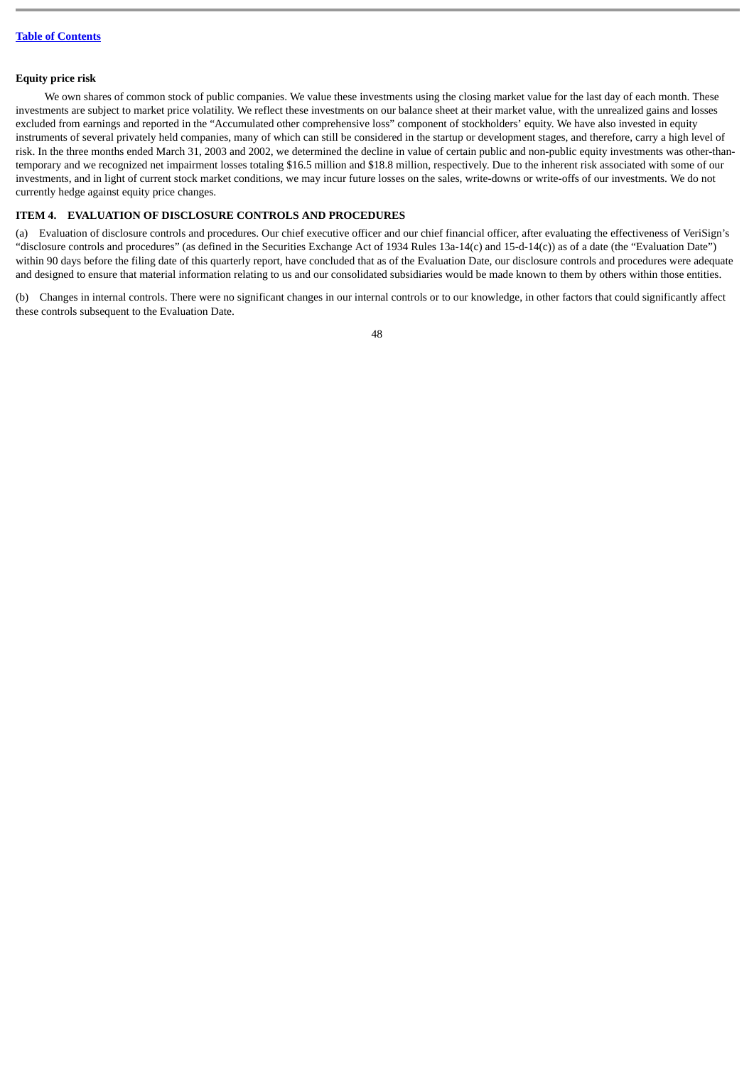**Equity price risk**

We own shares of common stock of public companies. We value these investments using the closing market value for the last day of each month. These investments are subject to market price volatility. We reflect these investments on our balance sheet at their market value, with the unrealized gains and losses excluded from earnings and reported in the "Accumulated other comprehensive loss" component of stockholders' equity. We have also invested in equity instruments of several privately held companies, many of which can still be considered in the startup or development stages, and therefore, carry a high level of risk. In the three months ended March 31, 2003 and 2002, we determined the decline in value of certain public and non-public equity investments was other-than-temporary and we recognized net impairment losses totaling $16.5 million and $18.8 million, respectively. Due to the inherent risk associated with some of our investments, and in light of current stock market conditions, we may incur future losses on the sales, write-downs or write-offs of our investments. We do not currently hedge against equity price changes.

## ITEM 4. EVALUATION OF DISCLOSURE CONTROLS AND PROCEDURES

(a) Evaluation of disclosure controls and procedures. Our chief executive officer and our chief financial officer, after evaluating the effectiveness of VeriSign's "disclosure controls and procedures" (as defined in the Securities Exchange Act of 1934 Rules 13a-14(c) and 15-d-14(c)) as of a date (the "Evaluation Date") within 90 days before the filing date of this quarterly report, have concluded that as of the Evaluation Date, our disclosure controls and procedures were adequate and designed to ensure that material information relating to us and our consolidated subsidiaries would be made known to them by others within those entities.

(b) Changes in internal controls. There were no significant changes in our internal controls or to our knowledge, in other factors that could significantly affect these controls subsequent to the Evaluation Date.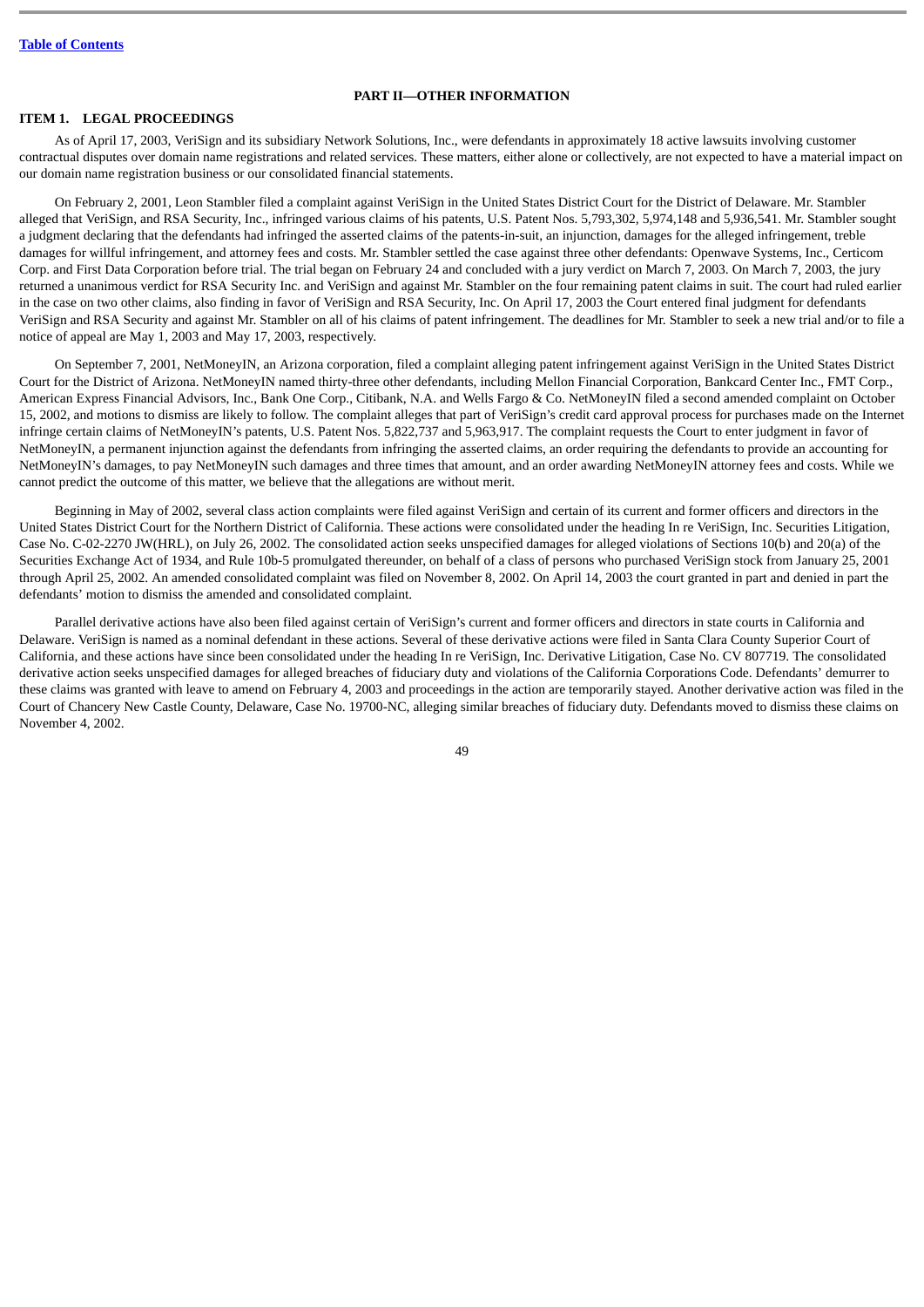[Table of Contents](#)

## PART II—OTHER INFORMATION

### ITEM 1. LEGAL PROCEEDINGS

As of April 17, 2003, VeriSign and its subsidiary Network Solutions, Inc., were defendants in approximately 18 active lawsuits involving customer contractual disputes over domain name registrations and related services. These matters, either alone or collectively, are not expected to have a material impact on our domain name registration business or our consolidated financial statements.

On February 2, 2001, Leon Stambler filed a complaint against VeriSign in the United States District Court for the District of Delaware. Mr. Stambler alleged that VeriSign, and RSA Security, Inc., infringed various claims of his patents, U.S. Patent Nos. 5,793,302, 5,974,148 and 5,936,541. Mr. Stambler sought a judgment declaring that the defendants had infringed the asserted claims of the patents-in-suit, an injunction, damages for the alleged infringement, treble damages for willful infringement, and attorney fees and costs. Mr. Stambler settled the case against three other defendants: Openwave Systems, Inc., Certicom Corp. and First Data Corporation before trial. The trial began on February 24 and concluded with a jury verdict on March 7, 2003. On March 7, 2003, the jury returned a unanimous verdict for RSA Security Inc. and VeriSign and against Mr. Stambler on the four remaining patent claims in suit. The court had ruled earlier in the case on two other claims, also finding in favor of VeriSign and RSA Security, Inc. On April 17, 2003 the Court entered final judgment for defendants VeriSign and RSA Security and against Mr. Stambler on all of his claims of patent infringement. The deadlines for Mr. Stambler to seek a new trial and/or to file a notice of appeal are May 1, 2003 and May 17, 2003, respectively.

On September 7, 2001, NetMoneyIN, an Arizona corporation, filed a complaint alleging patent infringement against VeriSign in the United States District Court for the District of Arizona. NetMoneyIN named thirty-three other defendants, including Mellon Financial Corporation, Bankcard Center Inc., FMT Corp., American Express Financial Advisors, Inc., Bank One Corp., Citibank, N.A. and Wells Fargo & Co. NetMoneyIN filed a second amended complaint on October 15, 2002, and motions to dismiss are likely to follow. The complaint alleges that part of VeriSign's credit card approval process for purchases made on the Internet infringe certain claims of NetMoneyIN's patents, U.S. Patent Nos. 5,822,737 and 5,963,917. The complaint requests the Court to enter judgment in favor of NetMoneyIN, a permanent injunction against the defendants from infringing the asserted claims, an order requiring the defendants to provide an accounting for NetMoneyIN's damages, to pay NetMoneyIN such damages and three times that amount, and an order awarding NetMoneyIN attorney fees and costs. While we cannot predict the outcome of this matter, we believe that the allegations are without merit.

Beginning in May of 2002, several class action complaints were filed against VeriSign and certain of its current and former officers and directors in the United States District Court for the Northern District of California. These actions were consolidated under the heading In re VeriSign, Inc. Securities Litigation, Case No. C-02-2270 JW(HRL), on July 26, 2002. The consolidated action seeks unspecified damages for alleged violations of Sections 10(b) and 20(a) of the Securities Exchange Act of 1934, and Rule 10b-5 promulgated thereunder, on behalf of a class of persons who purchased VeriSign stock from January 25, 2001 through April 25, 2002. An amended consolidated complaint was filed on November 8, 2002. On April 14, 2003 the court granted in part and denied in part the defendants' motion to dismiss the amended and consolidated complaint.

Parallel derivative actions have also been filed against certain of VeriSign's current and former officers and directors in state courts in California and Delaware. VeriSign is named as a nominal defendant in these actions. Several of these derivative actions were filed in Santa Clara County Superior Court of California, and these actions have since been consolidated under the heading In re VeriSign, Inc. Derivative Litigation, Case No. CV 807719. The consolidated derivative action seeks unspecified damages for alleged breaches of fiduciary duty and violations of the California Corporations Code. Defendants' demurrer to these claims was granted with leave to amend on February 4, 2003 and proceedings in the action are temporarily stayed. Another derivative action was filed in the Court of Chancery New Castle County, Delaware, Case No. 19700-NC, alleging similar breaches of fiduciary duty. Defendants moved to dismiss these claims on November 4, 2002.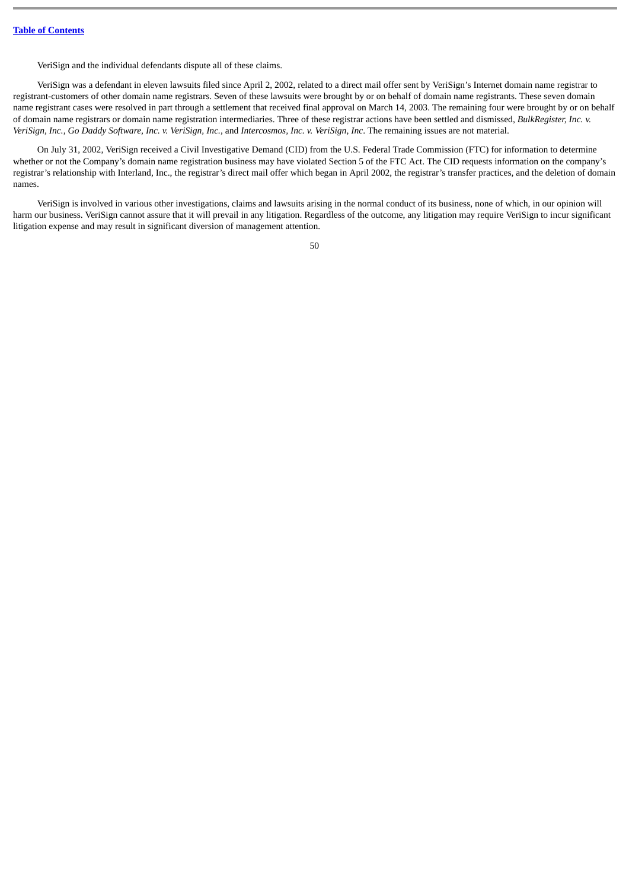VeriSign and the individual defendants dispute all of these claims.

VeriSign was a defendant in eleven lawsuits filed since April 2, 2002, related to a direct mail offer sent by VeriSign's Internet domain name registrar to registrant-customers of other domain name registrars. Seven of these lawsuits were brought by or on behalf of domain name registrants. These seven domain name registrant cases were resolved in part through a settlement that received final approval on March 14, 2003. The remaining four were brought by or on behalf of domain name registrars or domain name registration intermediaries. Three of these registrar actions have been settled and dismissed, *BulkRegister, Inc. v. VeriSign, Inc.*, *Go Daddy Software, Inc. v. VeriSign, Inc.*, and *Intercosmos, Inc. v. VeriSign, Inc*. The remaining issues are not material.

On July 31, 2002, VeriSign received a Civil Investigative Demand (CID) from the U.S. Federal Trade Commission (FTC) for information to determine whether or not the Company's domain name registration business may have violated Section 5 of the FTC Act. The CID requests information on the company's registrar's relationship with Interland, Inc., the registrar's direct mail offer which began in April 2002, the registrar's transfer practices, and the deletion of domain names.

VeriSign is involved in various other investigations, claims and lawsuits arising in the normal conduct of its business, none of which, in our opinion will harm our business. VeriSign cannot assure that it will prevail in any litigation. Regardless of the outcome, any litigation may require VeriSign to incur significant litigation expense and may result in significant diversion of management attention.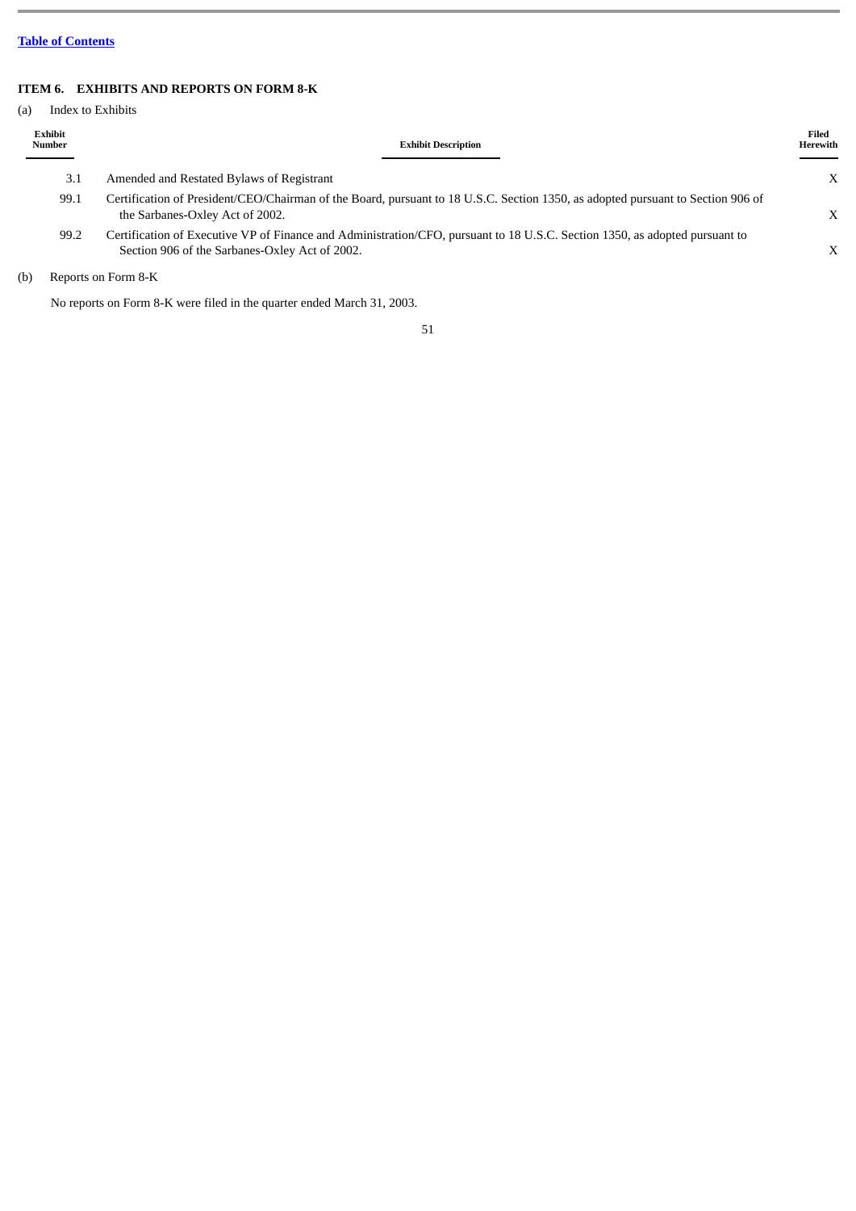[Table of Contents]

### ITEM 6. EXHIBITS AND REPORTS ON FORM 8-K

(a) Index to Exhibits

| Exhibit Number | Exhibit Description | Filed Herewith |
|---|---|---|
| 3.1 | Amended and Restated Bylaws of Registrant | X |
| 99.1 | Certification of President/CEO/Chairman of the Board, pursuant to 18 U.S.C. Section 1350, as adopted pursuant to Section 906 of the Sarbanes-Oxley Act of 2002. | X |
| 99.2 | Certification of Executive VP of Finance and Administration/CFO, pursuant to 18 U.S.C. Section 1350, as adopted pursuant to Section 906 of the Sarbanes-Oxley Act of 2002. | X |

(b) Reports on Form 8-K

No reports on Form 8-K were filed in the quarter ended March 31, 2003.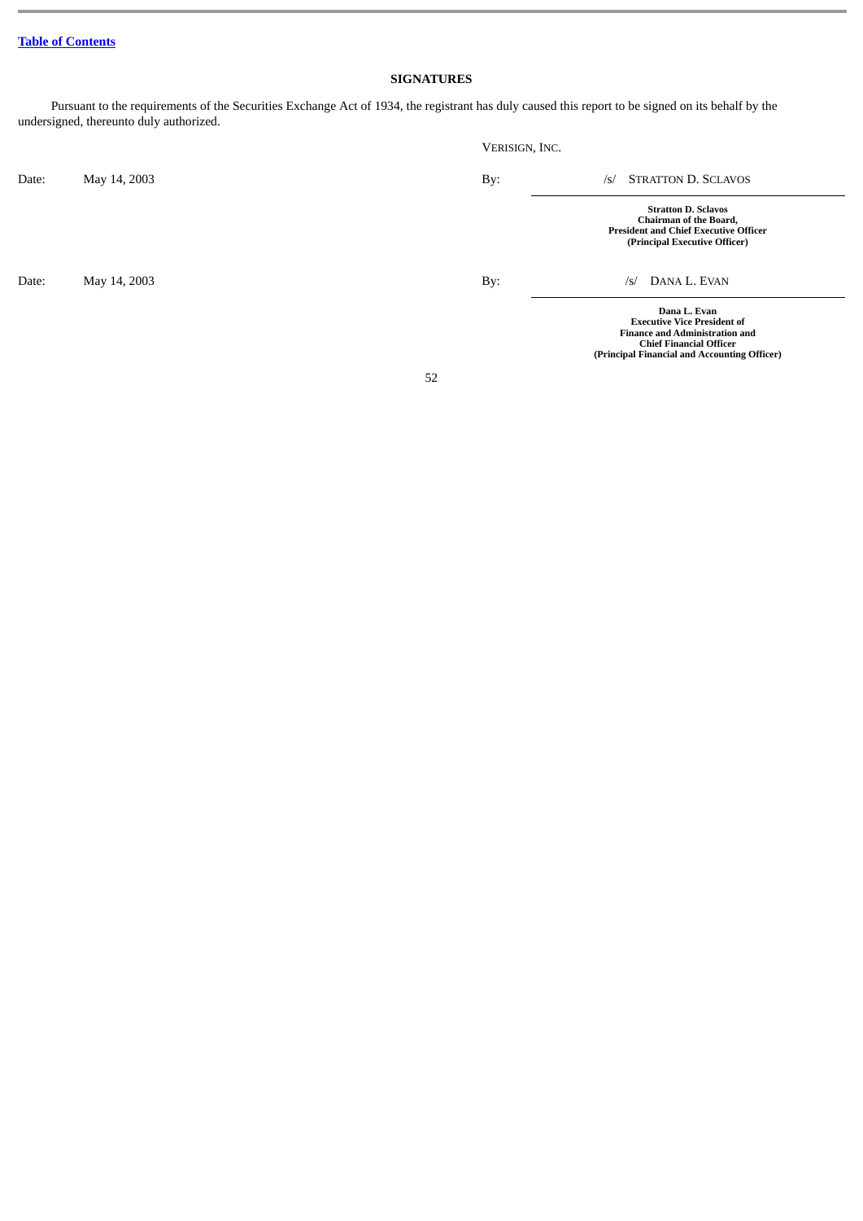[Table of Contents](#)

## SIGNATURES

Pursuant to the requirements of the Securities Exchange Act of 1934, the registrant has duly caused this report to be signed on its behalf by the undersigned, thereunto duly authorized.

VERISIGN, INC.

| | | | |
|---|---|---|---|
| Date: | May 14, 2003 | By: | /s/ STRATTON D. SCLAVOS |
| | | | **Stratton D. Sclavos**<br>**Chairman of the Board,**<br>**President and Chief Executive Officer**<br>**(Principal Executive Officer)** |
| Date: | May 14, 2003 | By: | /s/ DANA L. EVAN |
| | | | **Dana L. Evan**<br>**Executive Vice President of**<br>**Finance and Administration and**<br>**Chief Financial Officer**<br>**(Principal Financial and Accounting Officer)** |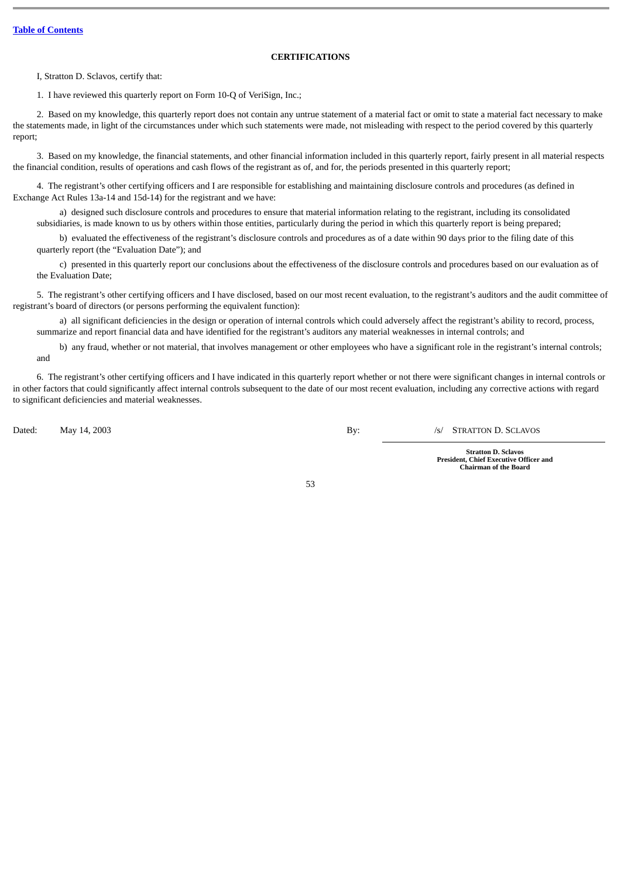[Table of Contents](#)

## CERTIFICATIONS

I, Stratton D. Sclavos, certify that:

1. I have reviewed this quarterly report on Form 10-Q of VeriSign, Inc.;

2. Based on my knowledge, this quarterly report does not contain any untrue statement of a material fact or omit to state a material fact necessary to make the statements made, in light of the circumstances under which such statements were made, not misleading with respect to the period covered by this quarterly report;

3. Based on my knowledge, the financial statements, and other financial information included in this quarterly report, fairly present in all material respects the financial condition, results of operations and cash flows of the registrant as of, and for, the periods presented in this quarterly report;

4. The registrant's other certifying officers and I are responsible for establishing and maintaining disclosure controls and procedures (as defined in Exchange Act Rules 13a-14 and 15d-14) for the registrant and we have:

a) designed such disclosure controls and procedures to ensure that material information relating to the registrant, including its consolidated subsidiaries, is made known to us by others within those entities, particularly during the period in which this quarterly report is being prepared;

b) evaluated the effectiveness of the registrant's disclosure controls and procedures as of a date within 90 days prior to the filing date of this quarterly report (the "Evaluation Date"); and

c) presented in this quarterly report our conclusions about the effectiveness of the disclosure controls and procedures based on our evaluation as of the Evaluation Date;

5. The registrant's other certifying officers and I have disclosed, based on our most recent evaluation, to the registrant's auditors and the audit committee of registrant's board of directors (or persons performing the equivalent function):

a) all significant deficiencies in the design or operation of internal controls which could adversely affect the registrant's ability to record, process, summarize and report financial data and have identified for the registrant's auditors any material weaknesses in internal controls; and

b) any fraud, whether or not material, that involves management or other employees who have a significant role in the registrant's internal controls; and

6. The registrant's other certifying officers and I have indicated in this quarterly report whether or not there were significant changes in internal controls or in other factors that could significantly affect internal controls subsequent to the date of our most recent evaluation, including any corrective actions with regard to significant deficiencies and material weaknesses.

Dated: May 14, 2003

By: /s/ STRATTON D. SCLAVOS

**Stratton D. Sclavos**
**President, Chief Executive Officer and Chairman of the Board**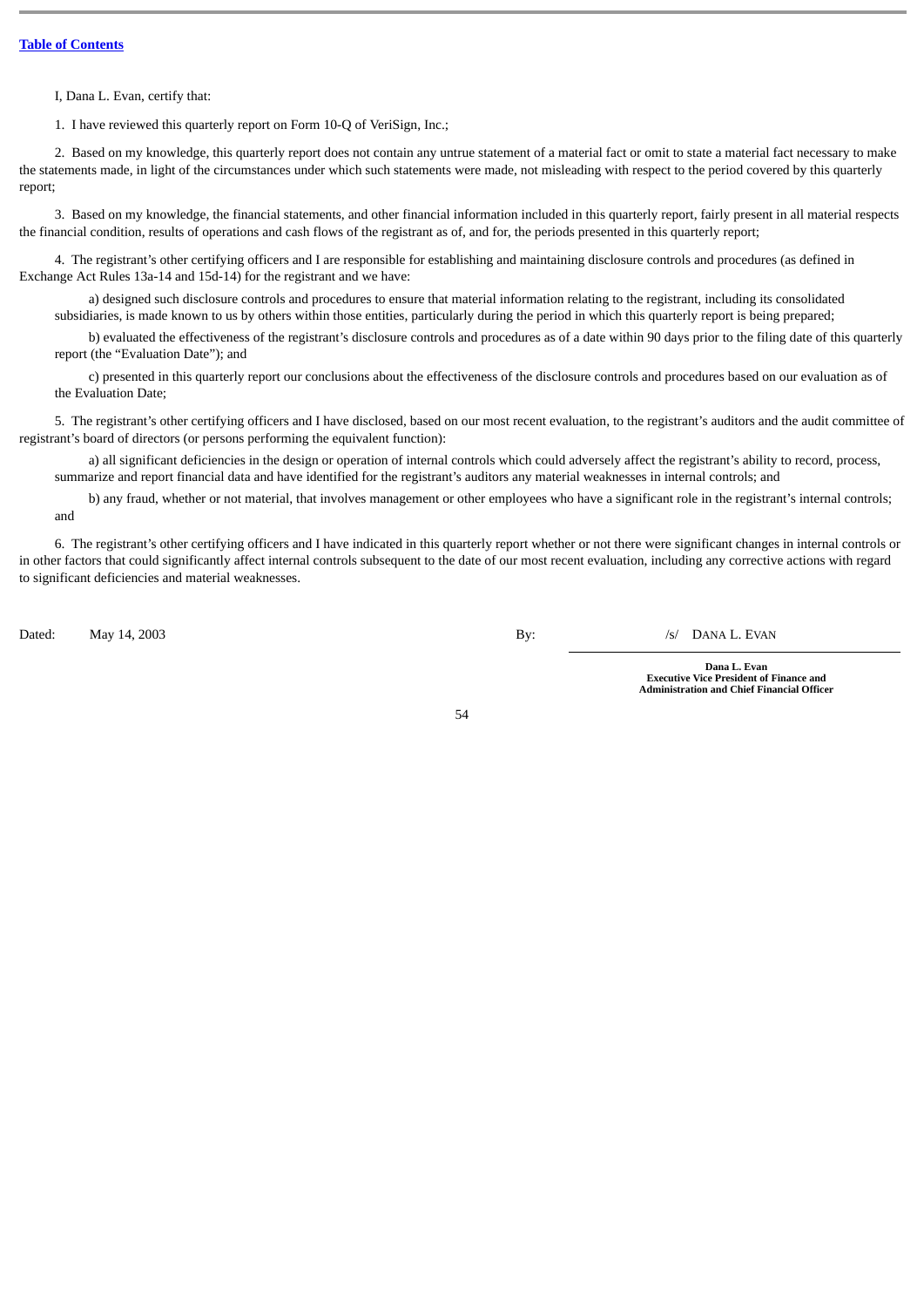**Table of Contents**

I, Dana L. Evan, certify that:

1. I have reviewed this quarterly report on Form 10-Q of VeriSign, Inc.;

2. Based on my knowledge, this quarterly report does not contain any untrue statement of a material fact or omit to state a material fact necessary to make the statements made, in light of the circumstances under which such statements were made, not misleading with respect to the period covered by this quarterly report;

3. Based on my knowledge, the financial statements, and other financial information included in this quarterly report, fairly present in all material respects the financial condition, results of operations and cash flows of the registrant as of, and for, the periods presented in this quarterly report;

4. The registrant's other certifying officers and I are responsible for establishing and maintaining disclosure controls and procedures (as defined in Exchange Act Rules 13a-14 and 15d-14) for the registrant and we have:

   a) designed such disclosure controls and procedures to ensure that material information relating to the registrant, including its consolidated subsidiaries, is made known to us by others within those entities, particularly during the period in which this quarterly report is being prepared;

   b) evaluated the effectiveness of the registrant's disclosure controls and procedures as of a date within 90 days prior to the filing date of this quarterly report (the "Evaluation Date"); and

   c) presented in this quarterly report our conclusions about the effectiveness of the disclosure controls and procedures based on our evaluation as of the Evaluation Date;

5. The registrant's other certifying officers and I have disclosed, based on our most recent evaluation, to the registrant's auditors and the audit committee of registrant's board of directors (or persons performing the equivalent function):

   a) all significant deficiencies in the design or operation of internal controls which could adversely affect the registrant's ability to record, process, summarize and report financial data and have identified for the registrant's auditors any material weaknesses in internal controls; and

   b) any fraud, whether or not material, that involves management or other employees who have a significant role in the registrant's internal controls; and

6. The registrant's other certifying officers and I have indicated in this quarterly report whether or not there were significant changes in internal controls or in other factors that could significantly affect internal controls subsequent to the date of our most recent evaluation, including any corrective actions with regard to significant deficiencies and material weaknesses.

Dated: May 14, 2003

By: /s/ DANA L. EVAN

**Dana L. Evan**
**Executive Vice President of Finance and Administration and Chief Financial Officer**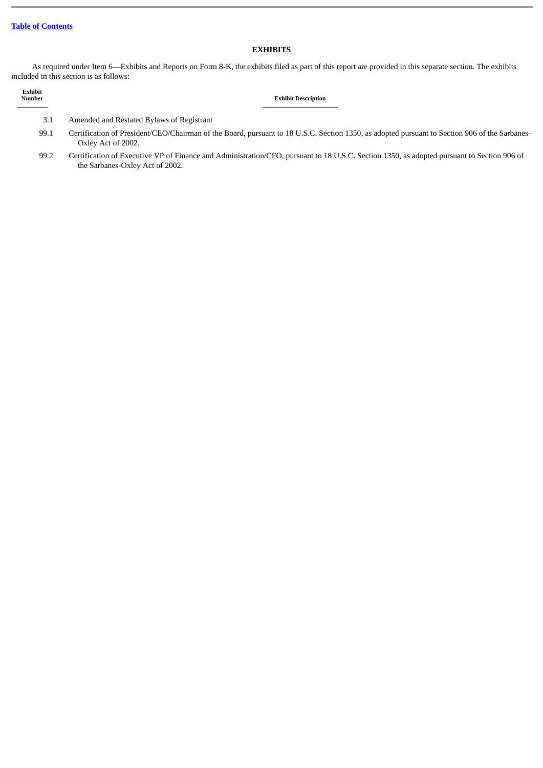[Table of Contents](#)

## EXHIBITS

As required under Item 6—Exhibits and Reports on Form 8-K, the exhibits filed as part of this report are provided in this separate section. The exhibits included in this section is as follows:

| Exhibit Number | Exhibit Description |
|---|---|
| 3.1 | Amended and Restated Bylaws of Registrant |
| 99.1 | Certification of President/CEO/Chairman of the Board, pursuant to 18 U.S.C. Section 1350, as adopted pursuant to Section 906 of the Sarbanes-Oxley Act of 2002. |
| 99.2 | Certification of Executive VP of Finance and Administration/CFO, pursuant to 18 U.S.C. Section 1350, as adopted pursuant to Section 906 of the Sarbanes-Oxley Act of 2002. |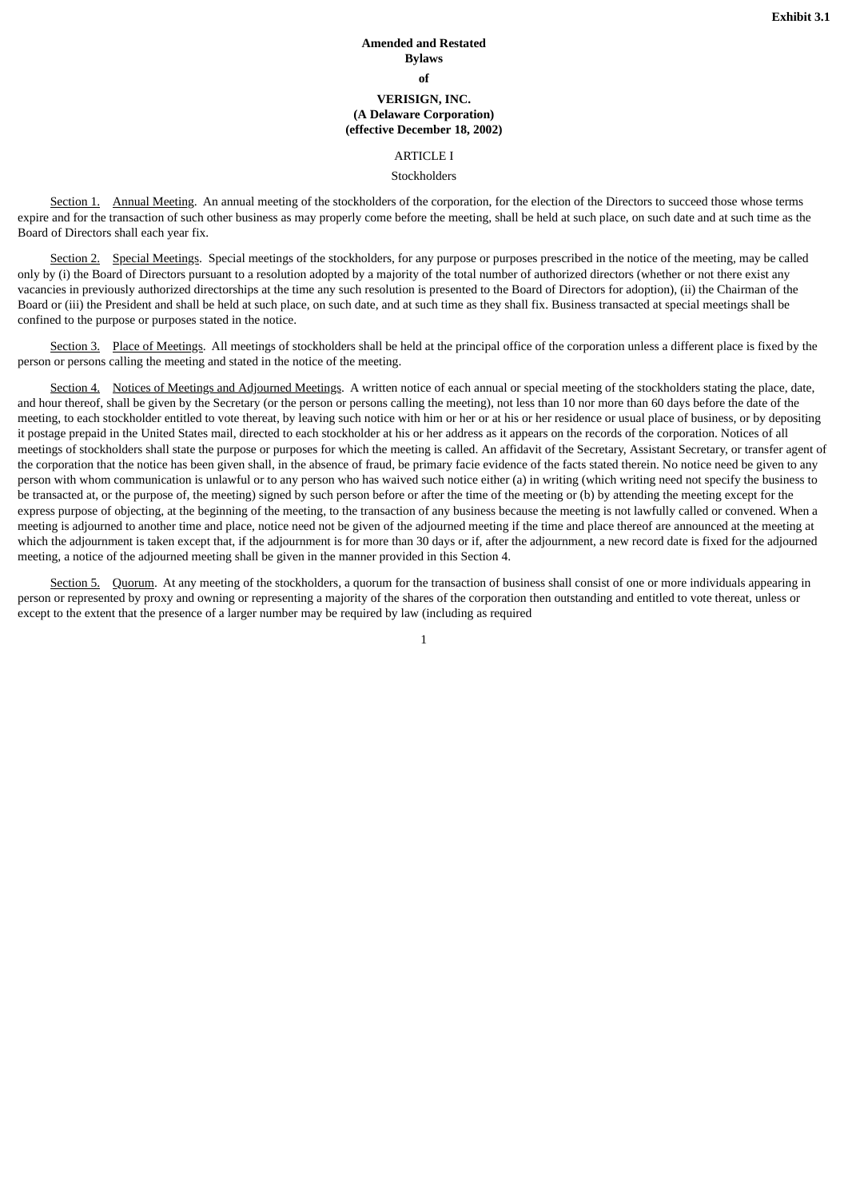**Exhibit 3.1**

**Amended and Restated**
**Bylaws**
**of**

**VERISIGN, INC.**
**(A Delaware Corporation)**
**(effective December 18, 2002)**

ARTICLE I

Stockholders

Section 1. Annual Meeting. An annual meeting of the stockholders of the corporation, for the election of the Directors to succeed those whose terms expire and for the transaction of such other business as may properly come before the meeting, shall be held at such place, on such date and at such time as the Board of Directors shall each year fix.

Section 2. Special Meetings. Special meetings of the stockholders, for any purpose or purposes prescribed in the notice of the meeting, may be called only by (i) the Board of Directors pursuant to a resolution adopted by a majority of the total number of authorized directors (whether or not there exist any vacancies in previously authorized directorships at the time any such resolution is presented to the Board of Directors for adoption), (ii) the Chairman of the Board or (iii) the President and shall be held at such place, on such date, and at such time as they shall fix. Business transacted at special meetings shall be confined to the purpose or purposes stated in the notice.

Section 3. Place of Meetings. All meetings of stockholders shall be held at the principal office of the corporation unless a different place is fixed by the person or persons calling the meeting and stated in the notice of the meeting.

Section 4. Notices of Meetings and Adjourned Meetings. A written notice of each annual or special meeting of the stockholders stating the place, date, and hour thereof, shall be given by the Secretary (or the person or persons calling the meeting), not less than 10 nor more than 60 days before the date of the meeting, to each stockholder entitled to vote thereat, by leaving such notice with him or her or at his or her residence or usual place of business, or by depositing it postage prepaid in the United States mail, directed to each stockholder at his or her address as it appears on the records of the corporation. Notices of all meetings of stockholders shall state the purpose or purposes for which the meeting is called. An affidavit of the Secretary, Assistant Secretary, or transfer agent of the corporation that the notice has been given shall, in the absence of fraud, be primary facie evidence of the facts stated therein. No notice need be given to any person with whom communication is unlawful or to any person who has waived such notice either (a) in writing (which writing need not specify the business to be transacted at, or the purpose of, the meeting) signed by such person before or after the time of the meeting or (b) by attending the meeting except for the express purpose of objecting, at the beginning of the meeting, to the transaction of any business because the meeting is not lawfully called or convened. When a meeting is adjourned to another time and place, notice need not be given of the adjourned meeting if the time and place thereof are announced at the meeting at which the adjournment is taken except that, if the adjournment is for more than 30 days or if, after the adjournment, a new record date is fixed for the adjourned meeting, a notice of the adjourned meeting shall be given in the manner provided in this Section 4.

Section 5. Quorum. At any meeting of the stockholders, a quorum for the transaction of business shall consist of one or more individuals appearing in person or represented by proxy and owning or representing a majority of the shares of the corporation then outstanding and entitled to vote thereat, unless or except to the extent that the presence of a larger number may be required by law (including as required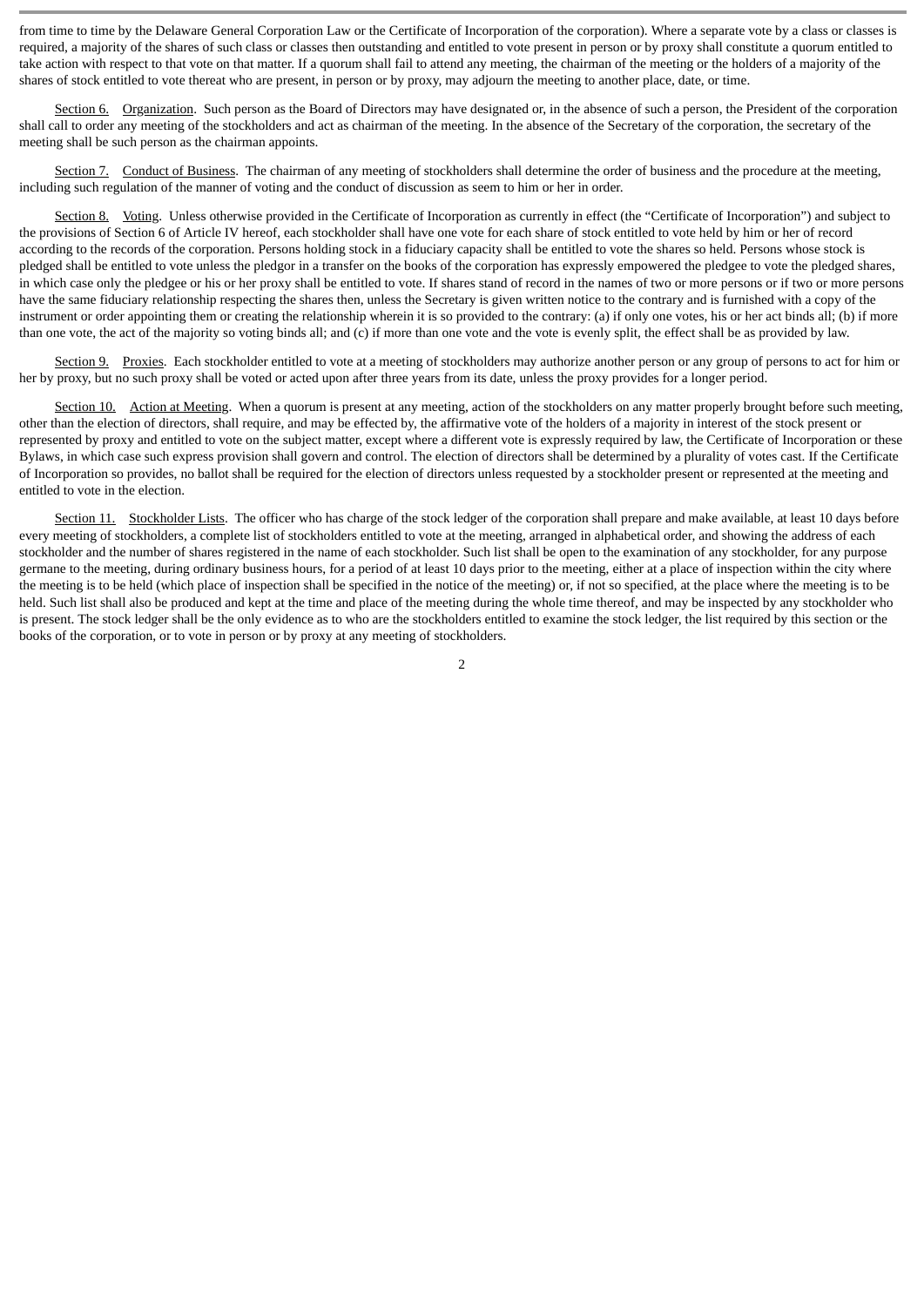from time to time by the Delaware General Corporation Law or the Certificate of Incorporation of the corporation). Where a separate vote by a class or classes is required, a majority of the shares of such class or classes then outstanding and entitled to vote present in person or by proxy shall constitute a quorum entitled to take action with respect to that vote on that matter. If a quorum shall fail to attend any meeting, the chairman of the meeting or the holders of a majority of the shares of stock entitled to vote thereat who are present, in person or by proxy, may adjourn the meeting to another place, date, or time.

Section 6. Organization. Such person as the Board of Directors may have designated or, in the absence of such a person, the President of the corporation shall call to order any meeting of the stockholders and act as chairman of the meeting. In the absence of the Secretary of the corporation, the secretary of the meeting shall be such person as the chairman appoints.

Section 7. Conduct of Business. The chairman of any meeting of stockholders shall determine the order of business and the procedure at the meeting, including such regulation of the manner of voting and the conduct of discussion as seem to him or her in order.

Section 8. Voting. Unless otherwise provided in the Certificate of Incorporation as currently in effect (the "Certificate of Incorporation") and subject to the provisions of Section 6 of Article IV hereof, each stockholder shall have one vote for each share of stock entitled to vote held by him or her of record according to the records of the corporation. Persons holding stock in a fiduciary capacity shall be entitled to vote the shares so held. Persons whose stock is pledged shall be entitled to vote unless the pledgor in a transfer on the books of the corporation has expressly empowered the pledgee to vote the pledged shares, in which case only the pledgee or his or her proxy shall be entitled to vote. If shares stand of record in the names of two or more persons or if two or more persons have the same fiduciary relationship respecting the shares then, unless the Secretary is given written notice to the contrary and is furnished with a copy of the instrument or order appointing them or creating the relationship wherein it is so provided to the contrary: (a) if only one votes, his or her act binds all; (b) if more than one vote, the act of the majority so voting binds all; and (c) if more than one vote and the vote is evenly split, the effect shall be as provided by law.

Section 9. Proxies. Each stockholder entitled to vote at a meeting of stockholders may authorize another person or any group of persons to act for him or her by proxy, but no such proxy shall be voted or acted upon after three years from its date, unless the proxy provides for a longer period.

Section 10. Action at Meeting. When a quorum is present at any meeting, action of the stockholders on any matter properly brought before such meeting, other than the election of directors, shall require, and may be effected by, the affirmative vote of the holders of a majority in interest of the stock present or represented by proxy and entitled to vote on the subject matter, except where a different vote is expressly required by law, the Certificate of Incorporation or these Bylaws, in which case such express provision shall govern and control. The election of directors shall be determined by a plurality of votes cast. If the Certificate of Incorporation so provides, no ballot shall be required for the election of directors unless requested by a stockholder present or represented at the meeting and entitled to vote in the election.

Section 11. Stockholder Lists. The officer who has charge of the stock ledger of the corporation shall prepare and make available, at least 10 days before every meeting of stockholders, a complete list of stockholders entitled to vote at the meeting, arranged in alphabetical order, and showing the address of each stockholder and the number of shares registered in the name of each stockholder. Such list shall be open to the examination of any stockholder, for any purpose germane to the meeting, during ordinary business hours, for a period of at least 10 days prior to the meeting, either at a place of inspection within the city where the meeting is to be held (which place of inspection shall be specified in the notice of the meeting) or, if not so specified, at the place where the meeting is to be held. Such list shall also be produced and kept at the time and place of the meeting during the whole time thereof, and may be inspected by any stockholder who is present. The stock ledger shall be the only evidence as to who are the stockholders entitled to examine the stock ledger, the list required by this section or the books of the corporation, or to vote in person or by proxy at any meeting of stockholders.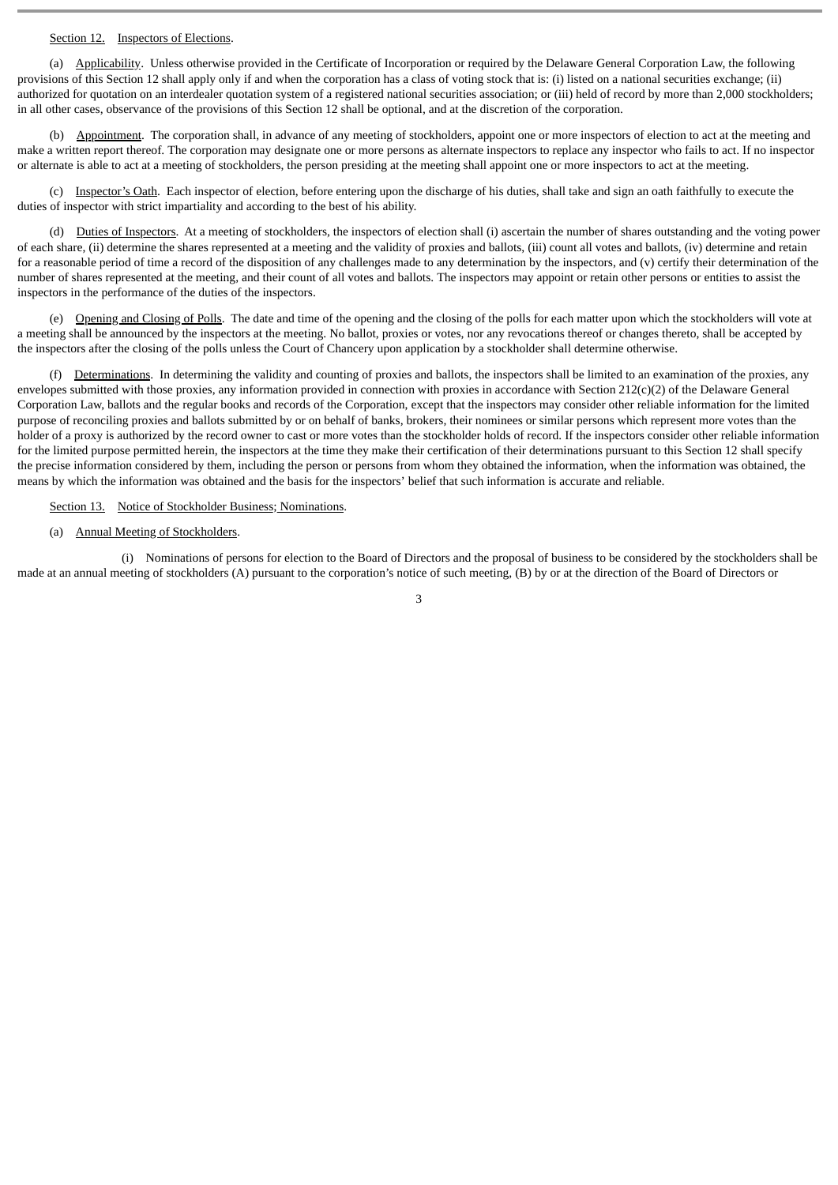Section 12. Inspectors of Elections.

(a) Applicability. Unless otherwise provided in the Certificate of Incorporation or required by the Delaware General Corporation Law, the following provisions of this Section 12 shall apply only if and when the corporation has a class of voting stock that is: (i) listed on a national securities exchange; (ii) authorized for quotation on an interdealer quotation system of a registered national securities association; or (iii) held of record by more than 2,000 stockholders; in all other cases, observance of the provisions of this Section 12 shall be optional, and at the discretion of the corporation.

(b) Appointment. The corporation shall, in advance of any meeting of stockholders, appoint one or more inspectors of election to act at the meeting and make a written report thereof. The corporation may designate one or more persons as alternate inspectors to replace any inspector who fails to act. If no inspector or alternate is able to act at a meeting of stockholders, the person presiding at the meeting shall appoint one or more inspectors to act at the meeting.

(c) Inspector's Oath. Each inspector of election, before entering upon the discharge of his duties, shall take and sign an oath faithfully to execute the duties of inspector with strict impartiality and according to the best of his ability.

(d) Duties of Inspectors. At a meeting of stockholders, the inspectors of election shall (i) ascertain the number of shares outstanding and the voting power of each share, (ii) determine the shares represented at a meeting and the validity of proxies and ballots, (iii) count all votes and ballots, (iv) determine and retain for a reasonable period of time a record of the disposition of any challenges made to any determination by the inspectors, and (v) certify their determination of the number of shares represented at the meeting, and their count of all votes and ballots. The inspectors may appoint or retain other persons or entities to assist the inspectors in the performance of the duties of the inspectors.

(e) Opening and Closing of Polls. The date and time of the opening and the closing of the polls for each matter upon which the stockholders will vote at a meeting shall be announced by the inspectors at the meeting. No ballot, proxies or votes, nor any revocations thereof or changes thereto, shall be accepted by the inspectors after the closing of the polls unless the Court of Chancery upon application by a stockholder shall determine otherwise.

(f) Determinations. In determining the validity and counting of proxies and ballots, the inspectors shall be limited to an examination of the proxies, any envelopes submitted with those proxies, any information provided in connection with proxies in accordance with Section 212(c)(2) of the Delaware General Corporation Law, ballots and the regular books and records of the Corporation, except that the inspectors may consider other reliable information for the limited purpose of reconciling proxies and ballots submitted by or on behalf of banks, brokers, their nominees or similar persons which represent more votes than the holder of a proxy is authorized by the record owner to cast or more votes than the stockholder holds of record. If the inspectors consider other reliable information for the limited purpose permitted herein, the inspectors at the time they make their certification of their determinations pursuant to this Section 12 shall specify the precise information considered by them, including the person or persons from whom they obtained the information, when the information was obtained, the means by which the information was obtained and the basis for the inspectors' belief that such information is accurate and reliable.

Section 13. Notice of Stockholder Business; Nominations.

(a) Annual Meeting of Stockholders.

(i) Nominations of persons for election to the Board of Directors and the proposal of business to be considered by the stockholders shall be made at an annual meeting of stockholders (A) pursuant to the corporation's notice of such meeting, (B) by or at the direction of the Board of Directors or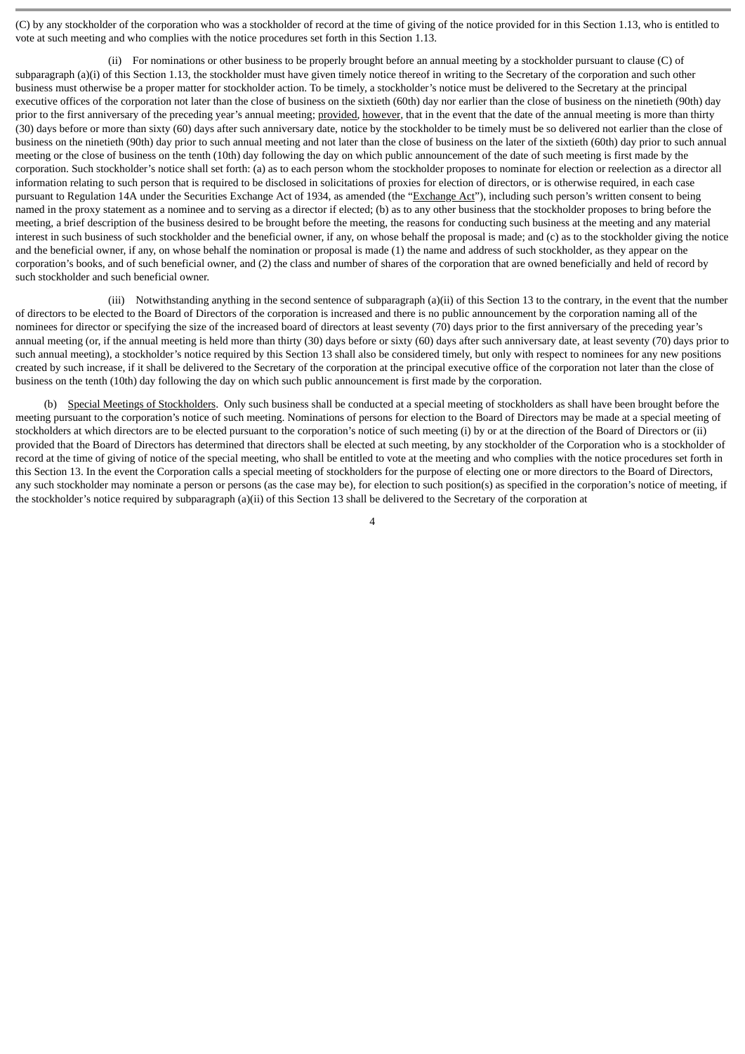(C) by any stockholder of the corporation who was a stockholder of record at the time of giving of the notice provided for in this Section 1.13, who is entitled to vote at such meeting and who complies with the notice procedures set forth in this Section 1.13.

(ii) For nominations or other business to be properly brought before an annual meeting by a stockholder pursuant to clause (C) of subparagraph (a)(i) of this Section 1.13, the stockholder must have given timely notice thereof in writing to the Secretary of the corporation and such other business must otherwise be a proper matter for stockholder action. To be timely, a stockholder's notice must be delivered to the Secretary at the principal executive offices of the corporation not later than the close of business on the sixtieth (60th) day nor earlier than the close of business on the ninetieth (90th) day prior to the first anniversary of the preceding year's annual meeting; provided, however, that in the event that the date of the annual meeting is more than thirty (30) days before or more than sixty (60) days after such anniversary date, notice by the stockholder to be timely must be so delivered not earlier than the close of business on the ninetieth (90th) day prior to such annual meeting and not later than the close of business on the later of the sixtieth (60th) day prior to such annual meeting or the close of business on the tenth (10th) day following the day on which public announcement of the date of such meeting is first made by the corporation. Such stockholder's notice shall set forth: (a) as to each person whom the stockholder proposes to nominate for election or reelection as a director all information relating to such person that is required to be disclosed in solicitations of proxies for election of directors, or is otherwise required, in each case pursuant to Regulation 14A under the Securities Exchange Act of 1934, as amended (the "Exchange Act"), including such person's written consent to being named in the proxy statement as a nominee and to serving as a director if elected; (b) as to any other business that the stockholder proposes to bring before the meeting, a brief description of the business desired to be brought before the meeting, the reasons for conducting such business at the meeting and any material interest in such business of such stockholder and the beneficial owner, if any, on whose behalf the proposal is made; and (c) as to the stockholder giving the notice and the beneficial owner, if any, on whose behalf the nomination or proposal is made (1) the name and address of such stockholder, as they appear on the corporation's books, and of such beneficial owner, and (2) the class and number of shares of the corporation that are owned beneficially and held of record by such stockholder and such beneficial owner.

(iii) Notwithstanding anything in the second sentence of subparagraph (a)(ii) of this Section 13 to the contrary, in the event that the number of directors to be elected to the Board of Directors of the corporation is increased and there is no public announcement by the corporation naming all of the nominees for director or specifying the size of the increased board of directors at least seventy (70) days prior to the first anniversary of the preceding year's annual meeting (or, if the annual meeting is held more than thirty (30) days before or sixty (60) days after such anniversary date, at least seventy (70) days prior to such annual meeting), a stockholder's notice required by this Section 13 shall also be considered timely, but only with respect to nominees for any new positions created by such increase, if it shall be delivered to the Secretary of the corporation at the principal executive office of the corporation not later than the close of business on the tenth (10th) day following the day on which such public announcement is first made by the corporation.

(b) Special Meetings of Stockholders. Only such business shall be conducted at a special meeting of stockholders as shall have been brought before the meeting pursuant to the corporation's notice of such meeting. Nominations of persons for election to the Board of Directors may be made at a special meeting of stockholders at which directors are to be elected pursuant to the corporation's notice of such meeting (i) by or at the direction of the Board of Directors or (ii) provided that the Board of Directors has determined that directors shall be elected at such meeting, by any stockholder of the Corporation who is a stockholder of record at the time of giving of notice of the special meeting, who shall be entitled to vote at the meeting and who complies with the notice procedures set forth in this Section 13. In the event the Corporation calls a special meeting of stockholders for the purpose of electing one or more directors to the Board of Directors, any such stockholder may nominate a person or persons (as the case may be), for election to such position(s) as specified in the corporation's notice of meeting, if the stockholder's notice required by subparagraph (a)(ii) of this Section 13 shall be delivered to the Secretary of the corporation at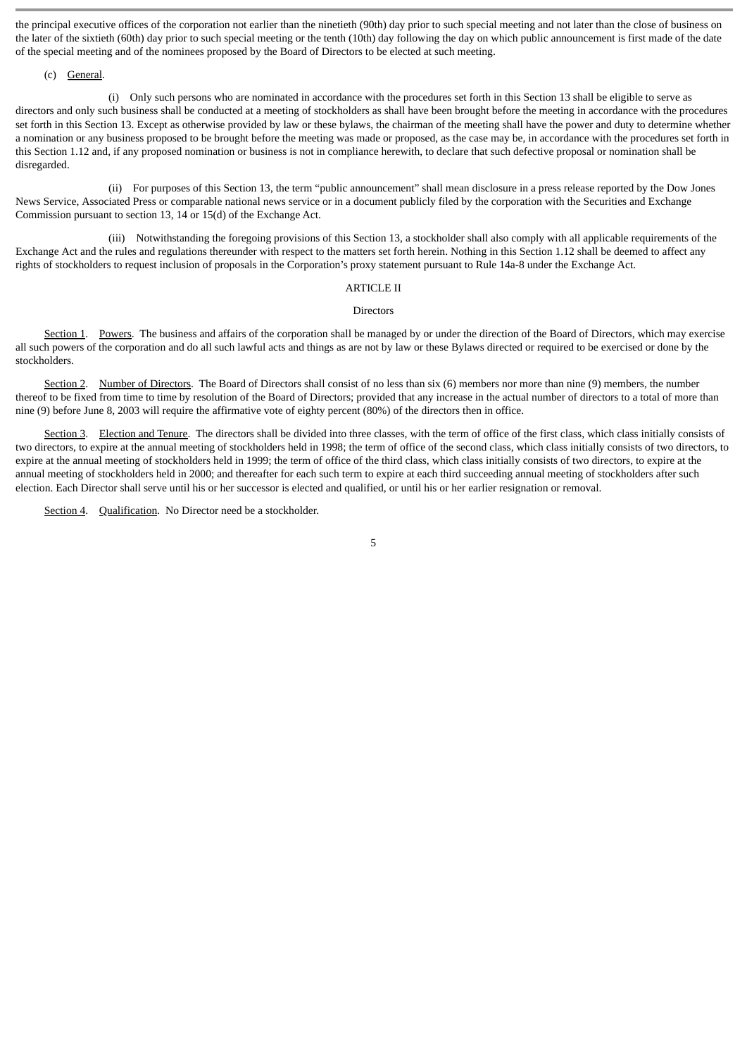the principal executive offices of the corporation not earlier than the ninetieth (90th) day prior to such special meeting and not later than the close of business on the later of the sixtieth (60th) day prior to such special meeting or the tenth (10th) day following the day on which public announcement is first made of the date of the special meeting and of the nominees proposed by the Board of Directors to be elected at such meeting.

(c) General.

(i) Only such persons who are nominated in accordance with the procedures set forth in this Section 13 shall be eligible to serve as directors and only such business shall be conducted at a meeting of stockholders as shall have been brought before the meeting in accordance with the procedures set forth in this Section 13. Except as otherwise provided by law or these bylaws, the chairman of the meeting shall have the power and duty to determine whether a nomination or any business proposed to be brought before the meeting was made or proposed, as the case may be, in accordance with the procedures set forth in this Section 1.12 and, if any proposed nomination or business is not in compliance herewith, to declare that such defective proposal or nomination shall be disregarded.

(ii) For purposes of this Section 13, the term "public announcement" shall mean disclosure in a press release reported by the Dow Jones News Service, Associated Press or comparable national news service or in a document publicly filed by the corporation with the Securities and Exchange Commission pursuant to section 13, 14 or 15(d) of the Exchange Act.

(iii) Notwithstanding the foregoing provisions of this Section 13, a stockholder shall also comply with all applicable requirements of the Exchange Act and the rules and regulations thereunder with respect to the matters set forth herein. Nothing in this Section 1.12 shall be deemed to affect any rights of stockholders to request inclusion of proposals in the Corporation's proxy statement pursuant to Rule 14a-8 under the Exchange Act.

## ARTICLE II

## Directors

Section 1. Powers. The business and affairs of the corporation shall be managed by or under the direction of the Board of Directors, which may exercise all such powers of the corporation and do all such lawful acts and things as are not by law or these Bylaws directed or required to be exercised or done by the stockholders.

Section 2. Number of Directors. The Board of Directors shall consist of no less than six (6) members nor more than nine (9) members, the number thereof to be fixed from time to time by resolution of the Board of Directors; provided that any increase in the actual number of directors to a total of more than nine (9) before June 8, 2003 will require the affirmative vote of eighty percent (80%) of the directors then in office.

Section 3. Election and Tenure. The directors shall be divided into three classes, with the term of office of the first class, which class initially consists of two directors, to expire at the annual meeting of stockholders held in 1998; the term of office of the second class, which class initially consists of two directors, to expire at the annual meeting of stockholders held in 1999; the term of office of the third class, which class initially consists of two directors, to expire at the annual meeting of stockholders held in 2000; and thereafter for each such term to expire at each third succeeding annual meeting of stockholders after such election. Each Director shall serve until his or her successor is elected and qualified, or until his or her earlier resignation or removal.

Section 4. Qualification. No Director need be a stockholder.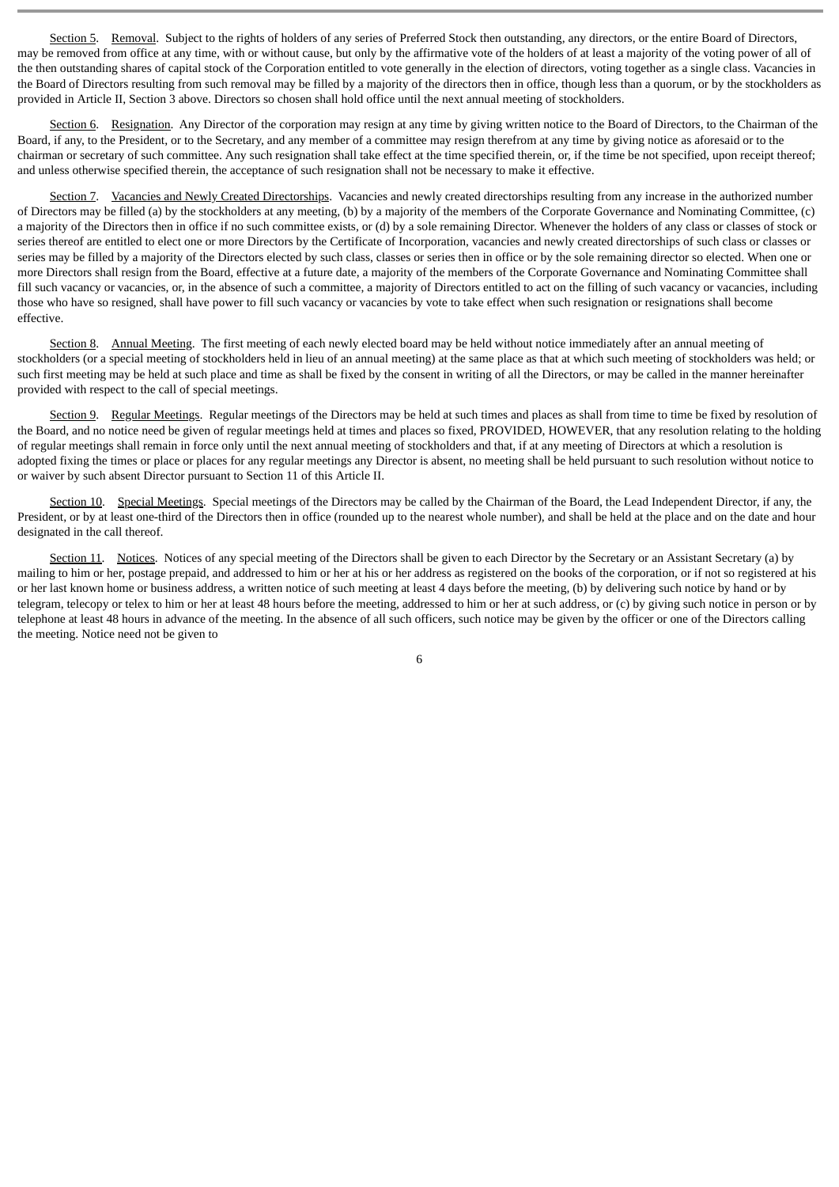Section 5. Removal. Subject to the rights of holders of any series of Preferred Stock then outstanding, any directors, or the entire Board of Directors, may be removed from office at any time, with or without cause, but only by the affirmative vote of the holders of at least a majority of the voting power of all of the then outstanding shares of capital stock of the Corporation entitled to vote generally in the election of directors, voting together as a single class. Vacancies in the Board of Directors resulting from such removal may be filled by a majority of the directors then in office, though less than a quorum, or by the stockholders as provided in Article II, Section 3 above. Directors so chosen shall hold office until the next annual meeting of stockholders.

Section 6. Resignation. Any Director of the corporation may resign at any time by giving written notice to the Board of Directors, to the Chairman of the Board, if any, to the President, or to the Secretary, and any member of a committee may resign therefrom at any time by giving notice as aforesaid or to the chairman or secretary of such committee. Any such resignation shall take effect at the time specified therein, or, if the time be not specified, upon receipt thereof; and unless otherwise specified therein, the acceptance of such resignation shall not be necessary to make it effective.

Section 7. Vacancies and Newly Created Directorships. Vacancies and newly created directorships resulting from any increase in the authorized number of Directors may be filled (a) by the stockholders at any meeting, (b) by a majority of the members of the Corporate Governance and Nominating Committee, (c) a majority of the Directors then in office if no such committee exists, or (d) by a sole remaining Director. Whenever the holders of any class or classes of stock or series thereof are entitled to elect one or more Directors by the Certificate of Incorporation, vacancies and newly created directorships of such class or classes or series may be filled by a majority of the Directors elected by such class, classes or series then in office or by the sole remaining director so elected. When one or more Directors shall resign from the Board, effective at a future date, a majority of the members of the Corporate Governance and Nominating Committee shall fill such vacancy or vacancies, or, in the absence of such a committee, a majority of Directors entitled to act on the filling of such vacancy or vacancies, including those who have so resigned, shall have power to fill such vacancy or vacancies by vote to take effect when such resignation or resignations shall become effective.

Section 8. Annual Meeting. The first meeting of each newly elected board may be held without notice immediately after an annual meeting of stockholders (or a special meeting of stockholders held in lieu of an annual meeting) at the same place as that at which such meeting of stockholders was held; or such first meeting may be held at such place and time as shall be fixed by the consent in writing of all the Directors, or may be called in the manner hereinafter provided with respect to the call of special meetings.

Section 9. Regular Meetings. Regular meetings of the Directors may be held at such times and places as shall from time to time be fixed by resolution of the Board, and no notice need be given of regular meetings held at times and places so fixed, PROVIDED, HOWEVER, that any resolution relating to the holding of regular meetings shall remain in force only until the next annual meeting of stockholders and that, if at any meeting of Directors at which a resolution is adopted fixing the times or place or places for any regular meetings any Director is absent, no meeting shall be held pursuant to such resolution without notice to or waiver by such absent Director pursuant to Section 11 of this Article II.

Section 10. Special Meetings. Special meetings of the Directors may be called by the Chairman of the Board, the Lead Independent Director, if any, the President, or by at least one-third of the Directors then in office (rounded up to the nearest whole number), and shall be held at the place and on the date and hour designated in the call thereof.

Section 11. Notices. Notices of any special meeting of the Directors shall be given to each Director by the Secretary or an Assistant Secretary (a) by mailing to him or her, postage prepaid, and addressed to him or her at his or her address as registered on the books of the corporation, or if not so registered at his or her last known home or business address, a written notice of such meeting at least 4 days before the meeting, (b) by delivering such notice by hand or by telegram, telecopy or telex to him or her at least 48 hours before the meeting, addressed to him or her at such address, or (c) by giving such notice in person or by telephone at least 48 hours in advance of the meeting. In the absence of all such officers, such notice may be given by the officer or one of the Directors calling the meeting. Notice need not be given to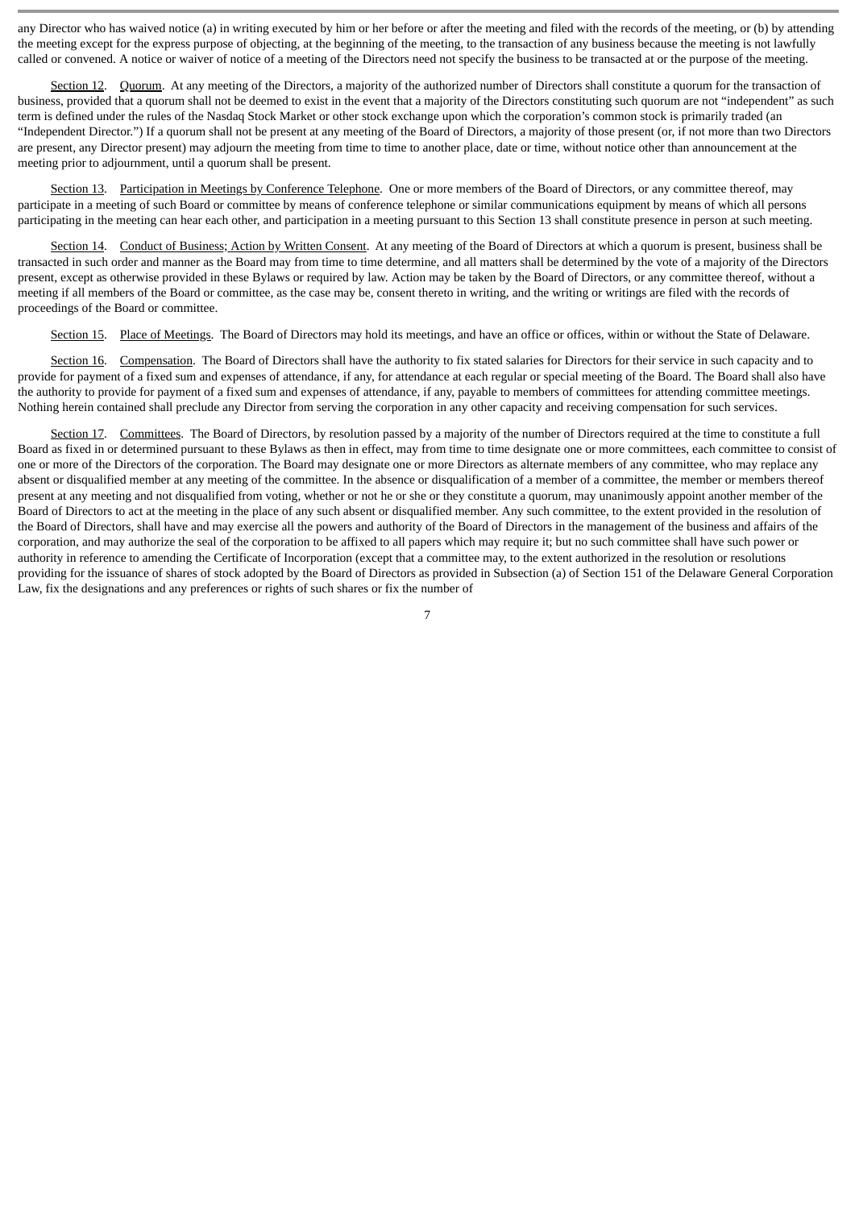any Director who has waived notice (a) in writing executed by him or her before or after the meeting and filed with the records of the meeting, or (b) by attending the meeting except for the express purpose of objecting, at the beginning of the meeting, to the transaction of any business because the meeting is not lawfully called or convened. A notice or waiver of notice of a meeting of the Directors need not specify the business to be transacted at or the purpose of the meeting.

Section 12. Quorum. At any meeting of the Directors, a majority of the authorized number of Directors shall constitute a quorum for the transaction of business, provided that a quorum shall not be deemed to exist in the event that a majority of the Directors constituting such quorum are not "independent" as such term is defined under the rules of the Nasdaq Stock Market or other stock exchange upon which the corporation's common stock is primarily traded (an "Independent Director.") If a quorum shall not be present at any meeting of the Board of Directors, a majority of those present (or, if not more than two Directors are present, any Director present) may adjourn the meeting from time to time to another place, date or time, without notice other than announcement at the meeting prior to adjournment, until a quorum shall be present.

Section 13. Participation in Meetings by Conference Telephone. One or more members of the Board of Directors, or any committee thereof, may participate in a meeting of such Board or committee by means of conference telephone or similar communications equipment by means of which all persons participating in the meeting can hear each other, and participation in a meeting pursuant to this Section 13 shall constitute presence in person at such meeting.

Section 14. Conduct of Business; Action by Written Consent. At any meeting of the Board of Directors at which a quorum is present, business shall be transacted in such order and manner as the Board may from time to time determine, and all matters shall be determined by the vote of a majority of the Directors present, except as otherwise provided in these Bylaws or required by law. Action may be taken by the Board of Directors, or any committee thereof, without a meeting if all members of the Board or committee, as the case may be, consent thereto in writing, and the writing or writings are filed with the records of proceedings of the Board or committee.

Section 15. Place of Meetings. The Board of Directors may hold its meetings, and have an office or offices, within or without the State of Delaware.

Section 16. Compensation. The Board of Directors shall have the authority to fix stated salaries for Directors for their service in such capacity and to provide for payment of a fixed sum and expenses of attendance, if any, for attendance at each regular or special meeting of the Board. The Board shall also have the authority to provide for payment of a fixed sum and expenses of attendance, if any, payable to members of committees for attending committee meetings. Nothing herein contained shall preclude any Director from serving the corporation in any other capacity and receiving compensation for such services.

Section 17. Committees. The Board of Directors, by resolution passed by a majority of the number of Directors required at the time to constitute a full Board as fixed in or determined pursuant to these Bylaws as then in effect, may from time to time designate one or more committees, each committee to consist of one or more of the Directors of the corporation. The Board may designate one or more Directors as alternate members of any committee, who may replace any absent or disqualified member at any meeting of the committee. In the absence or disqualification of a member of a committee, the member or members thereof present at any meeting and not disqualified from voting, whether or not he or she or they constitute a quorum, may unanimously appoint another member of the Board of Directors to act at the meeting in the place of any such absent or disqualified member. Any such committee, to the extent provided in the resolution of the Board of Directors, shall have and may exercise all the powers and authority of the Board of Directors in the management of the business and affairs of the corporation, and may authorize the seal of the corporation to be affixed to all papers which may require it; but no such committee shall have such power or authority in reference to amending the Certificate of Incorporation (except that a committee may, to the extent authorized in the resolution or resolutions providing for the issuance of shares of stock adopted by the Board of Directors as provided in Subsection (a) of Section 151 of the Delaware General Corporation Law, fix the designations and any preferences or rights of such shares or fix the number of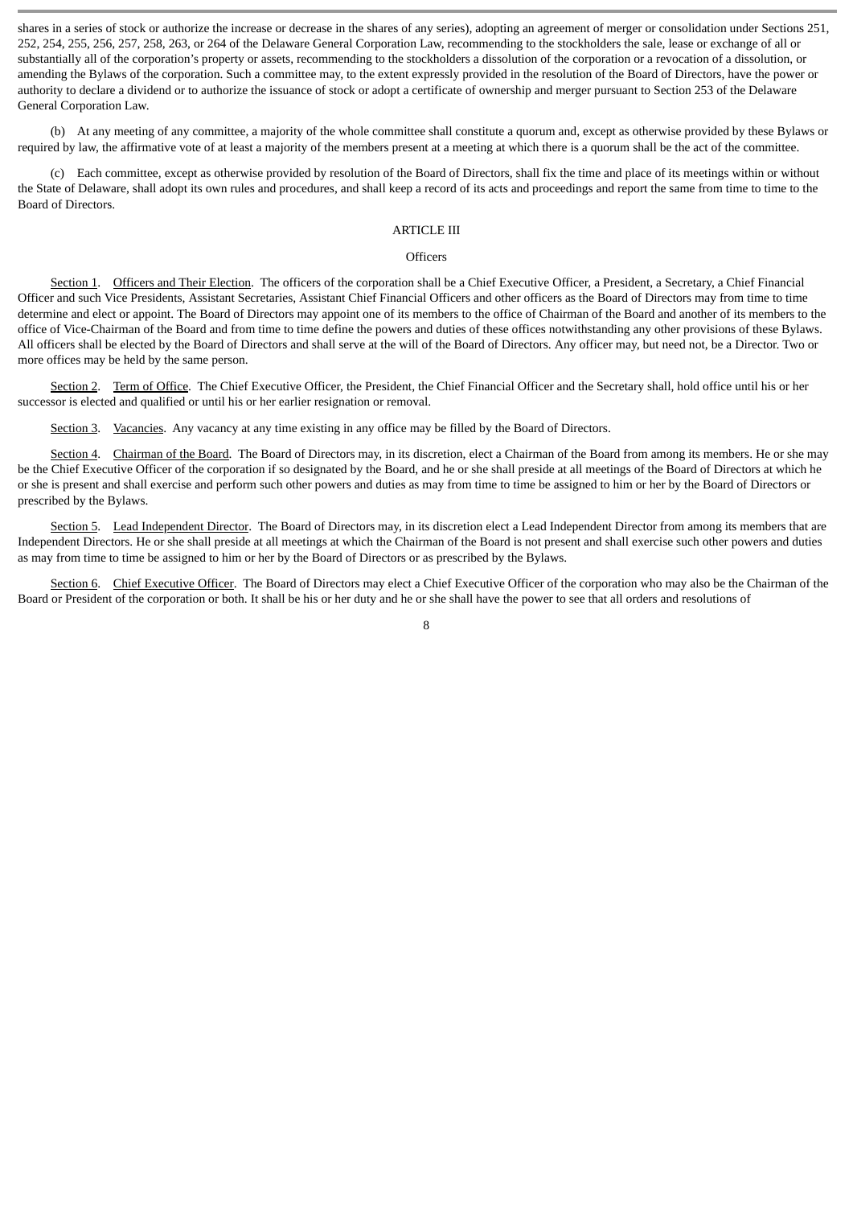shares in a series of stock or authorize the increase or decrease in the shares of any series), adopting an agreement of merger or consolidation under Sections 251, 252, 254, 255, 256, 257, 258, 263, or 264 of the Delaware General Corporation Law, recommending to the stockholders the sale, lease or exchange of all or substantially all of the corporation's property or assets, recommending to the stockholders a dissolution of the corporation or a revocation of a dissolution, or amending the Bylaws of the corporation. Such a committee may, to the extent expressly provided in the resolution of the Board of Directors, have the power or authority to declare a dividend or to authorize the issuance of stock or adopt a certificate of ownership and merger pursuant to Section 253 of the Delaware General Corporation Law.

(b) At any meeting of any committee, a majority of the whole committee shall constitute a quorum and, except as otherwise provided by these Bylaws or required by law, the affirmative vote of at least a majority of the members present at a meeting at which there is a quorum shall be the act of the committee.

(c) Each committee, except as otherwise provided by resolution of the Board of Directors, shall fix the time and place of its meetings within or without the State of Delaware, shall adopt its own rules and procedures, and shall keep a record of its acts and proceedings and report the same from time to time to the Board of Directors.

## ARTICLE III

### Officers

Section 1. Officers and Their Election. The officers of the corporation shall be a Chief Executive Officer, a President, a Secretary, a Chief Financial Officer and such Vice Presidents, Assistant Secretaries, Assistant Chief Financial Officers and other officers as the Board of Directors may from time to time determine and elect or appoint. The Board of Directors may appoint one of its members to the office of Chairman of the Board and another of its members to the office of Vice-Chairman of the Board and from time to time define the powers and duties of these offices notwithstanding any other provisions of these Bylaws. All officers shall be elected by the Board of Directors and shall serve at the will of the Board of Directors. Any officer may, but need not, be a Director. Two or more offices may be held by the same person.

Section 2. Term of Office. The Chief Executive Officer, the President, the Chief Financial Officer and the Secretary shall, hold office until his or her successor is elected and qualified or until his or her earlier resignation or removal.

Section 3. Vacancies. Any vacancy at any time existing in any office may be filled by the Board of Directors.

Section 4. Chairman of the Board. The Board of Directors may, in its discretion, elect a Chairman of the Board from among its members. He or she may be the Chief Executive Officer of the corporation if so designated by the Board, and he or she shall preside at all meetings of the Board of Directors at which he or she is present and shall exercise and perform such other powers and duties as may from time to time be assigned to him or her by the Board of Directors or prescribed by the Bylaws.

Section 5. Lead Independent Director. The Board of Directors may, in its discretion elect a Lead Independent Director from among its members that are Independent Directors. He or she shall preside at all meetings at which the Chairman of the Board is not present and shall exercise such other powers and duties as may from time to time be assigned to him or her by the Board of Directors or as prescribed by the Bylaws.

Section 6. Chief Executive Officer. The Board of Directors may elect a Chief Executive Officer of the corporation who may also be the Chairman of the Board or President of the corporation or both. It shall be his or her duty and he or she shall have the power to see that all orders and resolutions of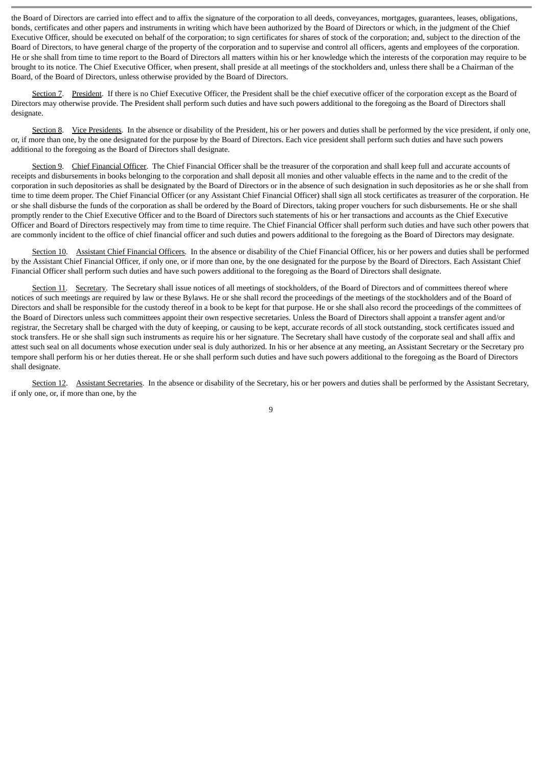the Board of Directors are carried into effect and to affix the signature of the corporation to all deeds, conveyances, mortgages, guarantees, leases, obligations, bonds, certificates and other papers and instruments in writing which have been authorized by the Board of Directors or which, in the judgment of the Chief Executive Officer, should be executed on behalf of the corporation; to sign certificates for shares of stock of the corporation; and, subject to the direction of the Board of Directors, to have general charge of the property of the corporation and to supervise and control all officers, agents and employees of the corporation. He or she shall from time to time report to the Board of Directors all matters within his or her knowledge which the interests of the corporation may require to be brought to its notice. The Chief Executive Officer, when present, shall preside at all meetings of the stockholders and, unless there shall be a Chairman of the Board, of the Board of Directors, unless otherwise provided by the Board of Directors.

Section 7. President. If there is no Chief Executive Officer, the President shall be the chief executive officer of the corporation except as the Board of Directors may otherwise provide. The President shall perform such duties and have such powers additional to the foregoing as the Board of Directors shall designate.

Section 8. Vice Presidents. In the absence or disability of the President, his or her powers and duties shall be performed by the vice president, if only one, or, if more than one, by the one designated for the purpose by the Board of Directors. Each vice president shall perform such duties and have such powers additional to the foregoing as the Board of Directors shall designate.

Section 9. Chief Financial Officer. The Chief Financial Officer shall be the treasurer of the corporation and shall keep full and accurate accounts of receipts and disbursements in books belonging to the corporation and shall deposit all monies and other valuable effects in the name and to the credit of the corporation in such depositories as shall be designated by the Board of Directors or in the absence of such designation in such depositories as he or she shall from time to time deem proper. The Chief Financial Officer (or any Assistant Chief Financial Officer) shall sign all stock certificates as treasurer of the corporation. He or she shall disburse the funds of the corporation as shall be ordered by the Board of Directors, taking proper vouchers for such disbursements. He or she shall promptly render to the Chief Executive Officer and to the Board of Directors such statements of his or her transactions and accounts as the Chief Executive Officer and Board of Directors respectively may from time to time require. The Chief Financial Officer shall perform such duties and have such other powers that are commonly incident to the office of chief financial officer and such duties and powers additional to the foregoing as the Board of Directors may designate.

Section 10. Assistant Chief Financial Officers. In the absence or disability of the Chief Financial Officer, his or her powers and duties shall be performed by the Assistant Chief Financial Officer, if only one, or if more than one, by the one designated for the purpose by the Board of Directors. Each Assistant Chief Financial Officer shall perform such duties and have such powers additional to the foregoing as the Board of Directors shall designate.

Section 11. Secretary. The Secretary shall issue notices of all meetings of stockholders, of the Board of Directors and of committees thereof where notices of such meetings are required by law or these Bylaws. He or she shall record the proceedings of the meetings of the stockholders and of the Board of Directors and shall be responsible for the custody thereof in a book to be kept for that purpose. He or she shall also record the proceedings of the committees of the Board of Directors unless such committees appoint their own respective secretaries. Unless the Board of Directors shall appoint a transfer agent and/or registrar, the Secretary shall be charged with the duty of keeping, or causing to be kept, accurate records of all stock outstanding, stock certificates issued and stock transfers. He or she shall sign such instruments as require his or her signature. The Secretary shall have custody of the corporate seal and shall affix and attest such seal on all documents whose execution under seal is duly authorized. In his or her absence at any meeting, an Assistant Secretary or the Secretary pro tempore shall perform his or her duties thereat. He or she shall perform such duties and have such powers additional to the foregoing as the Board of Directors shall designate.

Section 12. Assistant Secretaries. In the absence or disability of the Secretary, his or her powers and duties shall be performed by the Assistant Secretary, if only one, or, if more than one, by the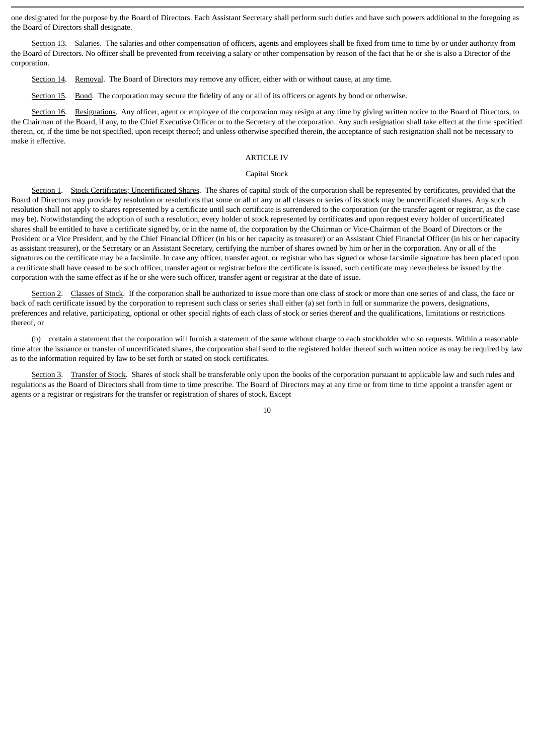one designated for the purpose by the Board of Directors. Each Assistant Secretary shall perform such duties and have such powers additional to the foregoing as the Board of Directors shall designate.

Section 13. Salaries. The salaries and other compensation of officers, agents and employees shall be fixed from time to time by or under authority from the Board of Directors. No officer shall be prevented from receiving a salary or other compensation by reason of the fact that he or she is also a Director of the corporation.

Section 14. Removal. The Board of Directors may remove any officer, either with or without cause, at any time.

Section 15. Bond. The corporation may secure the fidelity of any or all of its officers or agents by bond or otherwise.

Section 16. Resignations. Any officer, agent or employee of the corporation may resign at any time by giving written notice to the Board of Directors, to the Chairman of the Board, if any, to the Chief Executive Officer or to the Secretary of the corporation. Any such resignation shall take effect at the time specified therein, or, if the time be not specified, upon receipt thereof; and unless otherwise specified therein, the acceptance of such resignation shall not be necessary to make it effective.

## ARTICLE IV

## Capital Stock

Section 1. Stock Certificates; Uncertificated Shares. The shares of capital stock of the corporation shall be represented by certificates, provided that the Board of Directors may provide by resolution or resolutions that some or all of any or all classes or series of its stock may be uncertificated shares. Any such resolution shall not apply to shares represented by a certificate until such certificate is surrendered to the corporation (or the transfer agent or registrar, as the case may be). Notwithstanding the adoption of such a resolution, every holder of stock represented by certificates and upon request every holder of uncertificated shares shall be entitled to have a certificate signed by, or in the name of, the corporation by the Chairman or Vice-Chairman of the Board of Directors or the President or a Vice President, and by the Chief Financial Officer (in his or her capacity as treasurer) or an Assistant Chief Financial Officer (in his or her capacity as assistant treasurer), or the Secretary or an Assistant Secretary, certifying the number of shares owned by him or her in the corporation. Any or all of the signatures on the certificate may be a facsimile. In case any officer, transfer agent, or registrar who has signed or whose facsimile signature has been placed upon a certificate shall have ceased to be such officer, transfer agent or registrar before the certificate is issued, such certificate may nevertheless be issued by the corporation with the same effect as if he or she were such officer, transfer agent or registrar at the date of issue.

Section 2. Classes of Stock. If the corporation shall be authorized to issue more than one class of stock or more than one series of and class, the face or back of each certificate issued by the corporation to represent such class or series shall either (a) set forth in full or summarize the powers, designations, preferences and relative, participating, optional or other special rights of each class of stock or series thereof and the qualifications, limitations or restrictions thereof, or

(b) contain a statement that the corporation will furnish a statement of the same without charge to each stockholder who so requests. Within a reasonable time after the issuance or transfer of uncertificated shares, the corporation shall send to the registered holder thereof such written notice as may be required by law as to the information required by law to be set forth or stated on stock certificates.

Section 3. Transfer of Stock. Shares of stock shall be transferable only upon the books of the corporation pursuant to applicable law and such rules and regulations as the Board of Directors shall from time to time prescribe. The Board of Directors may at any time or from time to time appoint a transfer agent or agents or a registrar or registrars for the transfer or registration of shares of stock. Except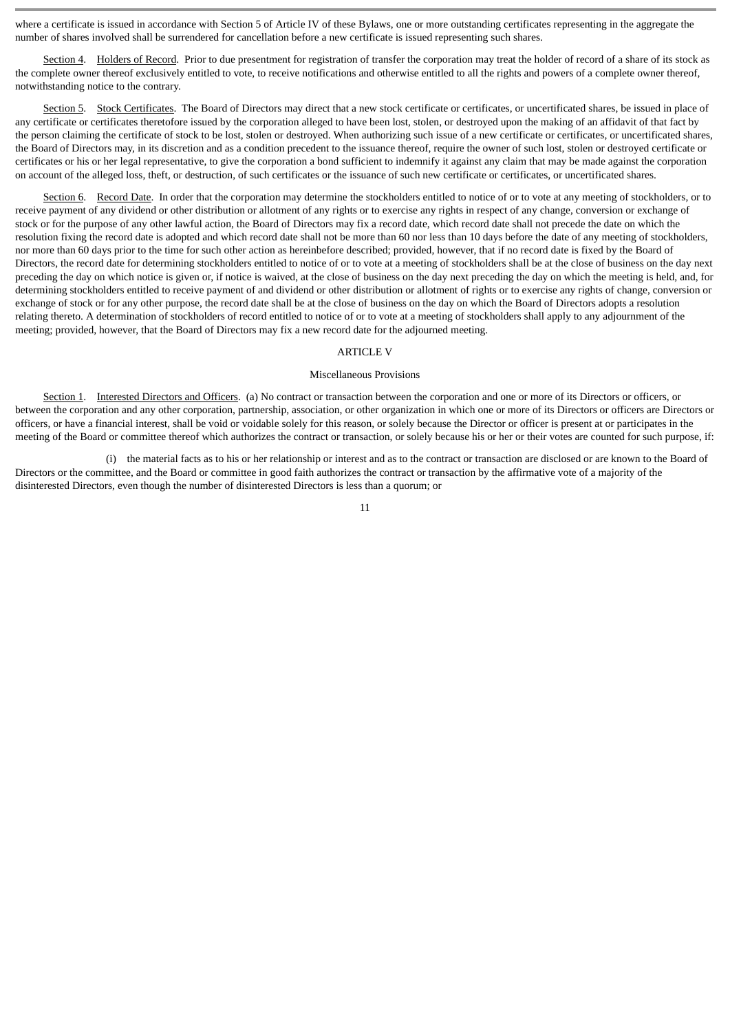where a certificate is issued in accordance with Section 5 of Article IV of these Bylaws, one or more outstanding certificates representing in the aggregate the number of shares involved shall be surrendered for cancellation before a new certificate is issued representing such shares.

Section 4. Holders of Record. Prior to due presentment for registration of transfer the corporation may treat the holder of record of a share of its stock as the complete owner thereof exclusively entitled to vote, to receive notifications and otherwise entitled to all the rights and powers of a complete owner thereof, notwithstanding notice to the contrary.

Section 5. Stock Certificates. The Board of Directors may direct that a new stock certificate or certificates, or uncertificated shares, be issued in place of any certificate or certificates theretofore issued by the corporation alleged to have been lost, stolen, or destroyed upon the making of an affidavit of that fact by the person claiming the certificate of stock to be lost, stolen or destroyed. When authorizing such issue of a new certificate or certificates, or uncertificated shares, the Board of Directors may, in its discretion and as a condition precedent to the issuance thereof, require the owner of such lost, stolen or destroyed certificate or certificates or his or her legal representative, to give the corporation a bond sufficient to indemnify it against any claim that may be made against the corporation on account of the alleged loss, theft, or destruction, of such certificates or the issuance of such new certificate or certificates, or uncertificated shares.

Section 6. Record Date. In order that the corporation may determine the stockholders entitled to notice of or to vote at any meeting of stockholders, or to receive payment of any dividend or other distribution or allotment of any rights or to exercise any rights in respect of any change, conversion or exchange of stock or for the purpose of any other lawful action, the Board of Directors may fix a record date, which record date shall not precede the date on which the resolution fixing the record date is adopted and which record date shall not be more than 60 nor less than 10 days before the date of any meeting of stockholders, nor more than 60 days prior to the time for such other action as hereinbefore described; provided, however, that if no record date is fixed by the Board of Directors, the record date for determining stockholders entitled to notice of or to vote at a meeting of stockholders shall be at the close of business on the day next preceding the day on which notice is given or, if notice is waived, at the close of business on the day next preceding the day on which the meeting is held, and, for determining stockholders entitled to receive payment of and dividend or other distribution or allotment of rights or to exercise any rights of change, conversion or exchange of stock or for any other purpose, the record date shall be at the close of business on the day on which the Board of Directors adopts a resolution relating thereto. A determination of stockholders of record entitled to notice of or to vote at a meeting of stockholders shall apply to any adjournment of the meeting; provided, however, that the Board of Directors may fix a new record date for the adjourned meeting.

## ARTICLE V

### Miscellaneous Provisions

Section 1. Interested Directors and Officers. (a) No contract or transaction between the corporation and one or more of its Directors or officers, or between the corporation and any other corporation, partnership, association, or other organization in which one or more of its Directors or officers are Directors or officers, or have a financial interest, shall be void or voidable solely for this reason, or solely because the Director or officer is present at or participates in the meeting of the Board or committee thereof which authorizes the contract or transaction, or solely because his or her or their votes are counted for such purpose, if:

(i) the material facts as to his or her relationship or interest and as to the contract or transaction are disclosed or are known to the Board of Directors or the committee, and the Board or committee in good faith authorizes the contract or transaction by the affirmative vote of a majority of the disinterested Directors, even though the number of disinterested Directors is less than a quorum; or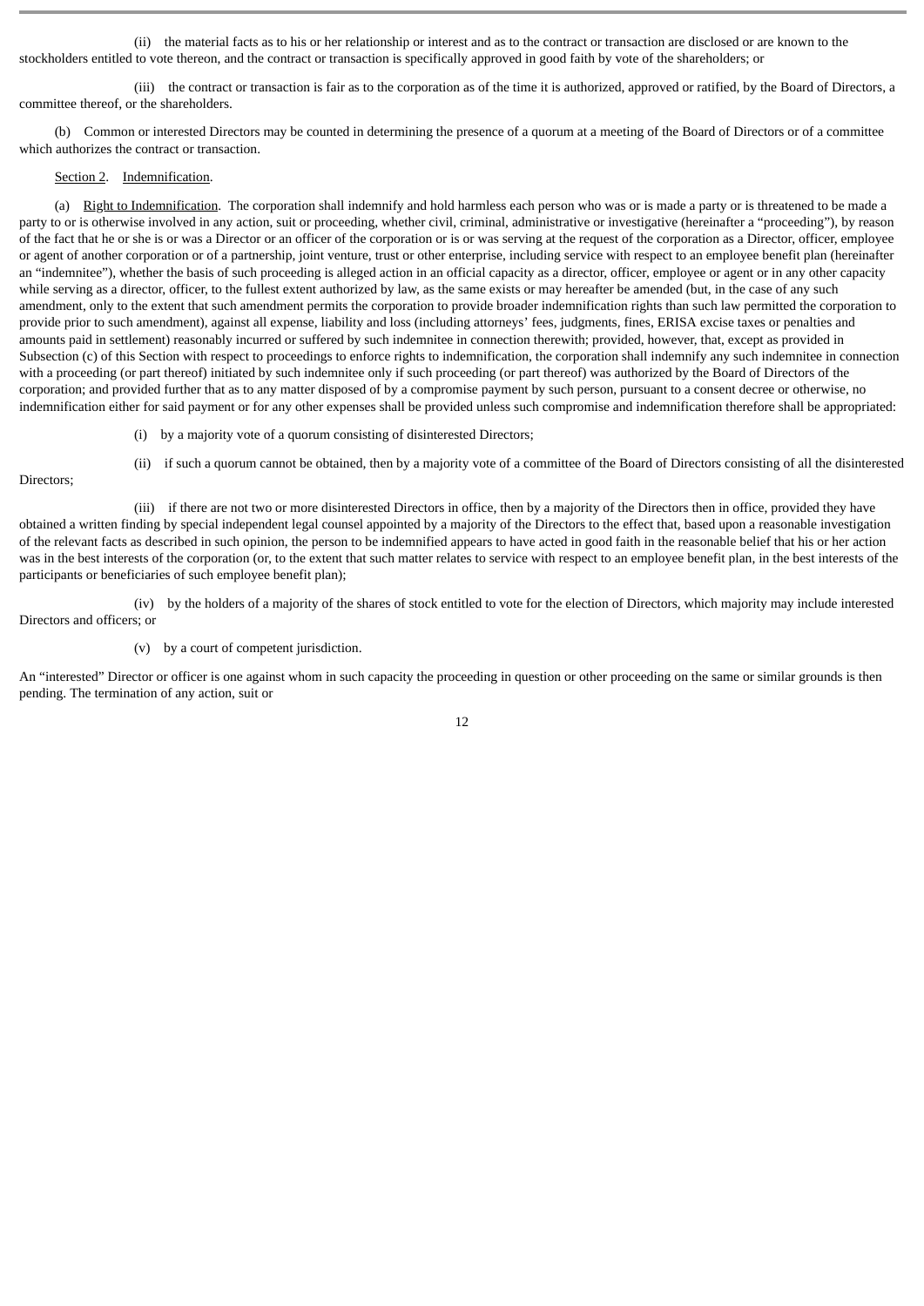(ii) the material facts as to his or her relationship or interest and as to the contract or transaction are disclosed or are known to the stockholders entitled to vote thereon, and the contract or transaction is specifically approved in good faith by vote of the shareholders; or

(iii) the contract or transaction is fair as to the corporation as of the time it is authorized, approved or ratified, by the Board of Directors, a committee thereof, or the shareholders.

(b) Common or interested Directors may be counted in determining the presence of a quorum at a meeting of the Board of Directors or of a committee which authorizes the contract or transaction.

Section 2. Indemnification.

(a) Right to Indemnification. The corporation shall indemnify and hold harmless each person who was or is made a party or is threatened to be made a party to or is otherwise involved in any action, suit or proceeding, whether civil, criminal, administrative or investigative (hereinafter a "proceeding"), by reason of the fact that he or she is or was a Director or an officer of the corporation or is or was serving at the request of the corporation as a Director, officer, employee or agent of another corporation or of a partnership, joint venture, trust or other enterprise, including service with respect to an employee benefit plan (hereinafter an "indemnitee"), whether the basis of such proceeding is alleged action in an official capacity as a director, officer, employee or agent or in any other capacity while serving as a director, officer, to the fullest extent authorized by law, as the same exists or may hereafter be amended (but, in the case of any such amendment, only to the extent that such amendment permits the corporation to provide broader indemnification rights than such law permitted the corporation to provide prior to such amendment), against all expense, liability and loss (including attorneys' fees, judgments, fines, ERISA excise taxes or penalties and amounts paid in settlement) reasonably incurred or suffered by such indemnitee in connection therewith; provided, however, that, except as provided in Subsection (c) of this Section with respect to proceedings to enforce rights to indemnification, the corporation shall indemnify any such indemnitee in connection with a proceeding (or part thereof) initiated by such indemnitee only if such proceeding (or part thereof) was authorized by the Board of Directors of the corporation; and provided further that as to any matter disposed of by a compromise payment by such person, pursuant to a consent decree or otherwise, no indemnification either for said payment or for any other expenses shall be provided unless such compromise and indemnification therefore shall be appropriated:

(i) by a majority vote of a quorum consisting of disinterested Directors;

(ii) if such a quorum cannot be obtained, then by a majority vote of a committee of the Board of Directors consisting of all the disinterested Directors;

(iii) if there are not two or more disinterested Directors in office, then by a majority of the Directors then in office, provided they have obtained a written finding by special independent legal counsel appointed by a majority of the Directors to the effect that, based upon a reasonable investigation of the relevant facts as described in such opinion, the person to be indemnified appears to have acted in good faith in the reasonable belief that his or her action was in the best interests of the corporation (or, to the extent that such matter relates to service with respect to an employee benefit plan, in the best interests of the participants or beneficiaries of such employee benefit plan);

(iv) by the holders of a majority of the shares of stock entitled to vote for the election of Directors, which majority may include interested Directors and officers; or

(v) by a court of competent jurisdiction.

An "interested" Director or officer is one against whom in such capacity the proceeding in question or other proceeding on the same or similar grounds is then pending. The termination of any action, suit or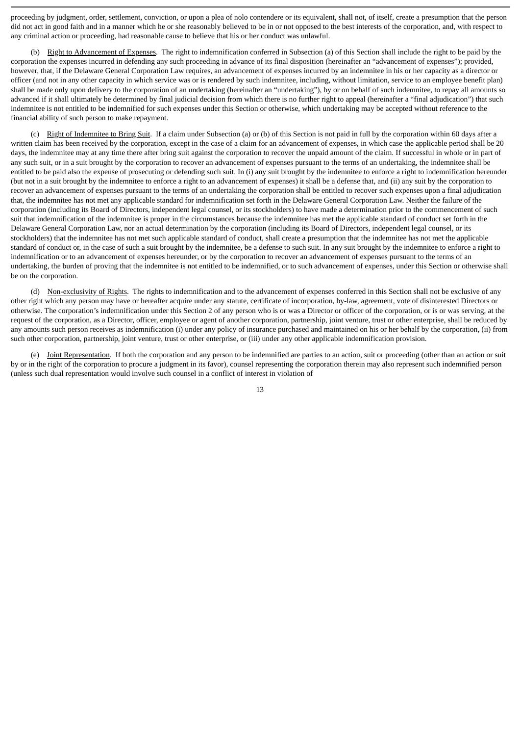proceeding by judgment, order, settlement, conviction, or upon a plea of nolo contendere or its equivalent, shall not, of itself, create a presumption that the person did not act in good faith and in a manner which he or she reasonably believed to be in or not opposed to the best interests of the corporation, and, with respect to any criminal action or proceeding, had reasonable cause to believe that his or her conduct was unlawful.

(b) Right to Advancement of Expenses. The right to indemnification conferred in Subsection (a) of this Section shall include the right to be paid by the corporation the expenses incurred in defending any such proceeding in advance of its final disposition (hereinafter an "advancement of expenses"); provided, however, that, if the Delaware General Corporation Law requires, an advancement of expenses incurred by an indemnitee in his or her capacity as a director or officer (and not in any other capacity in which service was or is rendered by such indemnitee, including, without limitation, service to an employee benefit plan) shall be made only upon delivery to the corporation of an undertaking (hereinafter an "undertaking"), by or on behalf of such indemnitee, to repay all amounts so advanced if it shall ultimately be determined by final judicial decision from which there is no further right to appeal (hereinafter a "final adjudication") that such indemnitee is not entitled to be indemnified for such expenses under this Section or otherwise, which undertaking may be accepted without reference to the financial ability of such person to make repayment.

(c) Right of Indemnitee to Bring Suit. If a claim under Subsection (a) or (b) of this Section is not paid in full by the corporation within 60 days after a written claim has been received by the corporation, except in the case of a claim for an advancement of expenses, in which case the applicable period shall be 20 days, the indemnitee may at any time there after bring suit against the corporation to recover the unpaid amount of the claim. If successful in whole or in part of any such suit, or in a suit brought by the corporation to recover an advancement of expenses pursuant to the terms of an undertaking, the indemnitee shall be entitled to be paid also the expense of prosecuting or defending such suit. In (i) any suit brought by the indemnitee to enforce a right to indemnification hereunder (but not in a suit brought by the indemnitee to enforce a right to an advancement of expenses) it shall be a defense that, and (ii) any suit by the corporation to recover an advancement of expenses pursuant to the terms of an undertaking the corporation shall be entitled to recover such expenses upon a final adjudication that, the indemnitee has not met any applicable standard for indemnification set forth in the Delaware General Corporation Law. Neither the failure of the corporation (including its Board of Directors, independent legal counsel, or its stockholders) to have made a determination prior to the commencement of such suit that indemnification of the indemnitee is proper in the circumstances because the indemnitee has met the applicable standard of conduct set forth in the Delaware General Corporation Law, nor an actual determination by the corporation (including its Board of Directors, independent legal counsel, or its stockholders) that the indemnitee has not met such applicable standard of conduct, shall create a presumption that the indemnitee has not met the applicable standard of conduct or, in the case of such a suit brought by the indemnitee, be a defense to such suit. In any suit brought by the indemnitee to enforce a right to indemnification or to an advancement of expenses hereunder, or by the corporation to recover an advancement of expenses pursuant to the terms of an undertaking, the burden of proving that the indemnitee is not entitled to be indemnified, or to such advancement of expenses, under this Section or otherwise shall be on the corporation.

(d) Non-exclusivity of Rights. The rights to indemnification and to the advancement of expenses conferred in this Section shall not be exclusive of any other right which any person may have or hereafter acquire under any statute, certificate of incorporation, by-law, agreement, vote of disinterested Directors or otherwise. The corporation's indemnification under this Section 2 of any person who is or was a Director or officer of the corporation, or is or was serving, at the request of the corporation, as a Director, officer, employee or agent of another corporation, partnership, joint venture, trust or other enterprise, shall be reduced by any amounts such person receives as indemnification (i) under any policy of insurance purchased and maintained on his or her behalf by the corporation, (ii) from such other corporation, partnership, joint venture, trust or other enterprise, or (iii) under any other applicable indemnification provision.

(e) Joint Representation. If both the corporation and any person to be indemnified are parties to an action, suit or proceeding (other than an action or suit by or in the right of the corporation to procure a judgment in its favor), counsel representing the corporation therein may also represent such indemnified person (unless such dual representation would involve such counsel in a conflict of interest in violation of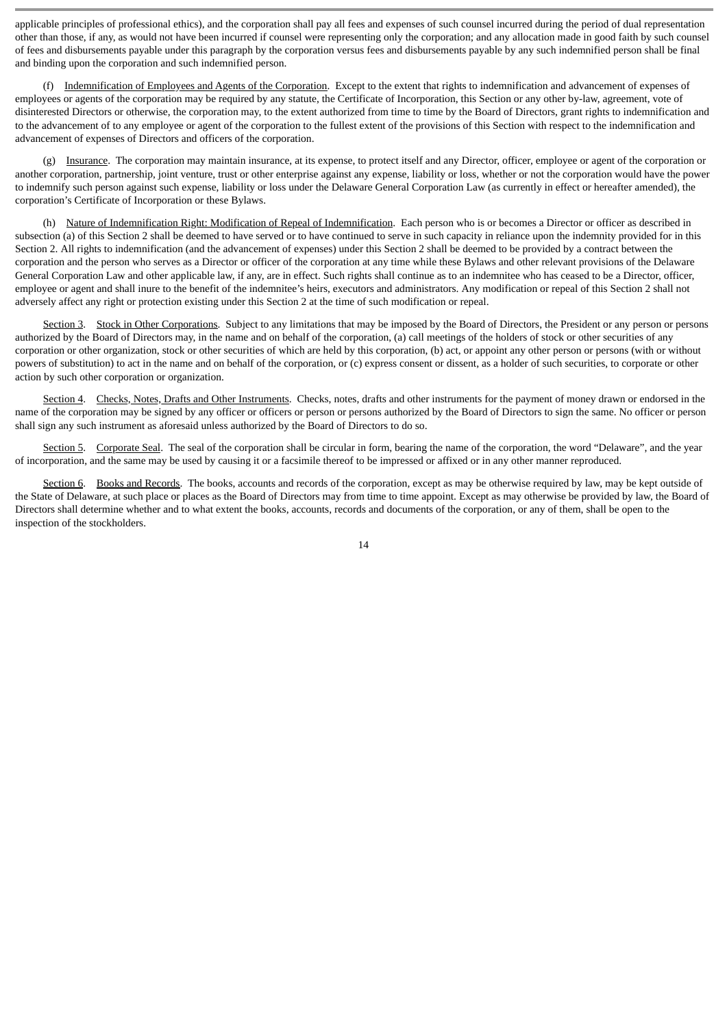applicable principles of professional ethics), and the corporation shall pay all fees and expenses of such counsel incurred during the period of dual representation other than those, if any, as would not have been incurred if counsel were representing only the corporation; and any allocation made in good faith by such counsel of fees and disbursements payable under this paragraph by the corporation versus fees and disbursements payable by any such indemnified person shall be final and binding upon the corporation and such indemnified person.

(f) Indemnification of Employees and Agents of the Corporation. Except to the extent that rights to indemnification and advancement of expenses of employees or agents of the corporation may be required by any statute, the Certificate of Incorporation, this Section or any other by-law, agreement, vote of disinterested Directors or otherwise, the corporation may, to the extent authorized from time to time by the Board of Directors, grant rights to indemnification and to the advancement of to any employee or agent of the corporation to the fullest extent of the provisions of this Section with respect to the indemnification and advancement of expenses of Directors and officers of the corporation.

(g) Insurance. The corporation may maintain insurance, at its expense, to protect itself and any Director, officer, employee or agent of the corporation or another corporation, partnership, joint venture, trust or other enterprise against any expense, liability or loss, whether or not the corporation would have the power to indemnify such person against such expense, liability or loss under the Delaware General Corporation Law (as currently in effect or hereafter amended), the corporation's Certificate of Incorporation or these Bylaws.

(h) Nature of Indemnification Right: Modification of Repeal of Indemnification. Each person who is or becomes a Director or officer as described in subsection (a) of this Section 2 shall be deemed to have served or to have continued to serve in such capacity in reliance upon the indemnity provided for in this Section 2. All rights to indemnification (and the advancement of expenses) under this Section 2 shall be deemed to be provided by a contract between the corporation and the person who serves as a Director or officer of the corporation at any time while these Bylaws and other relevant provisions of the Delaware General Corporation Law and other applicable law, if any, are in effect. Such rights shall continue as to an indemnitee who has ceased to be a Director, officer, employee or agent and shall inure to the benefit of the indemnitee's heirs, executors and administrators. Any modification or repeal of this Section 2 shall not adversely affect any right or protection existing under this Section 2 at the time of such modification or repeal.

Section 3. Stock in Other Corporations. Subject to any limitations that may be imposed by the Board of Directors, the President or any person or persons authorized by the Board of Directors may, in the name and on behalf of the corporation, (a) call meetings of the holders of stock or other securities of any corporation or other organization, stock or other securities of which are held by this corporation, (b) act, or appoint any other person or persons (with or without powers of substitution) to act in the name and on behalf of the corporation, or (c) express consent or dissent, as a holder of such securities, to corporate or other action by such other corporation or organization.

Section 4. Checks, Notes, Drafts and Other Instruments. Checks, notes, drafts and other instruments for the payment of money drawn or endorsed in the name of the corporation may be signed by any officer or officers or person or persons authorized by the Board of Directors to sign the same. No officer or person shall sign any such instrument as aforesaid unless authorized by the Board of Directors to do so.

Section 5. Corporate Seal. The seal of the corporation shall be circular in form, bearing the name of the corporation, the word "Delaware", and the year of incorporation, and the same may be used by causing it or a facsimile thereof to be impressed or affixed or in any other manner reproduced.

Section 6. Books and Records. The books, accounts and records of the corporation, except as may be otherwise required by law, may be kept outside of the State of Delaware, at such place or places as the Board of Directors may from time to time appoint. Except as may otherwise be provided by law, the Board of Directors shall determine whether and to what extent the books, accounts, records and documents of the corporation, or any of them, shall be open to the inspection of the stockholders.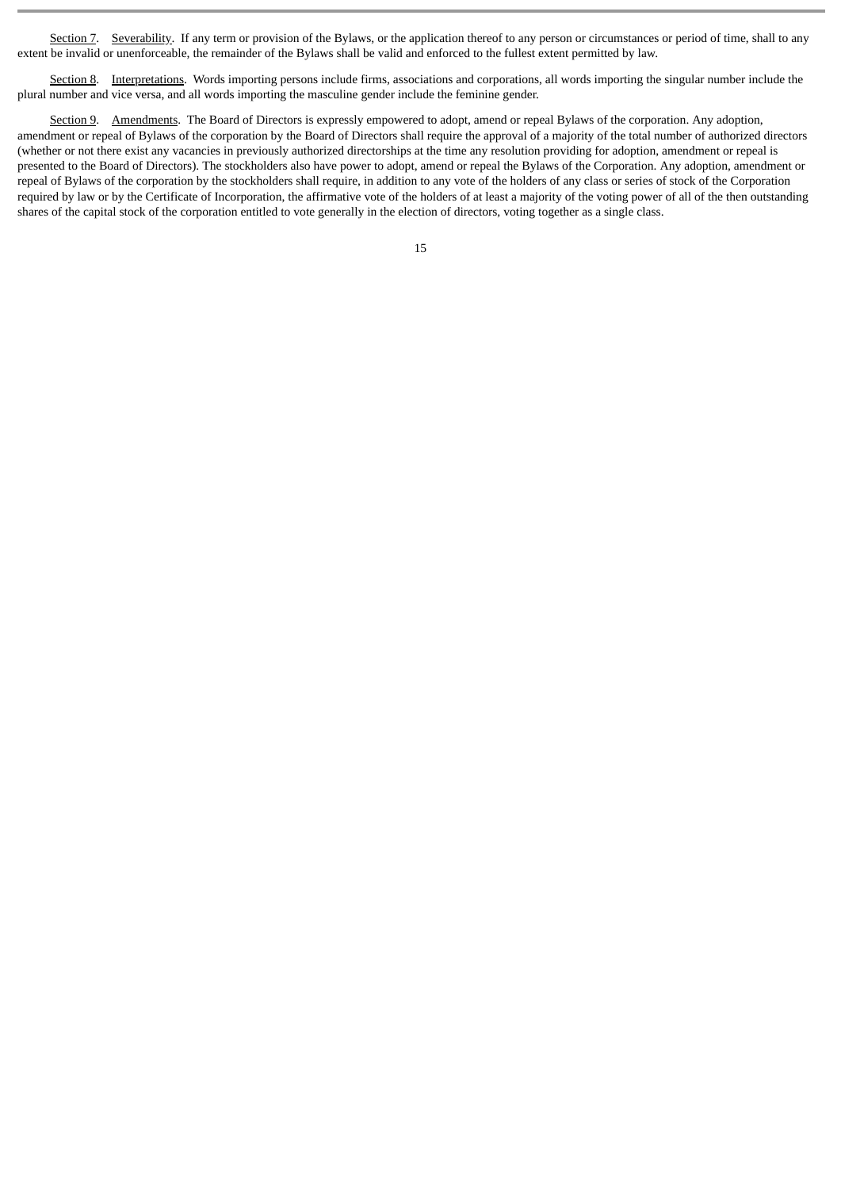<u>Section 7</u>. <u>Severability</u>. If any term or provision of the Bylaws, or the application thereof to any person or circumstances or period of time, shall to any extent be invalid or unenforceable, the remainder of the Bylaws shall be valid and enforced to the fullest extent permitted by law.

<u>Section 8</u>. <u>Interpretations</u>. Words importing persons include firms, associations and corporations, all words importing the singular number include the plural number and vice versa, and all words importing the masculine gender include the feminine gender.

<u>Section 9</u>. <u>Amendments</u>. The Board of Directors is expressly empowered to adopt, amend or repeal Bylaws of the corporation. Any adoption, amendment or repeal of Bylaws of the corporation by the Board of Directors shall require the approval of a majority of the total number of authorized directors (whether or not there exist any vacancies in previously authorized directorships at the time any resolution providing for adoption, amendment or repeal is presented to the Board of Directors). The stockholders also have power to adopt, amend or repeal the Bylaws of the Corporation. Any adoption, amendment or repeal of Bylaws of the corporation by the stockholders shall require, in addition to any vote of the holders of any class or series of stock of the Corporation required by law or by the Certificate of Incorporation, the affirmative vote of the holders of at least a majority of the voting power of all of the then outstanding shares of the capital stock of the corporation entitled to vote generally in the election of directors, voting together as a single class.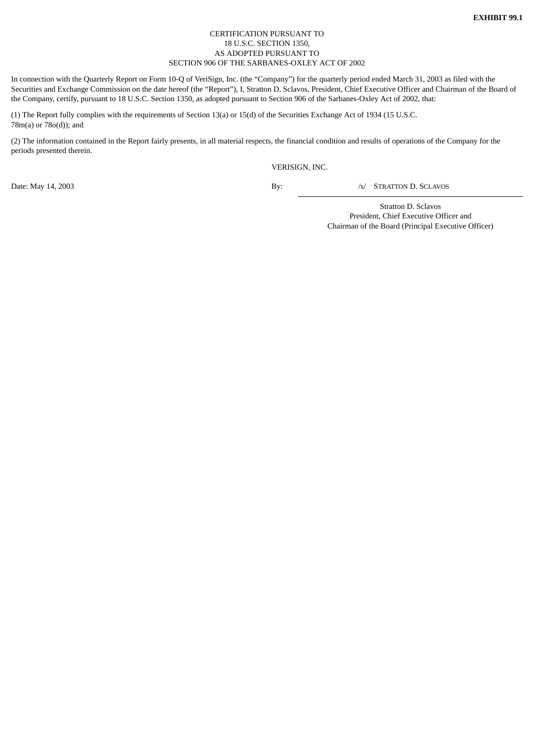**EXHIBIT 99.1**

CERTIFICATION PURSUANT TO
18 U.S.C. SECTION 1350,
AS ADOPTED PURSUANT TO
SECTION 906 OF THE SARBANES-OXLEY ACT OF 2002

In connection with the Quarterly Report on Form 10-Q of VeriSign, Inc. (the “Company”) for the quarterly period ended March 31, 2003 as filed with the Securities and Exchange Commission on the date hereof (the “Report”), I, Stratton D. Sclavos, President, Chief Executive Officer and Chairman of the Board of the Company, certify, pursuant to 18 U.S.C. Section 1350, as adopted pursuant to Section 906 of the Sarbanes-Oxley Act of 2002, that:

(1) The Report fully complies with the requirements of Section 13(a) or 15(d) of the Securities Exchange Act of 1934 (15 U.S.C. 78m(a) or 78o(d)); and

(2) The information contained in the Report fairly presents, in all material respects, the financial condition and results of operations of the Company for the periods presented therein.

VERISIGN, INC.

Date: May 14, 2003

By: /s/ STRATTON D. SCLAVOS

Stratton D. Sclavos
President, Chief Executive Officer and
Chairman of the Board (Principal Executive Officer)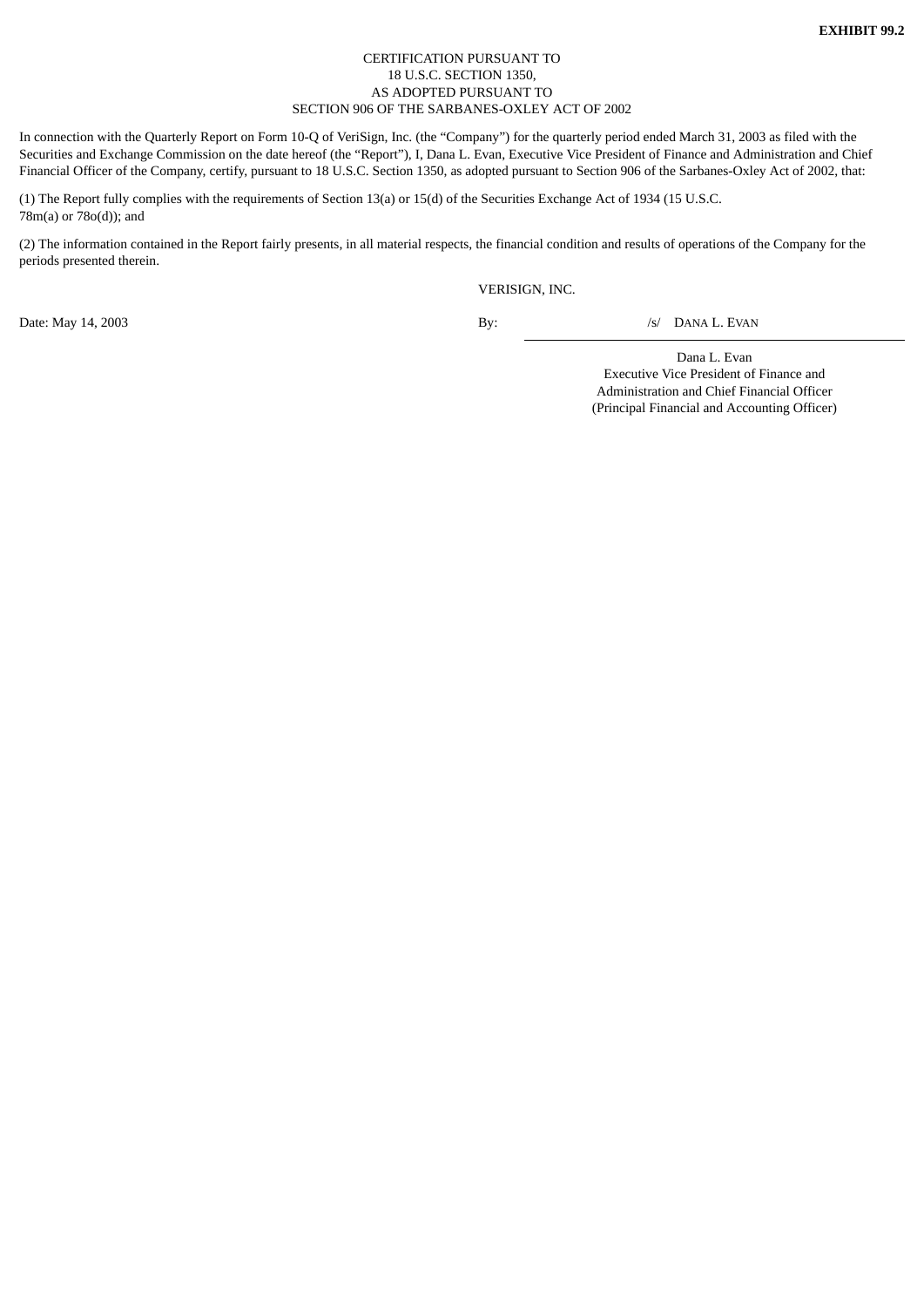**EXHIBIT 99.2**

CERTIFICATION PURSUANT TO
18 U.S.C. SECTION 1350,
AS ADOPTED PURSUANT TO
SECTION 906 OF THE SARBANES-OXLEY ACT OF 2002

In connection with the Quarterly Report on Form 10-Q of VeriSign, Inc. (the “Company”) for the quarterly period ended March 31, 2003 as filed with the Securities and Exchange Commission on the date hereof (the “Report”), I, Dana L. Evan, Executive Vice President of Finance and Administration and Chief Financial Officer of the Company, certify, pursuant to 18 U.S.C. Section 1350, as adopted pursuant to Section 906 of the Sarbanes-Oxley Act of 2002, that:

(1) The Report fully complies with the requirements of Section 13(a) or 15(d) of the Securities Exchange Act of 1934 (15 U.S.C. 78m(a) or 78o(d)); and

(2) The information contained in the Report fairly presents, in all material respects, the financial condition and results of operations of the Company for the periods presented therein.

VERISIGN, INC.

Date: May 14, 2003

By: /s/ DANA L. EVAN

Dana L. Evan
Executive Vice President of Finance and
Administration and Chief Financial Officer
(Principal Financial and Accounting Officer)